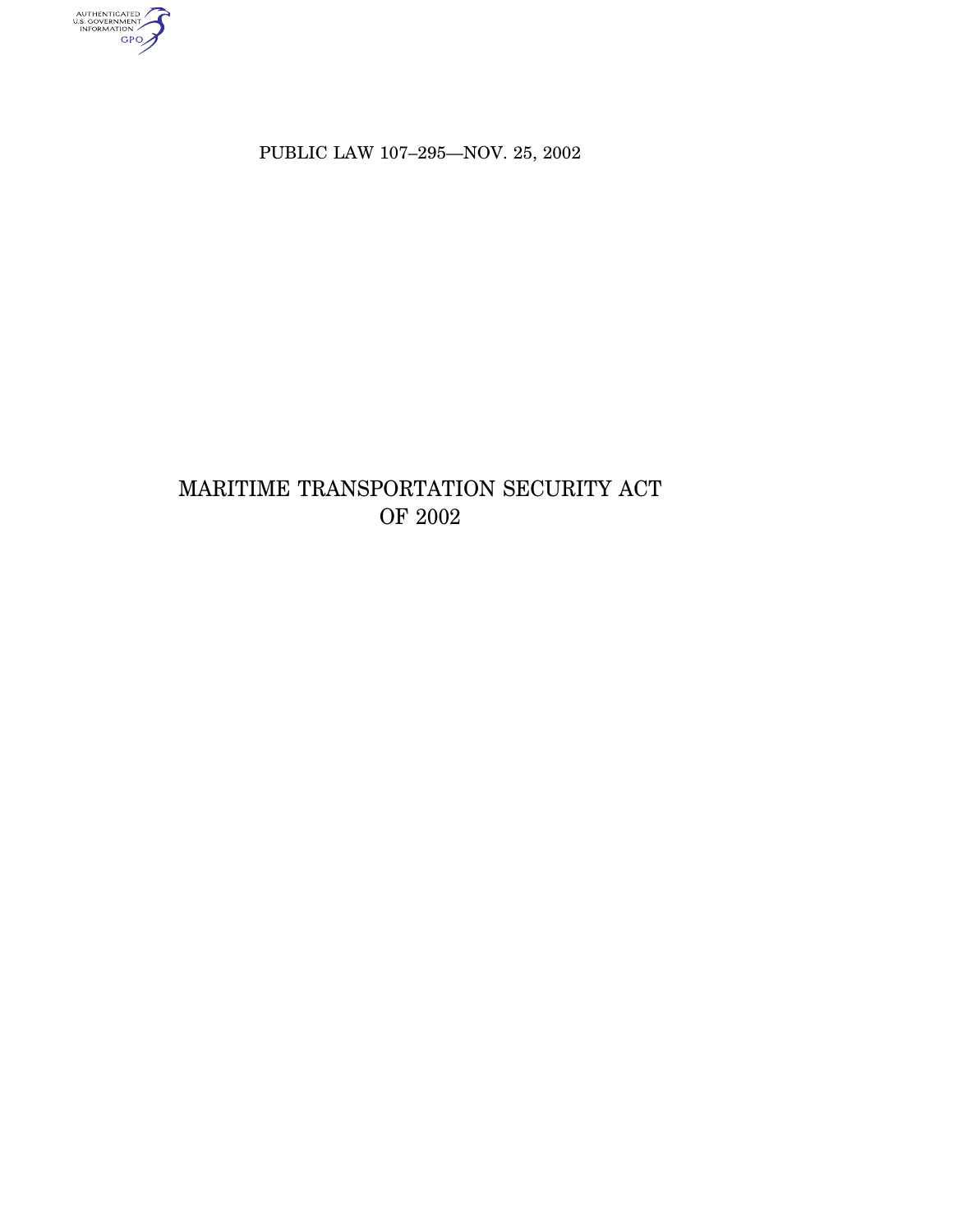PUBLIC LAW 107–295—NOV. 25, 2002

# MARITIME TRANSPORTATION SECURITY ACT OF 2002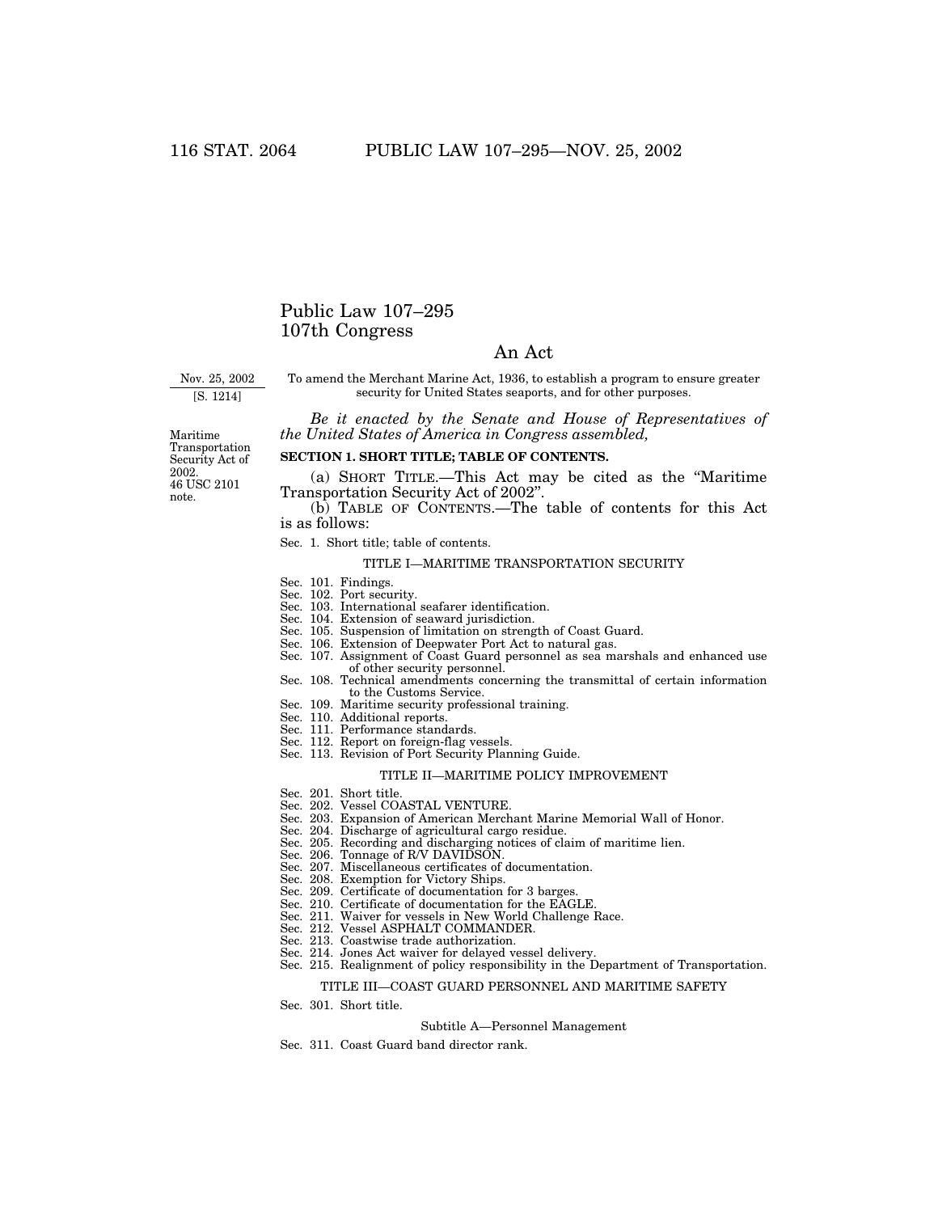# Public Law 107–295
# 107th Congress

## An Act

Nov. 25, 2002
[S. 1214]

To amend the Merchant Marine Act, 1936, to establish a program to ensure greater security for United States seaports, and for other purposes.

*Be it enacted by the Senate and House of Representatives of the United States of America in Congress assembled,*

Maritime Transportation Security Act of 2002.
46 USC 2101 note.

**SECTION 1. SHORT TITLE; TABLE OF CONTENTS.**

(a) SHORT TITLE.—This Act may be cited as the "Maritime Transportation Security Act of 2002".

(b) TABLE OF CONTENTS.—The table of contents for this Act is as follows:

Sec. 1. Short title; table of contents.

TITLE I—MARITIME TRANSPORTATION SECURITY

Sec. 101. Findings.
Sec. 102. Port security.
Sec. 103. International seafarer identification.
Sec. 104. Extension of seaward jurisdiction.
Sec. 105. Suspension of limitation on strength of Coast Guard.
Sec. 106. Extension of Deepwater Port Act to natural gas.
Sec. 107. Assignment of Coast Guard personnel as sea marshals and enhanced use of other security personnel.
Sec. 108. Technical amendments concerning the transmittal of certain information to the Customs Service.
Sec. 109. Maritime security professional training.
Sec. 110. Additional reports.
Sec. 111. Performance standards.
Sec. 112. Report on foreign-flag vessels.
Sec. 113. Revision of Port Security Planning Guide.

TITLE II—MARITIME POLICY IMPROVEMENT

Sec. 201. Short title.
Sec. 202. Vessel COASTAL VENTURE.
Sec. 203. Expansion of American Merchant Marine Memorial Wall of Honor.
Sec. 204. Discharge of agricultural cargo residue.
Sec. 205. Recording and discharging notices of claim of maritime lien.
Sec. 206. Tonnage of R/V DAVIDSON.
Sec. 207. Miscellaneous certificates of documentation.
Sec. 208. Exemption for Victory Ships.
Sec. 209. Certificate of documentation for 3 barges.
Sec. 210. Certificate of documentation for the EAGLE.
Sec. 211. Waiver for vessels in New World Challenge Race.
Sec. 212. Vessel ASPHALT COMMANDER.
Sec. 213. Coastwise trade authorization.
Sec. 214. Jones Act waiver for delayed vessel delivery.
Sec. 215. Realignment of policy responsibility in the Department of Transportation.

TITLE III—COAST GUARD PERSONNEL AND MARITIME SAFETY

Sec. 301. Short title.

Subtitle A—Personnel Management

Sec. 311. Coast Guard band director rank.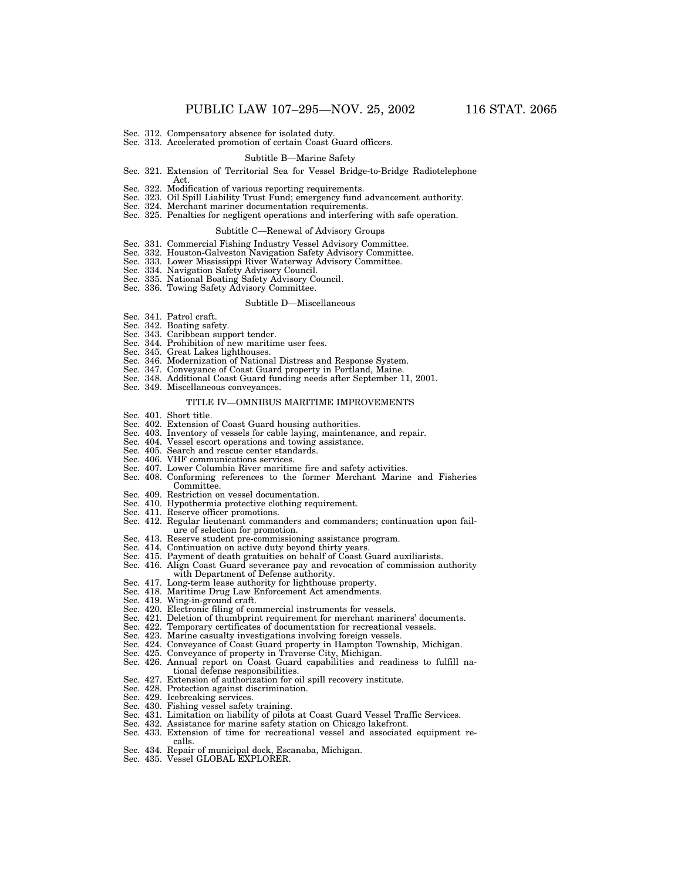Sec. 312. Compensatory absence for isolated duty.
Sec. 313. Accelerated promotion of certain Coast Guard officers.

### Subtitle B—Marine Safety

Sec. 321. Extension of Territorial Sea for Vessel Bridge-to-Bridge Radiotelephone Act.
Sec. 322. Modification of various reporting requirements.
Sec. 323. Oil Spill Liability Trust Fund; emergency fund advancement authority.
Sec. 324. Merchant mariner documentation requirements.
Sec. 325. Penalties for negligent operations and interfering with safe operation.

### Subtitle C—Renewal of Advisory Groups

Sec. 331. Commercial Fishing Industry Vessel Advisory Committee.
Sec. 332. Houston-Galveston Navigation Safety Advisory Committee.
Sec. 333. Lower Mississippi River Waterway Advisory Committee.
Sec. 334. Navigation Safety Advisory Council.
Sec. 335. National Boating Safety Advisory Council.
Sec. 336. Towing Safety Advisory Committee.

### Subtitle D—Miscellaneous

Sec. 341. Patrol craft.
Sec. 342. Boating safety.
Sec. 343. Caribbean support tender.
Sec. 344. Prohibition of new maritime user fees.
Sec. 345. Great Lakes lighthouses.
Sec. 346. Modernization of National Distress and Response System.
Sec. 347. Conveyance of Coast Guard property in Portland, Maine.
Sec. 348. Additional Coast Guard funding needs after September 11, 2001.
Sec. 349. Miscellaneous conveyances.

## TITLE IV—OMNIBUS MARITIME IMPROVEMENTS

Sec. 401. Short title.
Sec. 402. Extension of Coast Guard housing authorities.
Sec. 403. Inventory of vessels for cable laying, maintenance, and repair.
Sec. 404. Vessel escort operations and towing assistance.
Sec. 405. Search and rescue center standards.
Sec. 406. VHF communications services.
Sec. 407. Lower Columbia River maritime fire and safety activities.
Sec. 408. Conforming references to the former Merchant Marine and Fisheries Committee.
Sec. 409. Restriction on vessel documentation.
Sec. 410. Hypothermia protective clothing requirement.
Sec. 411. Reserve officer promotions.
Sec. 412. Regular lieutenant commanders and commanders; continuation upon failure of selection for promotion.
Sec. 413. Reserve student pre-commissioning assistance program.
Sec. 414. Continuation on active duty beyond thirty years.
Sec. 415. Payment of death gratuities on behalf of Coast Guard auxiliarists.
Sec. 416. Align Coast Guard severance pay and revocation of commission authority with Department of Defense authority.
Sec. 417. Long-term lease authority for lighthouse property.
Sec. 418. Maritime Drug Law Enforcement Act amendments.
Sec. 419. Wing-in-ground craft.
Sec. 420. Electronic filing of commercial instruments for vessels.
Sec. 421. Deletion of thumbprint requirement for merchant mariners' documents.
Sec. 422. Temporary certificates of documentation for recreational vessels.
Sec. 423. Marine casualty investigations involving foreign vessels.
Sec. 424. Conveyance of Coast Guard property in Hampton Township, Michigan.
Sec. 425. Conveyance of property in Traverse City, Michigan.
Sec. 426. Annual report on Coast Guard capabilities and readiness to fulfill national defense responsibilities.
Sec. 427. Extension of authorization for oil spill recovery institute.
Sec. 428. Protection against discrimination.
Sec. 429. Icebreaking services.
Sec. 430. Fishing vessel safety training.
Sec. 431. Limitation on liability of pilots at Coast Guard Vessel Traffic Services.
Sec. 432. Assistance for marine safety station on Chicago lakefront.
Sec. 433. Extension of time for recreational vessel and associated equipment recalls.
Sec. 434. Repair of municipal dock, Escanaba, Michigan.
Sec. 435. Vessel GLOBAL EXPLORER.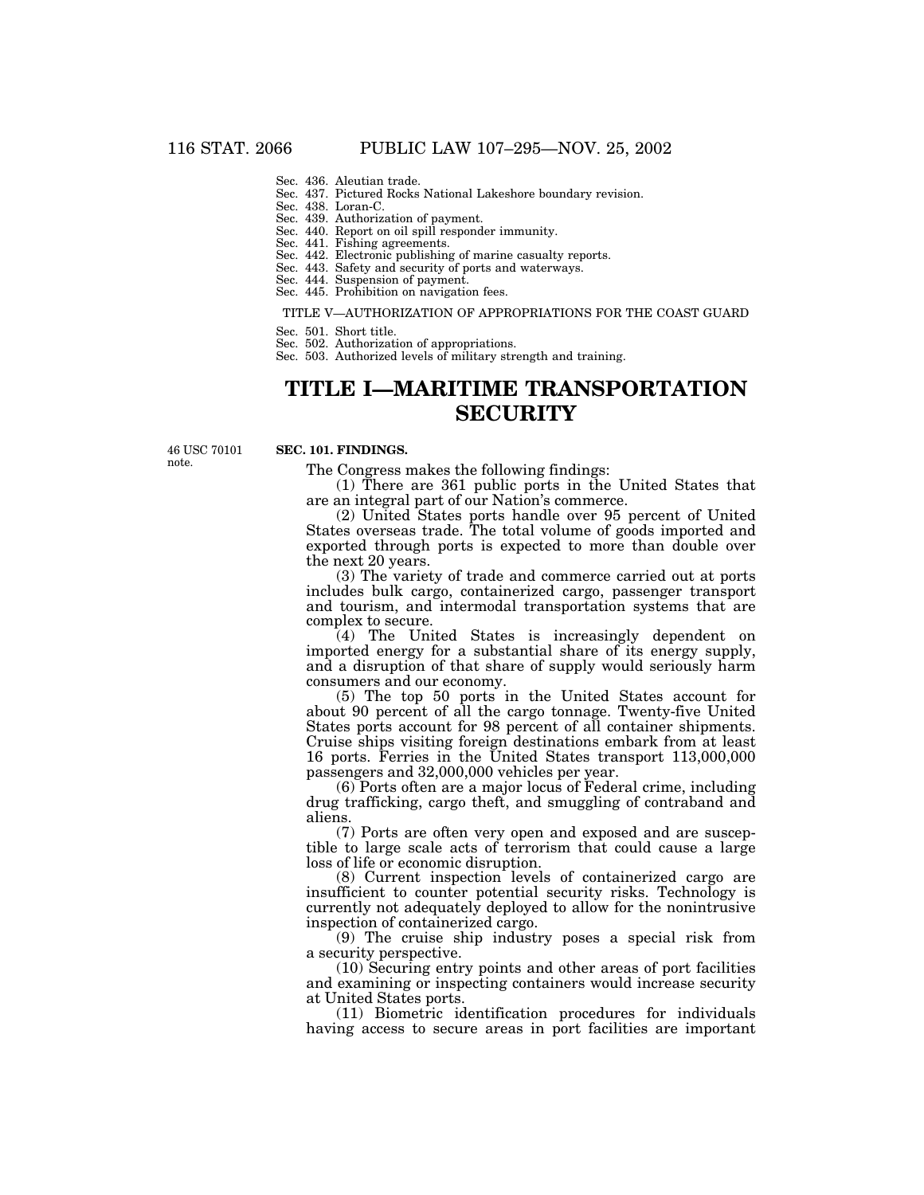Sec. 436. Aleutian trade.
Sec. 437. Pictured Rocks National Lakeshore boundary revision.
Sec. 438. Loran-C.
Sec. 439. Authorization of payment.
Sec. 440. Report on oil spill responder immunity.
Sec. 441. Fishing agreements.
Sec. 442. Electronic publishing of marine casualty reports.
Sec. 443. Safety and security of ports and waterways.
Sec. 444. Suspension of payment.
Sec. 445. Prohibition on navigation fees.

TITLE V—AUTHORIZATION OF APPROPRIATIONS FOR THE COAST GUARD

Sec. 501. Short title.
Sec. 502. Authorization of appropriations.
Sec. 503. Authorized levels of military strength and training.

# TITLE I—MARITIME TRANSPORTATION SECURITY

46 USC 70101 note.

**SEC. 101. FINDINGS.**

The Congress makes the following findings:

(1) There are 361 public ports in the United States that are an integral part of our Nation's commerce.

(2) United States ports handle over 95 percent of United States overseas trade. The total volume of goods imported and exported through ports is expected to more than double over the next 20 years.

(3) The variety of trade and commerce carried out at ports includes bulk cargo, containerized cargo, passenger transport and tourism, and intermodal transportation systems that are complex to secure.

(4) The United States is increasingly dependent on imported energy for a substantial share of its energy supply, and a disruption of that share of supply would seriously harm consumers and our economy.

(5) The top 50 ports in the United States account for about 90 percent of all the cargo tonnage. Twenty-five United States ports account for 98 percent of all container shipments. Cruise ships visiting foreign destinations embark from at least 16 ports. Ferries in the United States transport 113,000,000 passengers and 32,000,000 vehicles per year.

(6) Ports often are a major locus of Federal crime, including drug trafficking, cargo theft, and smuggling of contraband and aliens.

(7) Ports are often very open and exposed and are susceptible to large scale acts of terrorism that could cause a large loss of life or economic disruption.

(8) Current inspection levels of containerized cargo are insufficient to counter potential security risks. Technology is currently not adequately deployed to allow for the nonintrusive inspection of containerized cargo.

(9) The cruise ship industry poses a special risk from a security perspective.

(10) Securing entry points and other areas of port facilities and examining or inspecting containers would increase security at United States ports.

(11) Biometric identification procedures for individuals having access to secure areas in port facilities are important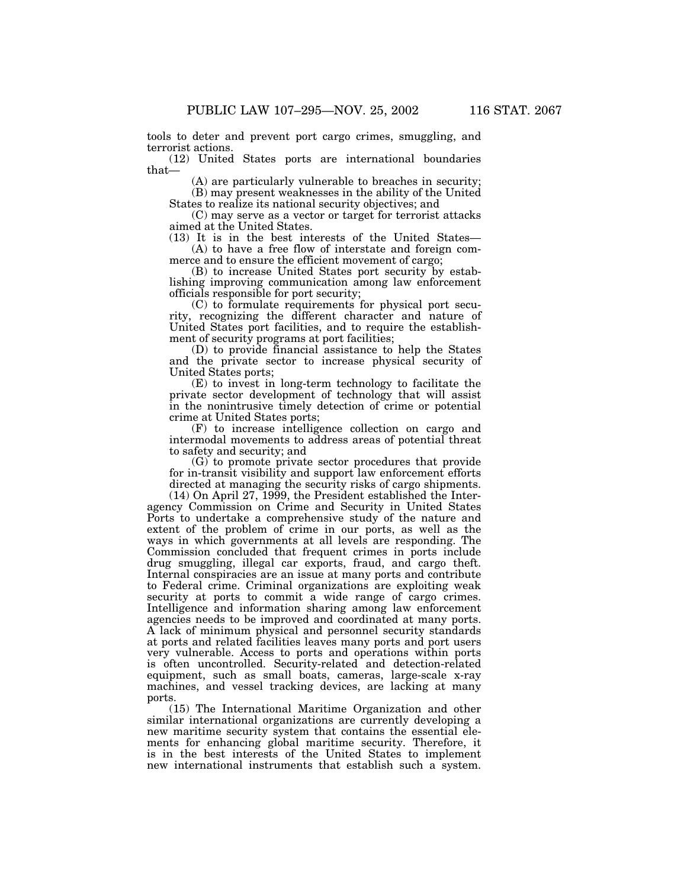tools to deter and prevent port cargo crimes, smuggling, and terrorist actions.

(12) United States ports are international boundaries that—

(A) are particularly vulnerable to breaches in security;

(B) may present weaknesses in the ability of the United States to realize its national security objectives; and

(C) may serve as a vector or target for terrorist attacks aimed at the United States.

(13) It is in the best interests of the United States—

(A) to have a free flow of interstate and foreign commerce and to ensure the efficient movement of cargo;

(B) to increase United States port security by establishing improving communication among law enforcement officials responsible for port security;

(C) to formulate requirements for physical port security, recognizing the different character and nature of United States port facilities, and to require the establishment of security programs at port facilities;

(D) to provide financial assistance to help the States and the private sector to increase physical security of United States ports;

(E) to invest in long-term technology to facilitate the private sector development of technology that will assist in the nonintrusive timely detection of crime or potential crime at United States ports;

(F) to increase intelligence collection on cargo and intermodal movements to address areas of potential threat to safety and security; and

(G) to promote private sector procedures that provide for in-transit visibility and support law enforcement efforts directed at managing the security risks of cargo shipments.

(14) On April 27, 1999, the President established the Interagency Commission on Crime and Security in United States Ports to undertake a comprehensive study of the nature and extent of the problem of crime in our ports, as well as the ways in which governments at all levels are responding. The Commission concluded that frequent crimes in ports include drug smuggling, illegal car exports, fraud, and cargo theft. Internal conspiracies are an issue at many ports and contribute to Federal crime. Criminal organizations are exploiting weak security at ports to commit a wide range of cargo crimes. Intelligence and information sharing among law enforcement agencies needs to be improved and coordinated at many ports. A lack of minimum physical and personnel security standards at ports and related facilities leaves many ports and port users very vulnerable. Access to ports and operations within ports is often uncontrolled. Security-related and detection-related equipment, such as small boats, cameras, large-scale x-ray machines, and vessel tracking devices, are lacking at many ports.

(15) The International Maritime Organization and other similar international organizations are currently developing a new maritime security system that contains the essential elements for enhancing global maritime security. Therefore, it is in the best interests of the United States to implement new international instruments that establish such a system.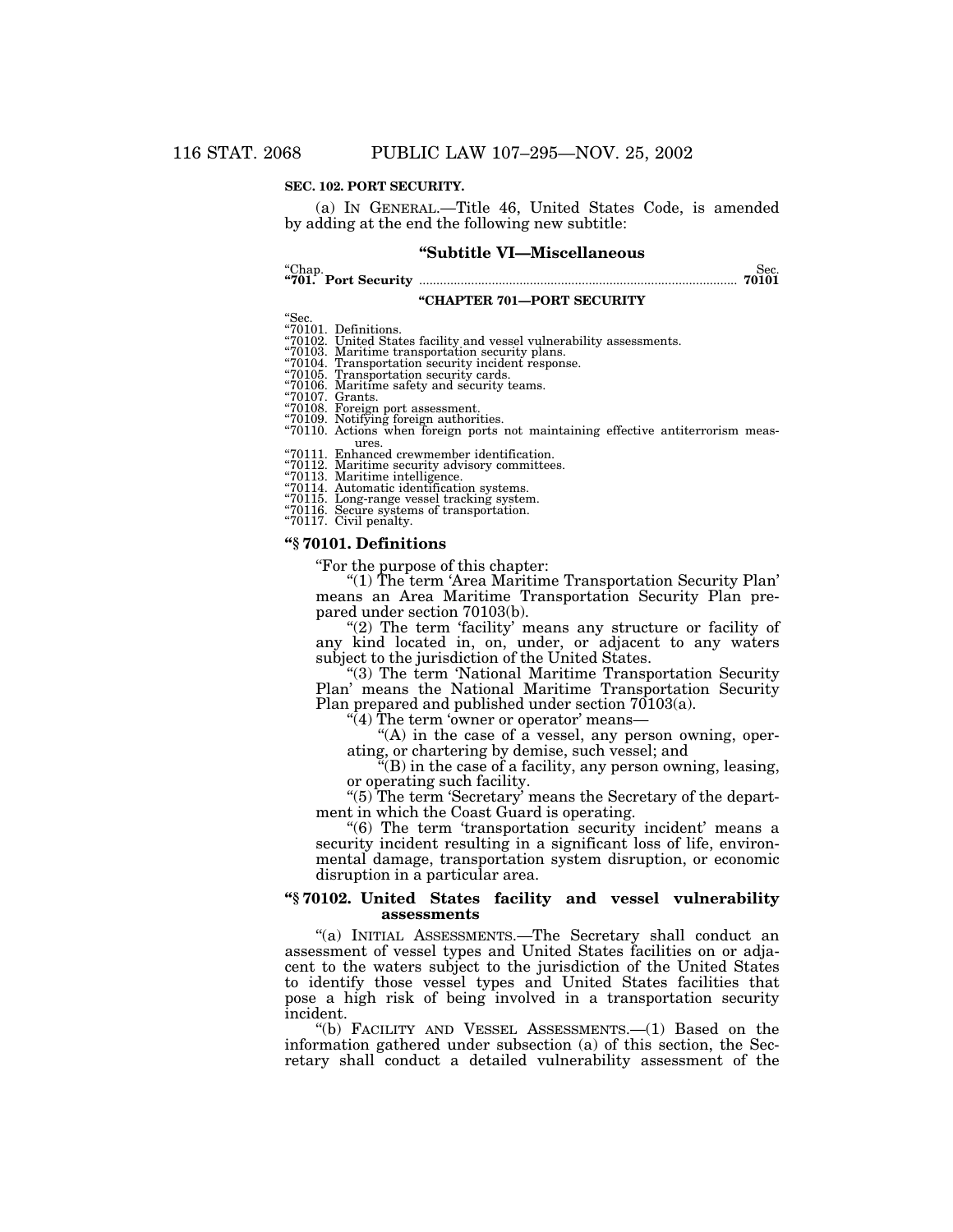**SEC. 102. PORT SECURITY.**

(a) IN GENERAL.—Title 46, United States Code, is amended by adding at the end the following new subtitle:

### "Subtitle VI—Miscellaneous

| "Chap. | Sec. |
|---|---|
| **"701. Port Security** | **70101** |

### "CHAPTER 701—PORT SECURITY

"Sec.
"70101. Definitions.
"70102. United States facility and vessel vulnerability assessments.
"70103. Maritime transportation security plans.
"70104. Transportation security incident response.
"70105. Transportation security cards.
"70106. Maritime safety and security teams.
"70107. Grants.
"70108. Foreign port assessment.
"70109. Notifying foreign authorities.
"70110. Actions when foreign ports not maintaining effective antiterrorism measures.
"70111. Enhanced crewmember identification.
"70112. Maritime security advisory committees.
"70113. Maritime intelligence.
"70114. Automatic identification systems.
"70115. Long-range vessel tracking system.
"70116. Secure systems of transportation.
"70117. Civil penalty.

### "§ 70101. Definitions

"For the purpose of this chapter:

"(1) The term 'Area Maritime Transportation Security Plan' means an Area Maritime Transportation Security Plan prepared under section 70103(b).

"(2) The term 'facility' means any structure or facility of any kind located in, on, under, or adjacent to any waters subject to the jurisdiction of the United States.

"(3) The term 'National Maritime Transportation Security Plan' means the National Maritime Transportation Security Plan prepared and published under section 70103(a).

"(4) The term 'owner or operator' means—

"(A) in the case of a vessel, any person owning, operating, or chartering by demise, such vessel; and

"(B) in the case of a facility, any person owning, leasing, or operating such facility.

"(5) The term 'Secretary' means the Secretary of the department in which the Coast Guard is operating.

"(6) The term 'transportation security incident' means a security incident resulting in a significant loss of life, environmental damage, transportation system disruption, or economic disruption in a particular area.

### "§ 70102. United States facility and vessel vulnerability assessments

"(a) INITIAL ASSESSMENTS.—The Secretary shall conduct an assessment of vessel types and United States facilities on or adjacent to the waters subject to the jurisdiction of the United States to identify those vessel types and United States facilities that pose a high risk of being involved in a transportation security incident.

"(b) FACILITY AND VESSEL ASSESSMENTS.—(1) Based on the information gathered under subsection (a) of this section, the Secretary shall conduct a detailed vulnerability assessment of the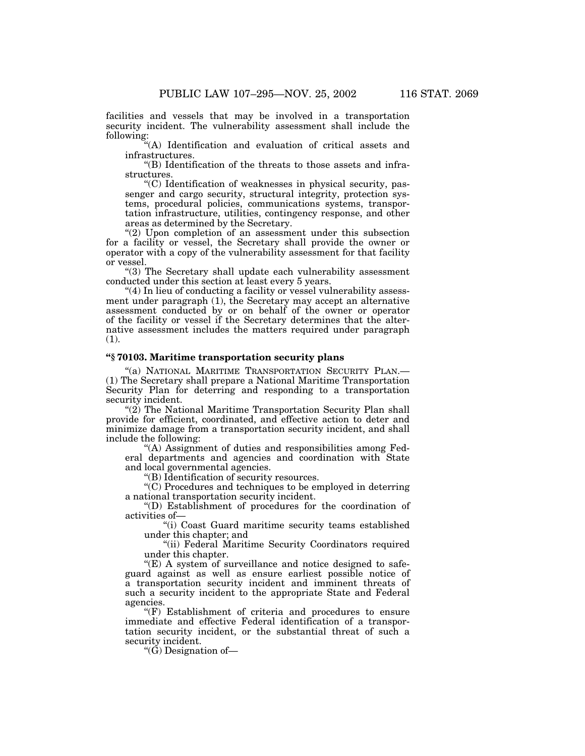facilities and vessels that may be involved in a transportation security incident. The vulnerability assessment shall include the following:

"(A) Identification and evaluation of critical assets and infrastructures.

"(B) Identification of the threats to those assets and infrastructures.

"(C) Identification of weaknesses in physical security, passenger and cargo security, structural integrity, protection systems, procedural policies, communications systems, transportation infrastructure, utilities, contingency response, and other areas as determined by the Secretary.

"(2) Upon completion of an assessment under this subsection for a facility or vessel, the Secretary shall provide the owner or operator with a copy of the vulnerability assessment for that facility or vessel.

"(3) The Secretary shall update each vulnerability assessment conducted under this section at least every 5 years.

"(4) In lieu of conducting a facility or vessel vulnerability assessment under paragraph (1), the Secretary may accept an alternative assessment conducted by or on behalf of the owner or operator of the facility or vessel if the Secretary determines that the alternative assessment includes the matters required under paragraph (1).

### "§ 70103. Maritime transportation security plans

"(a) NATIONAL MARITIME TRANSPORTATION SECURITY PLAN.—(1) The Secretary shall prepare a National Maritime Transportation Security Plan for deterring and responding to a transportation security incident.

"(2) The National Maritime Transportation Security Plan shall provide for efficient, coordinated, and effective action to deter and minimize damage from a transportation security incident, and shall include the following:

"(A) Assignment of duties and responsibilities among Federal departments and agencies and coordination with State and local governmental agencies.

"(B) Identification of security resources.

"(C) Procedures and techniques to be employed in deterring a national transportation security incident.

"(D) Establishment of procedures for the coordination of activities of—

"(i) Coast Guard maritime security teams established under this chapter; and

"(ii) Federal Maritime Security Coordinators required under this chapter.

"(E) A system of surveillance and notice designed to safeguard against as well as ensure earliest possible notice of a transportation security incident and imminent threats of such a security incident to the appropriate State and Federal agencies.

"(F) Establishment of criteria and procedures to ensure immediate and effective Federal identification of a transportation security incident, or the substantial threat of such a security incident.

"(G) Designation of—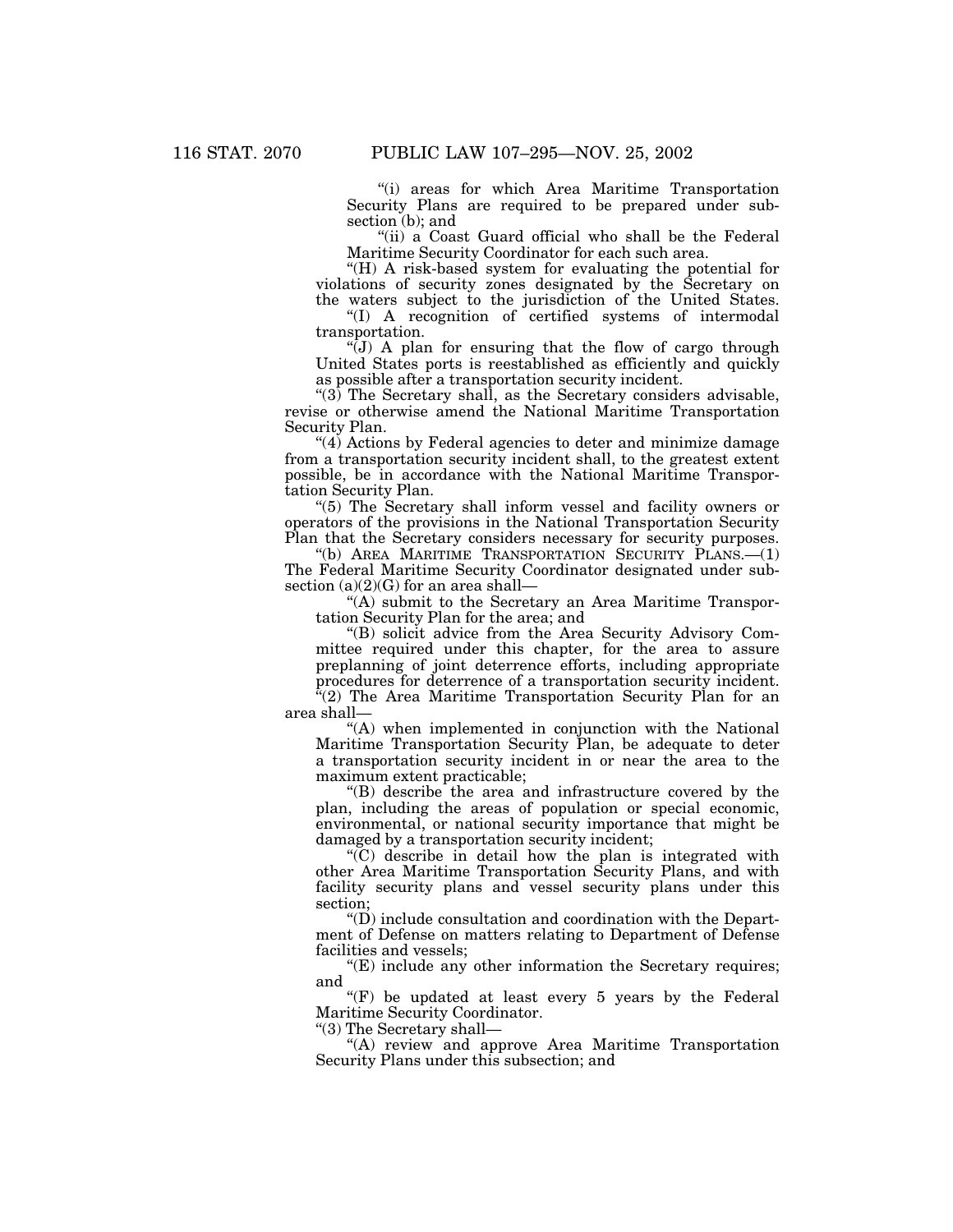"(i) areas for which Area Maritime Transportation Security Plans are required to be prepared under subsection (b); and

"(ii) a Coast Guard official who shall be the Federal Maritime Security Coordinator for each such area.

"(H) A risk-based system for evaluating the potential for violations of security zones designated by the Secretary on the waters subject to the jurisdiction of the United States.

"(I) A recognition of certified systems of intermodal transportation.

"(J) A plan for ensuring that the flow of cargo through United States ports is reestablished as efficiently and quickly as possible after a transportation security incident.

"(3) The Secretary shall, as the Secretary considers advisable, revise or otherwise amend the National Maritime Transportation Security Plan.

"(4) Actions by Federal agencies to deter and minimize damage from a transportation security incident shall, to the greatest extent possible, be in accordance with the National Maritime Transportation Security Plan.

"(5) The Secretary shall inform vessel and facility owners or operators of the provisions in the National Transportation Security Plan that the Secretary considers necessary for security purposes.

"(b) AREA MARITIME TRANSPORTATION SECURITY PLANS.—(1) The Federal Maritime Security Coordinator designated under subsection (a)(2)(G) for an area shall—

"(A) submit to the Secretary an Area Maritime Transportation Security Plan for the area; and

"(B) solicit advice from the Area Security Advisory Committee required under this chapter, for the area to assure preplanning of joint deterrence efforts, including appropriate procedures for deterrence of a transportation security incident.

"(2) The Area Maritime Transportation Security Plan for an area shall—

"(A) when implemented in conjunction with the National Maritime Transportation Security Plan, be adequate to deter a transportation security incident in or near the area to the maximum extent practicable;

"(B) describe the area and infrastructure covered by the plan, including the areas of population or special economic, environmental, or national security importance that might be damaged by a transportation security incident;

"(C) describe in detail how the plan is integrated with other Area Maritime Transportation Security Plans, and with facility security plans and vessel security plans under this section;

"(D) include consultation and coordination with the Department of Defense on matters relating to Department of Defense facilities and vessels;

"(E) include any other information the Secretary requires; and

"(F) be updated at least every 5 years by the Federal Maritime Security Coordinator.

"(3) The Secretary shall—

"(A) review and approve Area Maritime Transportation Security Plans under this subsection; and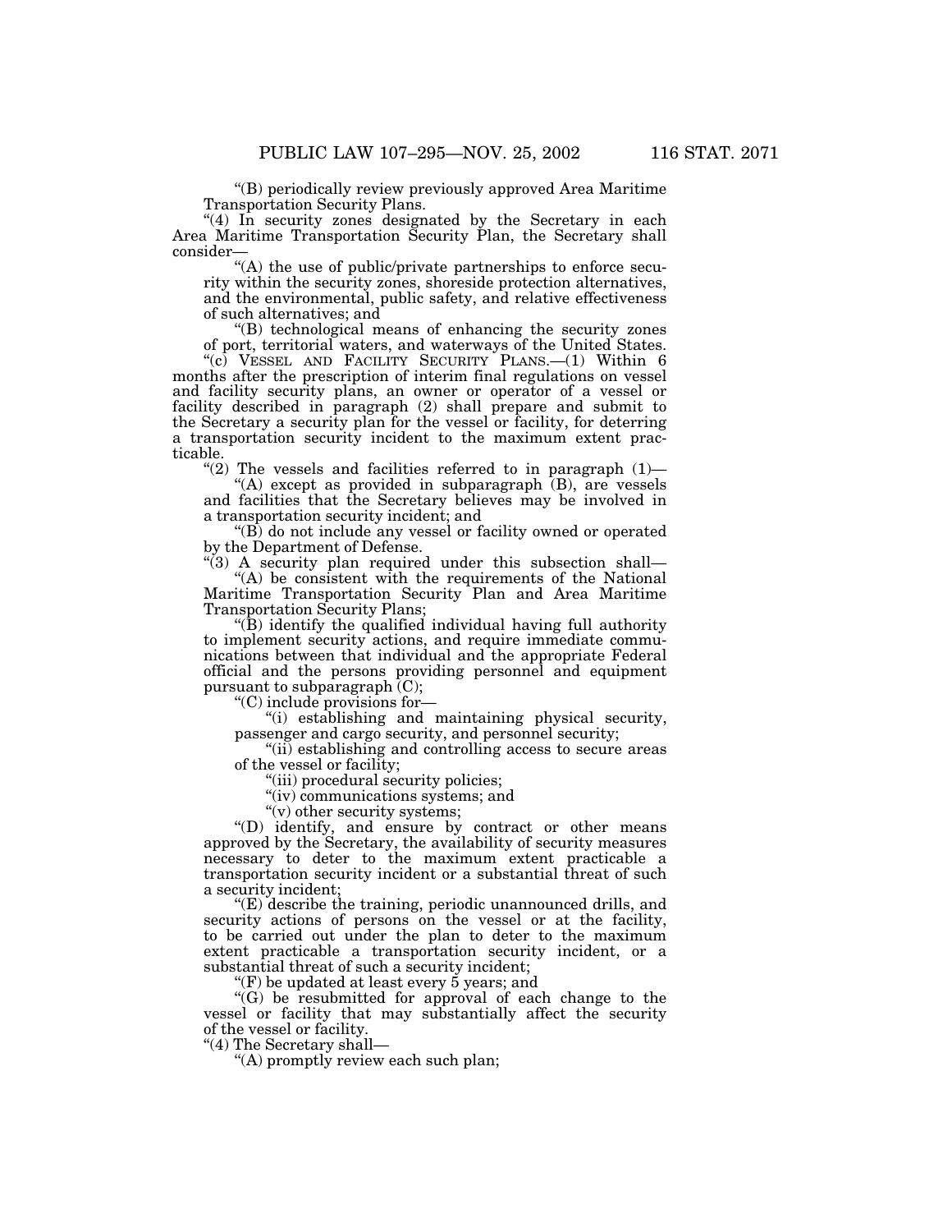"(B) periodically review previously approved Area Maritime Transportation Security Plans.

"(4) In security zones designated by the Secretary in each Area Maritime Transportation Security Plan, the Secretary shall consider—

"(A) the use of public/private partnerships to enforce security within the security zones, shoreside protection alternatives, and the environmental, public safety, and relative effectiveness of such alternatives; and

"(B) technological means of enhancing the security zones of port, territorial waters, and waterways of the United States.

"(c) VESSEL AND FACILITY SECURITY PLANS.—(1) Within 6 months after the prescription of interim final regulations on vessel and facility security plans, an owner or operator of a vessel or facility described in paragraph (2) shall prepare and submit to the Secretary a security plan for the vessel or facility, for deterring a transportation security incident to the maximum extent practicable.

"(2) The vessels and facilities referred to in paragraph (1)—

"(A) except as provided in subparagraph (B), are vessels and facilities that the Secretary believes may be involved in a transportation security incident; and

"(B) do not include any vessel or facility owned or operated by the Department of Defense.

"(3) A security plan required under this subsection shall—

"(A) be consistent with the requirements of the National Maritime Transportation Security Plan and Area Maritime Transportation Security Plans;

"(B) identify the qualified individual having full authority to implement security actions, and require immediate communications between that individual and the appropriate Federal official and the persons providing personnel and equipment pursuant to subparagraph (C);

"(C) include provisions for—

"(i) establishing and maintaining physical security, passenger and cargo security, and personnel security;

"(ii) establishing and controlling access to secure areas of the vessel or facility;

"(iii) procedural security policies;

"(iv) communications systems; and

"(v) other security systems;

"(D) identify, and ensure by contract or other means approved by the Secretary, the availability of security measures necessary to deter to the maximum extent practicable a transportation security incident or a substantial threat of such a security incident;

"(E) describe the training, periodic unannounced drills, and security actions of persons on the vessel or at the facility, to be carried out under the plan to deter to the maximum extent practicable a transportation security incident, or a substantial threat of such a security incident;

"(F) be updated at least every 5 years; and

"(G) be resubmitted for approval of each change to the vessel or facility that may substantially affect the security of the vessel or facility.

"(4) The Secretary shall—

"(A) promptly review each such plan;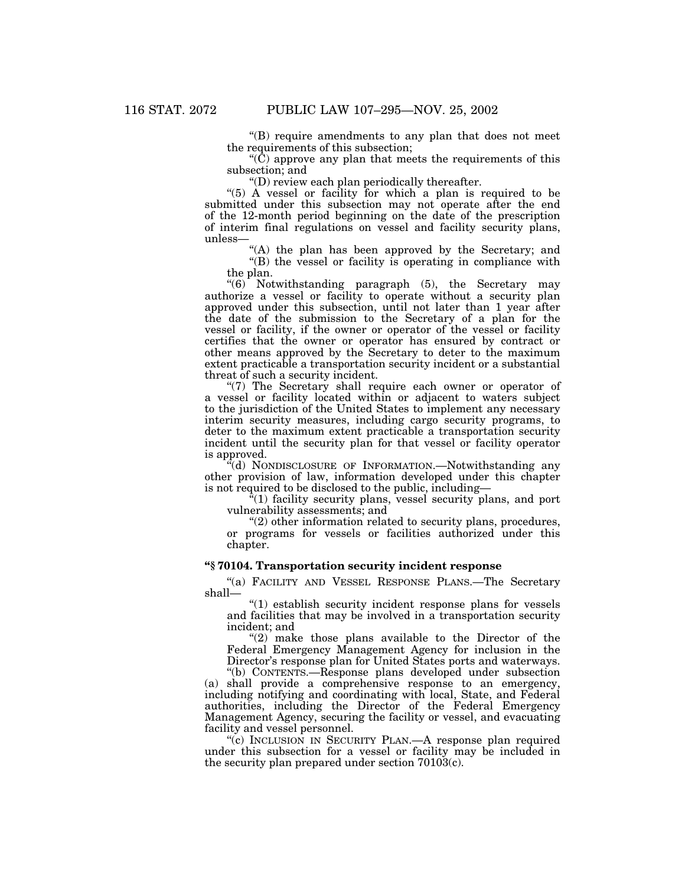"(B) require amendments to any plan that does not meet the requirements of this subsection;

"(C) approve any plan that meets the requirements of this subsection; and

"(D) review each plan periodically thereafter.

"(5) A vessel or facility for which a plan is required to be submitted under this subsection may not operate after the end of the 12-month period beginning on the date of the prescription of interim final regulations on vessel and facility security plans, unless—

"(A) the plan has been approved by the Secretary; and

"(B) the vessel or facility is operating in compliance with the plan.

"(6) Notwithstanding paragraph (5), the Secretary may authorize a vessel or facility to operate without a security plan approved under this subsection, until not later than 1 year after the date of the submission to the Secretary of a plan for the vessel or facility, if the owner or operator of the vessel or facility certifies that the owner or operator has ensured by contract or other means approved by the Secretary to deter to the maximum extent practicable a transportation security incident or a substantial threat of such a security incident.

"(7) The Secretary shall require each owner or operator of a vessel or facility located within or adjacent to waters subject to the jurisdiction of the United States to implement any necessary interim security measures, including cargo security programs, to deter to the maximum extent practicable a transportation security incident until the security plan for that vessel or facility operator is approved.

"(d) NONDISCLOSURE OF INFORMATION.—Notwithstanding any other provision of law, information developed under this chapter is not required to be disclosed to the public, including—

"(1) facility security plans, vessel security plans, and port vulnerability assessments; and

"(2) other information related to security plans, procedures, or programs for vessels or facilities authorized under this chapter.

**"§ 70104. Transportation security incident response**

"(a) FACILITY AND VESSEL RESPONSE PLANS.—The Secretary shall—

"(1) establish security incident response plans for vessels and facilities that may be involved in a transportation security incident; and

"(2) make those plans available to the Director of the Federal Emergency Management Agency for inclusion in the Director's response plan for United States ports and waterways.

"(b) CONTENTS.—Response plans developed under subsection (a) shall provide a comprehensive response to an emergency, including notifying and coordinating with local, State, and Federal authorities, including the Director of the Federal Emergency Management Agency, securing the facility or vessel, and evacuating facility and vessel personnel.

"(c) INCLUSION IN SECURITY PLAN.—A response plan required under this subsection for a vessel or facility may be included in the security plan prepared under section 70103(c).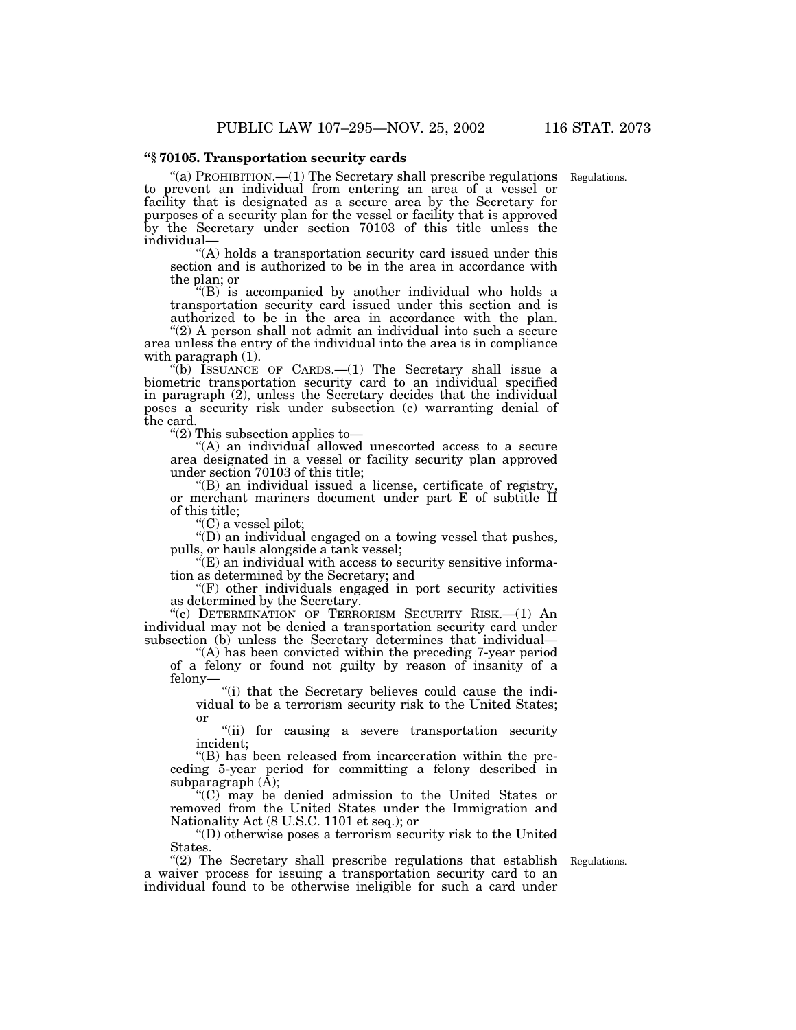**"§ 70105. Transportation security cards**

"(a) PROHIBITION.—(1) The Secretary shall prescribe regulations to prevent an individual from entering an area of a vessel or facility that is designated as a secure area by the Secretary for purposes of a security plan for the vessel or facility that is approved by the Secretary under section 70103 of this title unless the individual—

"(A) holds a transportation security card issued under this section and is authorized to be in the area in accordance with the plan; or

"(B) is accompanied by another individual who holds a transportation security card issued under this section and is authorized to be in the area in accordance with the plan.

"(2) A person shall not admit an individual into such a secure area unless the entry of the individual into the area is in compliance with paragraph (1).

"(b) ISSUANCE OF CARDS.—(1) The Secretary shall issue a biometric transportation security card to an individual specified in paragraph (2), unless the Secretary decides that the individual poses a security risk under subsection (c) warranting denial of the card.

"(2) This subsection applies to—

"(A) an individual allowed unescorted access to a secure area designated in a vessel or facility security plan approved under section 70103 of this title;

"(B) an individual issued a license, certificate of registry, or merchant mariners document under part E of subtitle II of this title;

"(C) a vessel pilot;

"(D) an individual engaged on a towing vessel that pushes, pulls, or hauls alongside a tank vessel;

"(E) an individual with access to security sensitive information as determined by the Secretary; and

"(F) other individuals engaged in port security activities as determined by the Secretary.

"(c) DETERMINATION OF TERRORISM SECURITY RISK.—(1) An individual may not be denied a transportation security card under subsection (b) unless the Secretary determines that individual—

"(A) has been convicted within the preceding 7-year period of a felony or found not guilty by reason of insanity of a felony—

"(i) that the Secretary believes could cause the individual to be a terrorism security risk to the United States; or

"(ii) for causing a severe transportation security incident;

"(B) has been released from incarceration within the preceding 5-year period for committing a felony described in subparagraph (A);

"(C) may be denied admission to the United States or removed from the United States under the Immigration and Nationality Act (8 U.S.C. 1101 et seq.); or

"(D) otherwise poses a terrorism security risk to the United States.

"(2) The Secretary shall prescribe regulations that establish a waiver process for issuing a transportation security card to an individual found to be otherwise ineligible for such a card under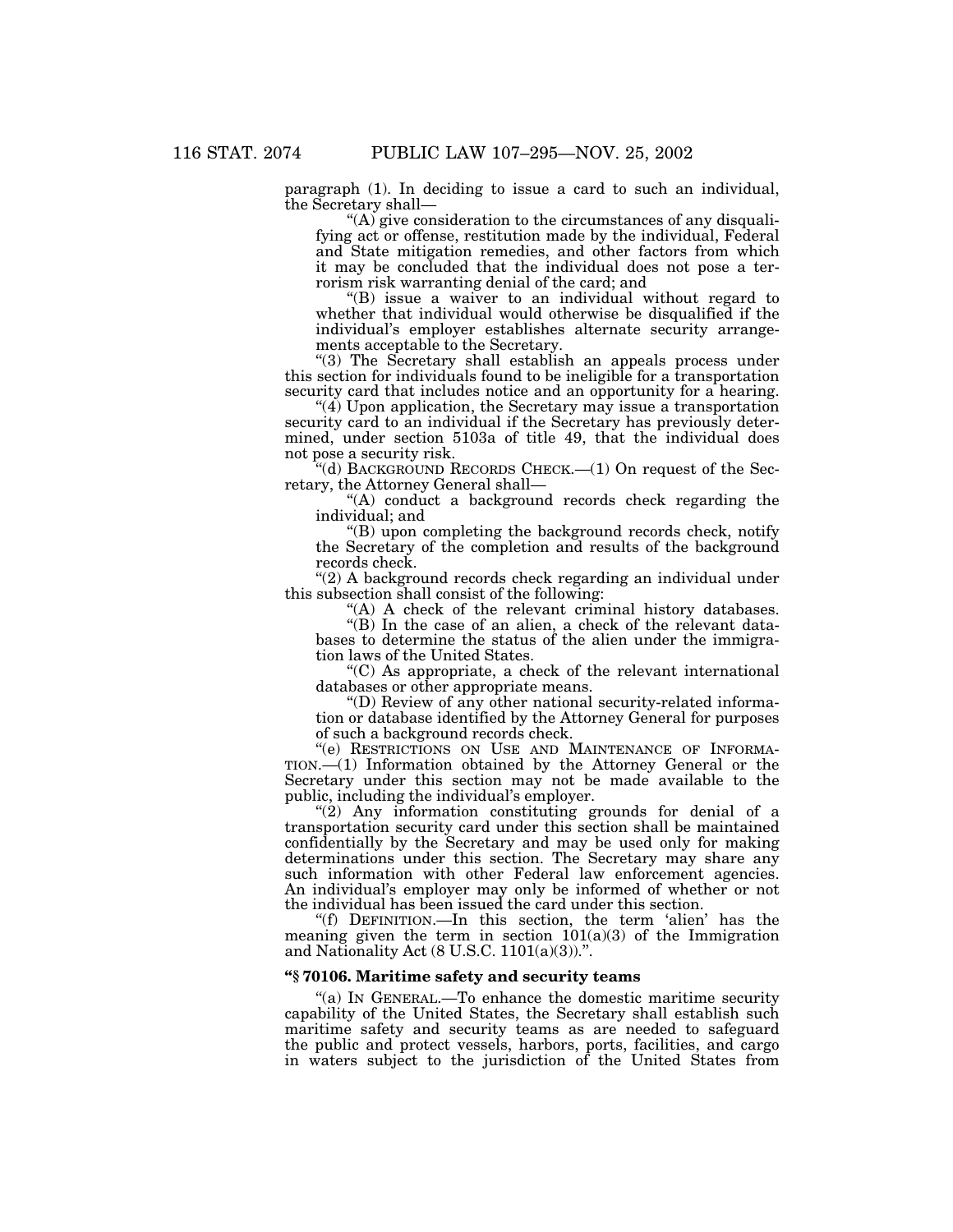paragraph (1). In deciding to issue a card to such an individual, the Secretary shall—

"(A) give consideration to the circumstances of any disqualifying act or offense, restitution made by the individual, Federal and State mitigation remedies, and other factors from which it may be concluded that the individual does not pose a terrorism risk warranting denial of the card; and

"(B) issue a waiver to an individual without regard to whether that individual would otherwise be disqualified if the individual's employer establishes alternate security arrangements acceptable to the Secretary.

"(3) The Secretary shall establish an appeals process under this section for individuals found to be ineligible for a transportation security card that includes notice and an opportunity for a hearing.

"(4) Upon application, the Secretary may issue a transportation security card to an individual if the Secretary has previously determined, under section 5103a of title 49, that the individual does not pose a security risk.

"(d) BACKGROUND RECORDS CHECK.—(1) On request of the Secretary, the Attorney General shall—

"(A) conduct a background records check regarding the individual; and

"(B) upon completing the background records check, notify the Secretary of the completion and results of the background records check.

"(2) A background records check regarding an individual under this subsection shall consist of the following:

"(A) A check of the relevant criminal history databases.

"(B) In the case of an alien, a check of the relevant databases to determine the status of the alien under the immigration laws of the United States.

"(C) As appropriate, a check of the relevant international databases or other appropriate means.

"(D) Review of any other national security-related information or database identified by the Attorney General for purposes of such a background records check.

"(e) RESTRICTIONS ON USE AND MAINTENANCE OF INFORMATION.—(1) Information obtained by the Attorney General or the Secretary under this section may not be made available to the public, including the individual's employer.

"(2) Any information constituting grounds for denial of a transportation security card under this section shall be maintained confidentially by the Secretary and may be used only for making determinations under this section. The Secretary may share any such information with other Federal law enforcement agencies. An individual's employer may only be informed of whether or not the individual has been issued the card under this section.

"(f) DEFINITION.—In this section, the term 'alien' has the meaning given the term in section 101(a)(3) of the Immigration and Nationality Act (8 U.S.C. 1101(a)(3)).".

**"§ 70106. Maritime safety and security teams**

"(a) IN GENERAL.—To enhance the domestic maritime security capability of the United States, the Secretary shall establish such maritime safety and security teams as are needed to safeguard the public and protect vessels, harbors, ports, facilities, and cargo in waters subject to the jurisdiction of the United States from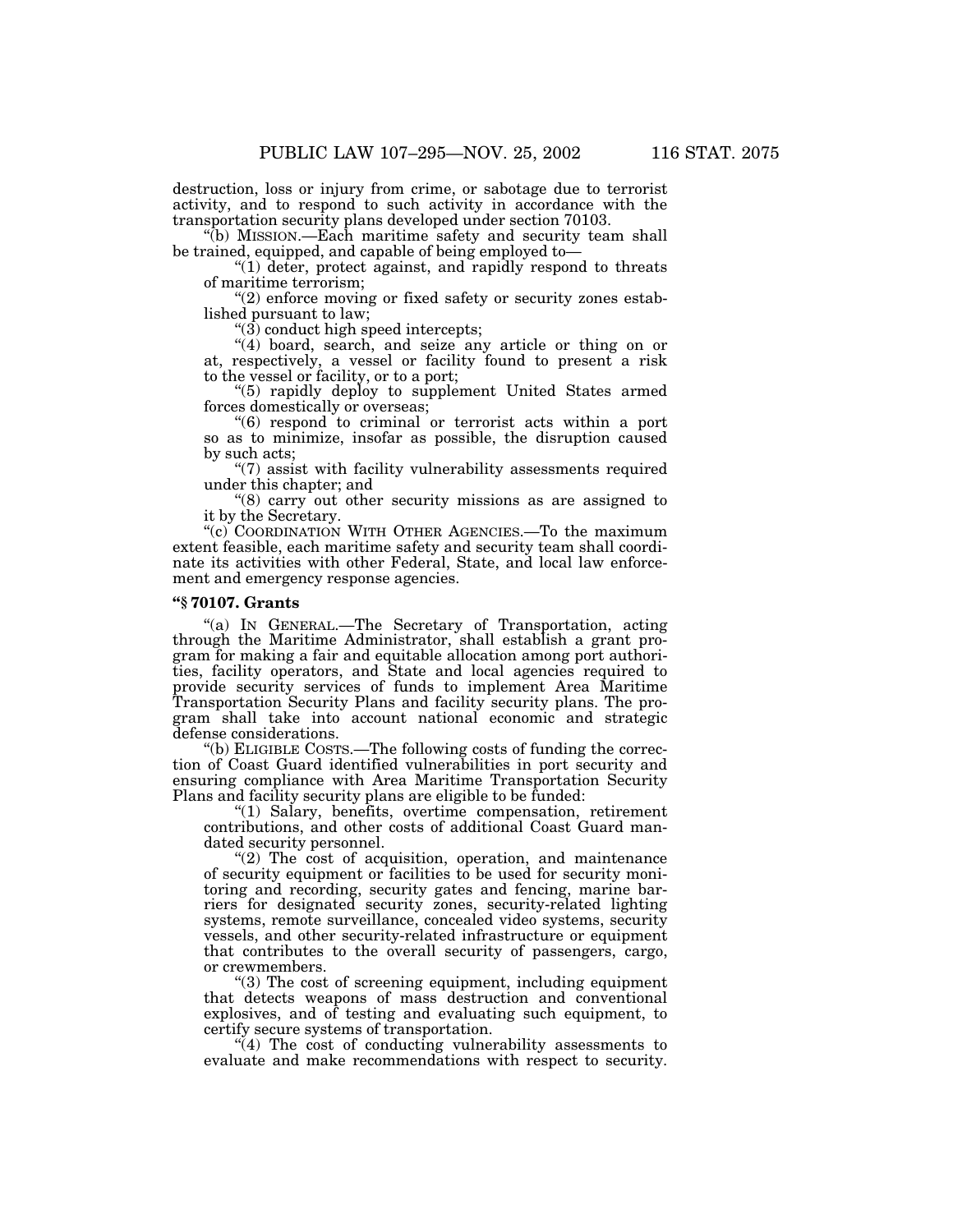destruction, loss or injury from crime, or sabotage due to terrorist activity, and to respond to such activity in accordance with the transportation security plans developed under section 70103.

"(b) MISSION.—Each maritime safety and security team shall be trained, equipped, and capable of being employed to—

"(1) deter, protect against, and rapidly respond to threats of maritime terrorism;

"(2) enforce moving or fixed safety or security zones established pursuant to law;

"(3) conduct high speed intercepts;

"(4) board, search, and seize any article or thing on or at, respectively, a vessel or facility found to present a risk to the vessel or facility, or to a port;

"(5) rapidly deploy to supplement United States armed forces domestically or overseas;

"(6) respond to criminal or terrorist acts within a port so as to minimize, insofar as possible, the disruption caused by such acts;

"(7) assist with facility vulnerability assessments required under this chapter; and

"(8) carry out other security missions as are assigned to it by the Secretary.

"(c) COORDINATION WITH OTHER AGENCIES.—To the maximum extent feasible, each maritime safety and security team shall coordinate its activities with other Federal, State, and local law enforcement and emergency response agencies.

**"§ 70107. Grants**

"(a) IN GENERAL.—The Secretary of Transportation, acting through the Maritime Administrator, shall establish a grant program for making a fair and equitable allocation among port authorities, facility operators, and State and local agencies required to provide security services of funds to implement Area Maritime Transportation Security Plans and facility security plans. The program shall take into account national economic and strategic defense considerations.

"(b) ELIGIBLE COSTS.—The following costs of funding the correction of Coast Guard identified vulnerabilities in port security and ensuring compliance with Area Maritime Transportation Security Plans and facility security plans are eligible to be funded:

"(1) Salary, benefits, overtime compensation, retirement contributions, and other costs of additional Coast Guard mandated security personnel.

"(2) The cost of acquisition, operation, and maintenance of security equipment or facilities to be used for security monitoring and recording, security gates and fencing, marine barriers for designated security zones, security-related lighting systems, remote surveillance, concealed video systems, security vessels, and other security-related infrastructure or equipment that contributes to the overall security of passengers, cargo, or crewmembers.

"(3) The cost of screening equipment, including equipment that detects weapons of mass destruction and conventional explosives, and of testing and evaluating such equipment, to certify secure systems of transportation.

"(4) The cost of conducting vulnerability assessments to evaluate and make recommendations with respect to security.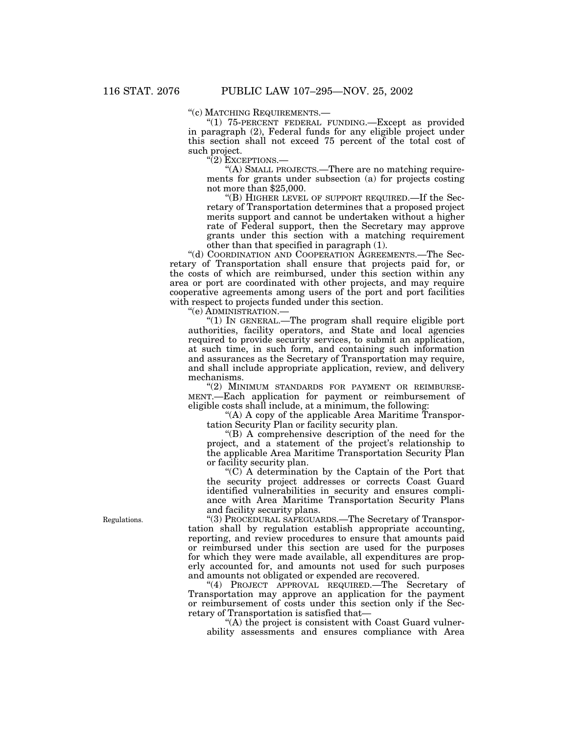"(c) MATCHING REQUIREMENTS.—

"(1) 75-PERCENT FEDERAL FUNDING.—Except as provided in paragraph (2), Federal funds for any eligible project under this section shall not exceed 75 percent of the total cost of such project.

"(2) EXCEPTIONS.—

"(A) SMALL PROJECTS.—There are no matching requirements for grants under subsection (a) for projects costing not more than $25,000.

"(B) HIGHER LEVEL OF SUPPORT REQUIRED.—If the Secretary of Transportation determines that a proposed project merits support and cannot be undertaken without a higher rate of Federal support, then the Secretary may approve grants under this section with a matching requirement other than that specified in paragraph (1).

"(d) COORDINATION AND COOPERATION AGREEMENTS.—The Secretary of Transportation shall ensure that projects paid for, or the costs of which are reimbursed, under this section within any area or port are coordinated with other projects, and may require cooperative agreements among users of the port and port facilities with respect to projects funded under this section.

"(e) ADMINISTRATION.—

"(1) IN GENERAL.—The program shall require eligible port authorities, facility operators, and State and local agencies required to provide security services, to submit an application, at such time, in such form, and containing such information and assurances as the Secretary of Transportation may require, and shall include appropriate application, review, and delivery mechanisms.

"(2) MINIMUM STANDARDS FOR PAYMENT OR REIMBURSEMENT.—Each application for payment or reimbursement of eligible costs shall include, at a minimum, the following:

"(A) A copy of the applicable Area Maritime Transportation Security Plan or facility security plan.

"(B) A comprehensive description of the need for the project, and a statement of the project's relationship to the applicable Area Maritime Transportation Security Plan or facility security plan.

"(C) A determination by the Captain of the Port that the security project addresses or corrects Coast Guard identified vulnerabilities in security and ensures compliance with Area Maritime Transportation Security Plans and facility security plans.

Regulations.

"(3) PROCEDURAL SAFEGUARDS.—The Secretary of Transportation shall by regulation establish appropriate accounting, reporting, and review procedures to ensure that amounts paid or reimbursed under this section are used for the purposes for which they were made available, all expenditures are properly accounted for, and amounts not used for such purposes and amounts not obligated or expended are recovered.

"(4) PROJECT APPROVAL REQUIRED.—The Secretary of Transportation may approve an application for the payment or reimbursement of costs under this section only if the Secretary of Transportation is satisfied that—

"(A) the project is consistent with Coast Guard vulnerability assessments and ensures compliance with Area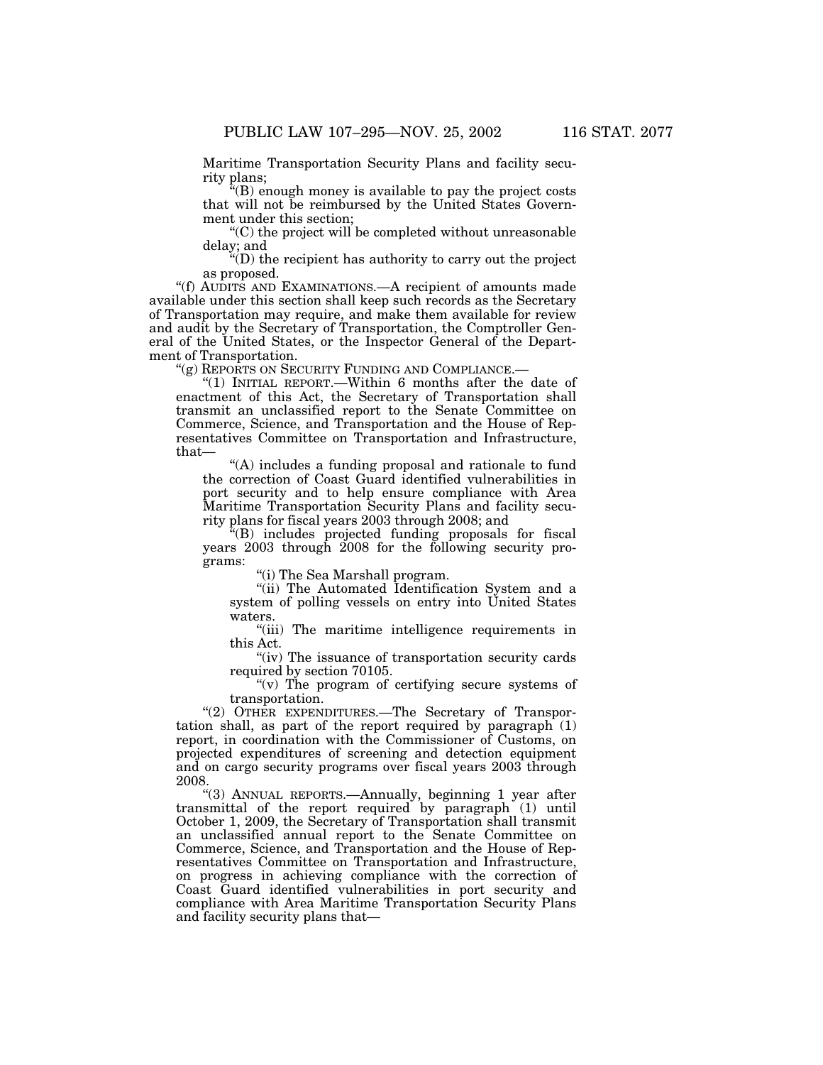Maritime Transportation Security Plans and facility security plans;

"(B) enough money is available to pay the project costs that will not be reimbursed by the United States Government under this section;

"(C) the project will be completed without unreasonable delay; and

"(D) the recipient has authority to carry out the project as proposed.

"(f) AUDITS AND EXAMINATIONS.—A recipient of amounts made available under this section shall keep such records as the Secretary of Transportation may require, and make them available for review and audit by the Secretary of Transportation, the Comptroller General of the United States, or the Inspector General of the Department of Transportation.

"(g) REPORTS ON SECURITY FUNDING AND COMPLIANCE.—

"(1) INITIAL REPORT.—Within 6 months after the date of enactment of this Act, the Secretary of Transportation shall transmit an unclassified report to the Senate Committee on Commerce, Science, and Transportation and the House of Representatives Committee on Transportation and Infrastructure, that—

"(A) includes a funding proposal and rationale to fund the correction of Coast Guard identified vulnerabilities in port security and to help ensure compliance with Area Maritime Transportation Security Plans and facility security plans for fiscal years 2003 through 2008; and

"(B) includes projected funding proposals for fiscal years 2003 through 2008 for the following security programs:

"(i) The Sea Marshall program.

"(ii) The Automated Identification System and a system of polling vessels on entry into United States waters.

"(iii) The maritime intelligence requirements in this Act.

"(iv) The issuance of transportation security cards required by section 70105.

"(v) The program of certifying secure systems of transportation.

"(2) OTHER EXPENDITURES.—The Secretary of Transportation shall, as part of the report required by paragraph (1) report, in coordination with the Commissioner of Customs, on projected expenditures of screening and detection equipment and on cargo security programs over fiscal years 2003 through 2008.

"(3) ANNUAL REPORTS.—Annually, beginning 1 year after transmittal of the report required by paragraph (1) until October 1, 2009, the Secretary of Transportation shall transmit an unclassified annual report to the Senate Committee on Commerce, Science, and Transportation and the House of Representatives Committee on Transportation and Infrastructure, on progress in achieving compliance with the correction of Coast Guard identified vulnerabilities in port security and compliance with Area Maritime Transportation Security Plans and facility security plans that—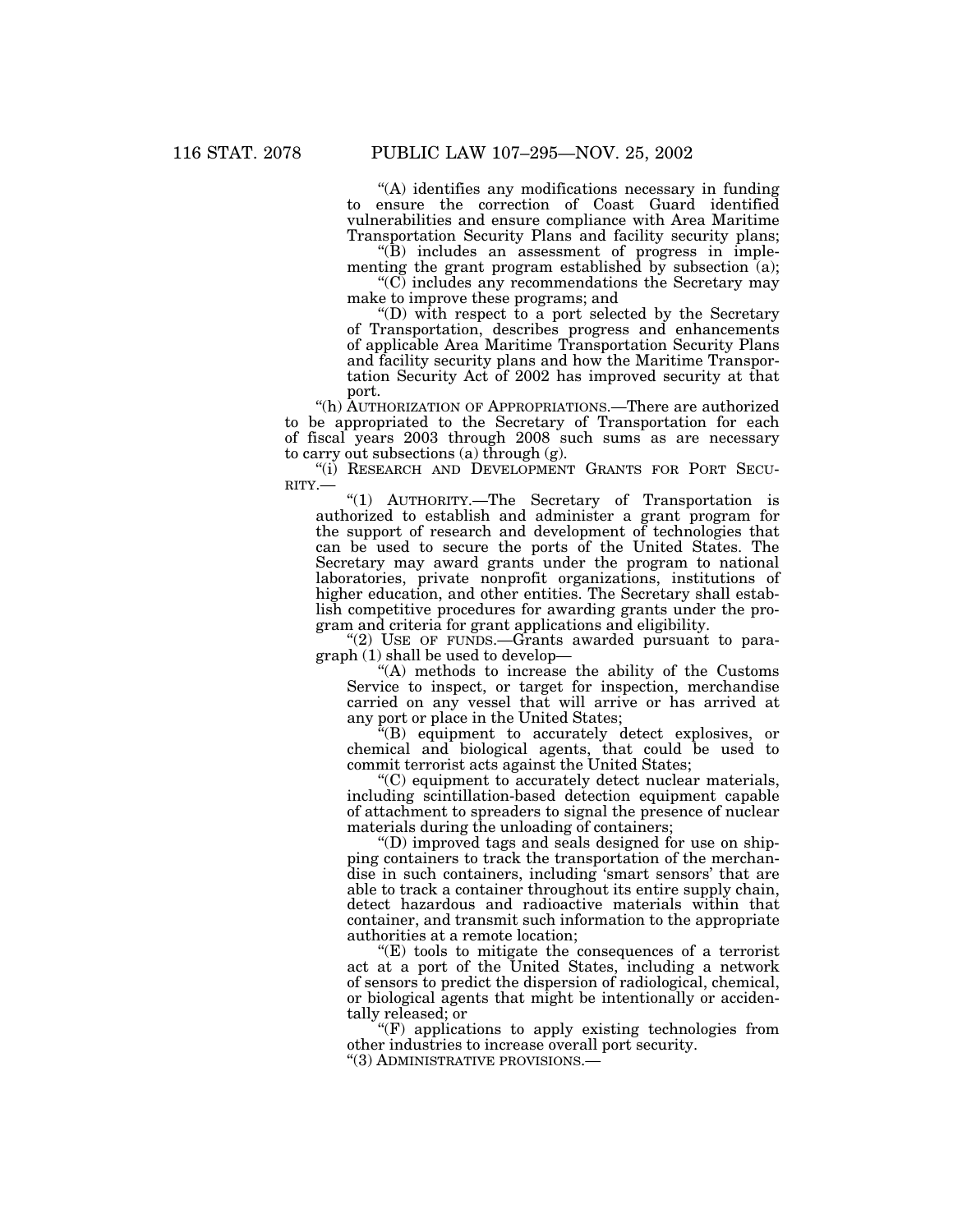"(A) identifies any modifications necessary in funding to ensure the correction of Coast Guard identified vulnerabilities and ensure compliance with Area Maritime Transportation Security Plans and facility security plans;

"(B) includes an assessment of progress in implementing the grant program established by subsection (a);

"(C) includes any recommendations the Secretary may make to improve these programs; and

"(D) with respect to a port selected by the Secretary of Transportation, describes progress and enhancements of applicable Area Maritime Transportation Security Plans and facility security plans and how the Maritime Transportation Security Act of 2002 has improved security at that port.

"(h) AUTHORIZATION OF APPROPRIATIONS.—There are authorized to be appropriated to the Secretary of Transportation for each of fiscal years 2003 through 2008 such sums as are necessary to carry out subsections (a) through (g).

"(i) RESEARCH AND DEVELOPMENT GRANTS FOR PORT SECURITY.—

"(1) AUTHORITY.—The Secretary of Transportation is authorized to establish and administer a grant program for the support of research and development of technologies that can be used to secure the ports of the United States. The Secretary may award grants under the program to national laboratories, private nonprofit organizations, institutions of higher education, and other entities. The Secretary shall establish competitive procedures for awarding grants under the program and criteria for grant applications and eligibility.

"(2) USE OF FUNDS.—Grants awarded pursuant to paragraph (1) shall be used to develop—

"(A) methods to increase the ability of the Customs Service to inspect, or target for inspection, merchandise carried on any vessel that will arrive or has arrived at any port or place in the United States;

"(B) equipment to accurately detect explosives, or chemical and biological agents, that could be used to commit terrorist acts against the United States;

"(C) equipment to accurately detect nuclear materials, including scintillation-based detection equipment capable of attachment to spreaders to signal the presence of nuclear materials during the unloading of containers;

"(D) improved tags and seals designed for use on shipping containers to track the transportation of the merchandise in such containers, including 'smart sensors' that are able to track a container throughout its entire supply chain, detect hazardous and radioactive materials within that container, and transmit such information to the appropriate authorities at a remote location;

"(E) tools to mitigate the consequences of a terrorist act at a port of the United States, including a network of sensors to predict the dispersion of radiological, chemical, or biological agents that might be intentionally or accidentally released; or

"(F) applications to apply existing technologies from other industries to increase overall port security.

"(3) ADMINISTRATIVE PROVISIONS.—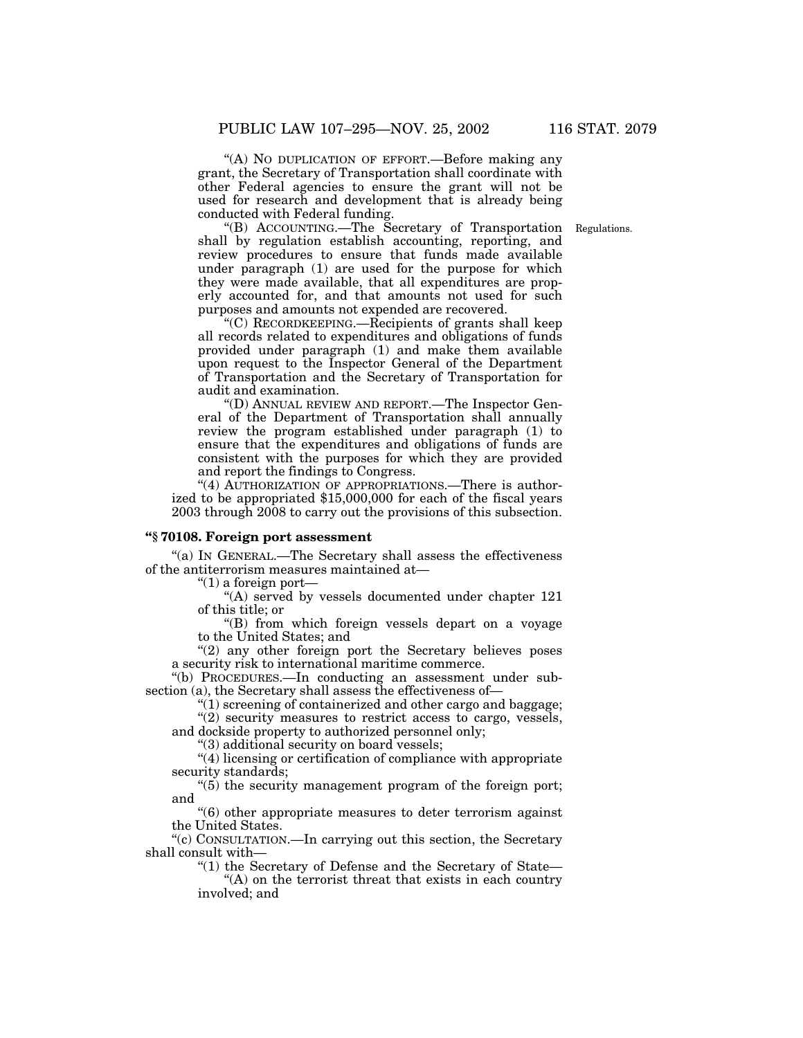"(A) NO DUPLICATION OF EFFORT.—Before making any grant, the Secretary of Transportation shall coordinate with other Federal agencies to ensure the grant will not be used for research and development that is already being conducted with Federal funding.

"(B) ACCOUNTING.—The Secretary of Transportation shall by regulation establish accounting, reporting, and review procedures to ensure that funds made available under paragraph (1) are used for the purpose for which they were made available, that all expenditures are properly accounted for, and that amounts not used for such purposes and amounts not expended are recovered.

Regulations.

"(C) RECORDKEEPING.—Recipients of grants shall keep all records related to expenditures and obligations of funds provided under paragraph (1) and make them available upon request to the Inspector General of the Department of Transportation and the Secretary of Transportation for audit and examination.

"(D) ANNUAL REVIEW AND REPORT.—The Inspector General of the Department of Transportation shall annually review the program established under paragraph (1) to ensure that the expenditures and obligations of funds are consistent with the purposes for which they are provided and report the findings to Congress.

"(4) AUTHORIZATION OF APPROPRIATIONS.—There is authorized to be appropriated $15,000,000 for each of the fiscal years 2003 through 2008 to carry out the provisions of this subsection.

**"§ 70108. Foreign port assessment**

"(a) IN GENERAL.—The Secretary shall assess the effectiveness of the antiterrorism measures maintained at—

"(1) a foreign port—

"(A) served by vessels documented under chapter 121 of this title; or

"(B) from which foreign vessels depart on a voyage to the United States; and

"(2) any other foreign port the Secretary believes poses a security risk to international maritime commerce.

"(b) PROCEDURES.—In conducting an assessment under subsection (a), the Secretary shall assess the effectiveness of—

"(1) screening of containerized and other cargo and baggage;

"(2) security measures to restrict access to cargo, vessels, and dockside property to authorized personnel only;

"(3) additional security on board vessels;

"(4) licensing or certification of compliance with appropriate security standards;

"(5) the security management program of the foreign port; and

"(6) other appropriate measures to deter terrorism against the United States.

"(c) CONSULTATION.—In carrying out this section, the Secretary shall consult with—

"(1) the Secretary of Defense and the Secretary of State—

"(A) on the terrorist threat that exists in each country involved; and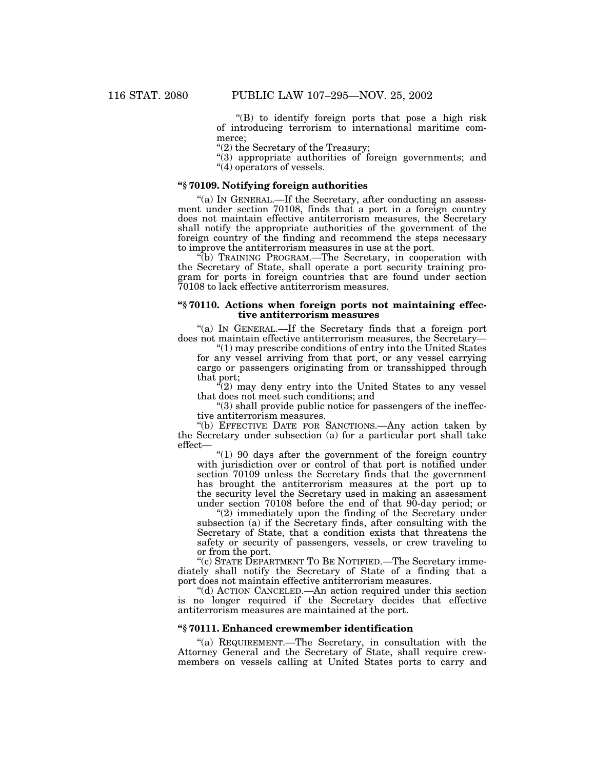"(B) to identify foreign ports that pose a high risk of introducing terrorism to international maritime commerce;

"(2) the Secretary of the Treasury;

"(3) appropriate authorities of foreign governments; and

"(4) operators of vessels.

### "§ 70109. Notifying foreign authorities

"(a) IN GENERAL.—If the Secretary, after conducting an assessment under section 70108, finds that a port in a foreign country does not maintain effective antiterrorism measures, the Secretary shall notify the appropriate authorities of the government of the foreign country of the finding and recommend the steps necessary to improve the antiterrorism measures in use at the port.

"(b) TRAINING PROGRAM.—The Secretary, in cooperation with the Secretary of State, shall operate a port security training program for ports in foreign countries that are found under section 70108 to lack effective antiterrorism measures.

### "§ 70110. Actions when foreign ports not maintaining effective antiterrorism measures

"(a) IN GENERAL.—If the Secretary finds that a foreign port does not maintain effective antiterrorism measures, the Secretary—

"(1) may prescribe conditions of entry into the United States for any vessel arriving from that port, or any vessel carrying cargo or passengers originating from or transshipped through that port;

"(2) may deny entry into the United States to any vessel that does not meet such conditions; and

"(3) shall provide public notice for passengers of the ineffective antiterrorism measures.

"(b) EFFECTIVE DATE FOR SANCTIONS.—Any action taken by the Secretary under subsection (a) for a particular port shall take effect—

"(1) 90 days after the government of the foreign country with jurisdiction over or control of that port is notified under section 70109 unless the Secretary finds that the government has brought the antiterrorism measures at the port up to the security level the Secretary used in making an assessment under section 70108 before the end of that 90-day period; or

"(2) immediately upon the finding of the Secretary under subsection (a) if the Secretary finds, after consulting with the Secretary of State, that a condition exists that threatens the safety or security of passengers, vessels, or crew traveling to or from the port.

"(c) STATE DEPARTMENT TO BE NOTIFIED.—The Secretary immediately shall notify the Secretary of State of a finding that a port does not maintain effective antiterrorism measures.

"(d) ACTION CANCELED.—An action required under this section is no longer required if the Secretary decides that effective antiterrorism measures are maintained at the port.

### "§ 70111. Enhanced crewmember identification

"(a) REQUIREMENT.—The Secretary, in consultation with the Attorney General and the Secretary of State, shall require crewmembers on vessels calling at United States ports to carry and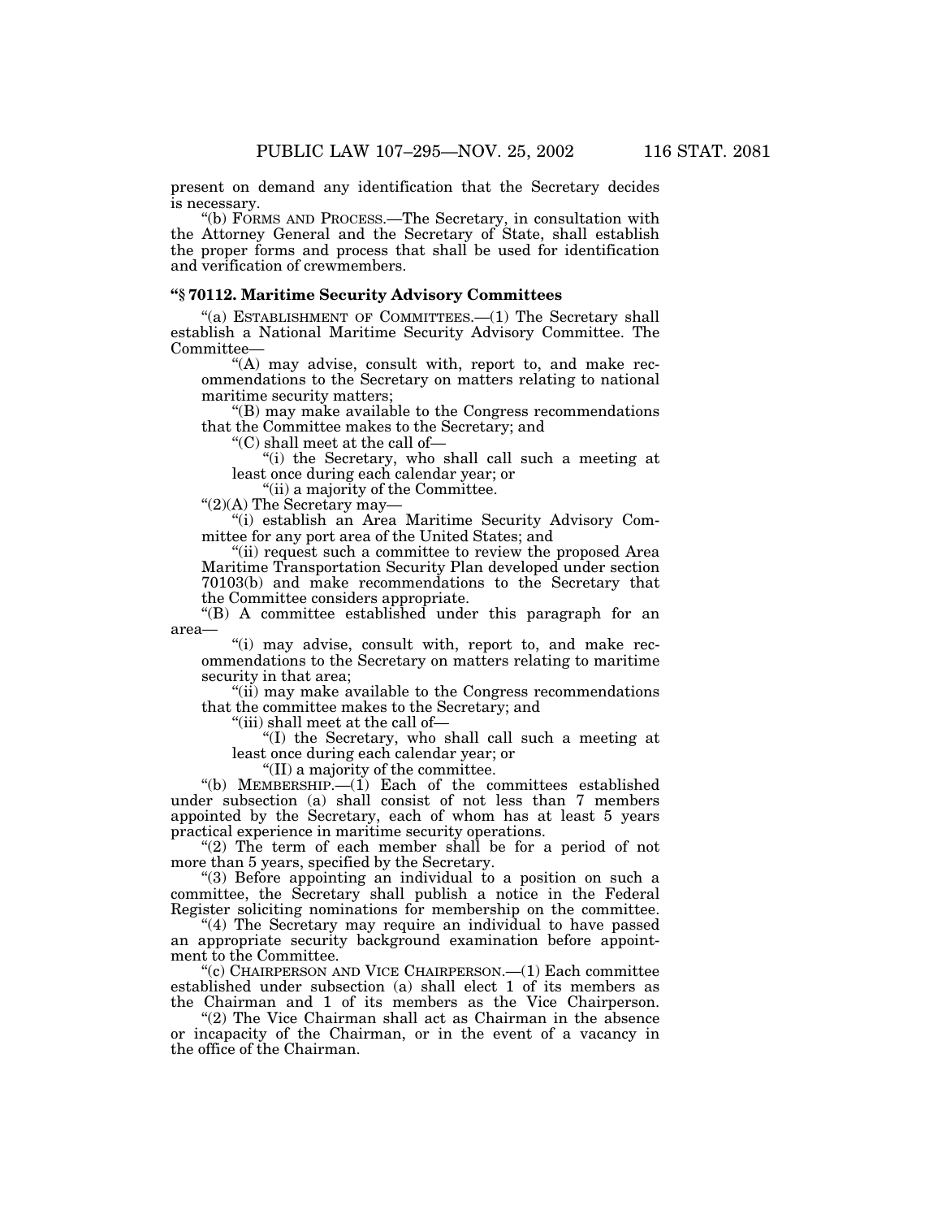present on demand any identification that the Secretary decides is necessary.

"(b) FORMS AND PROCESS.—The Secretary, in consultation with the Attorney General and the Secretary of State, shall establish the proper forms and process that shall be used for identification and verification of crewmembers.

### "§ 70112. Maritime Security Advisory Committees

"(a) ESTABLISHMENT OF COMMITTEES.—(1) The Secretary shall establish a National Maritime Security Advisory Committee. The Committee—

"(A) may advise, consult with, report to, and make recommendations to the Secretary on matters relating to national maritime security matters;

"(B) may make available to the Congress recommendations that the Committee makes to the Secretary; and

"(C) shall meet at the call of—

"(i) the Secretary, who shall call such a meeting at least once during each calendar year; or

"(ii) a majority of the Committee.

"(2)(A) The Secretary may—

"(i) establish an Area Maritime Security Advisory Committee for any port area of the United States; and

"(ii) request such a committee to review the proposed Area Maritime Transportation Security Plan developed under section 70103(b) and make recommendations to the Secretary that the Committee considers appropriate.

"(B) A committee established under this paragraph for an area—

"(i) may advise, consult with, report to, and make recommendations to the Secretary on matters relating to maritime security in that area;

"(ii) may make available to the Congress recommendations that the committee makes to the Secretary; and

"(iii) shall meet at the call of—

"(I) the Secretary, who shall call such a meeting at least once during each calendar year; or

"(II) a majority of the committee.

"(b) MEMBERSHIP.—(1) Each of the committees established under subsection (a) shall consist of not less than 7 members appointed by the Secretary, each of whom has at least 5 years practical experience in maritime security operations.

"(2) The term of each member shall be for a period of not more than 5 years, specified by the Secretary.

"(3) Before appointing an individual to a position on such a committee, the Secretary shall publish a notice in the Federal Register soliciting nominations for membership on the committee.

"(4) The Secretary may require an individual to have passed an appropriate security background examination before appointment to the Committee.

"(c) CHAIRPERSON AND VICE CHAIRPERSON.—(1) Each committee established under subsection (a) shall elect 1 of its members as the Chairman and 1 of its members as the Vice Chairperson.

"(2) The Vice Chairman shall act as Chairman in the absence or incapacity of the Chairman, or in the event of a vacancy in the office of the Chairman.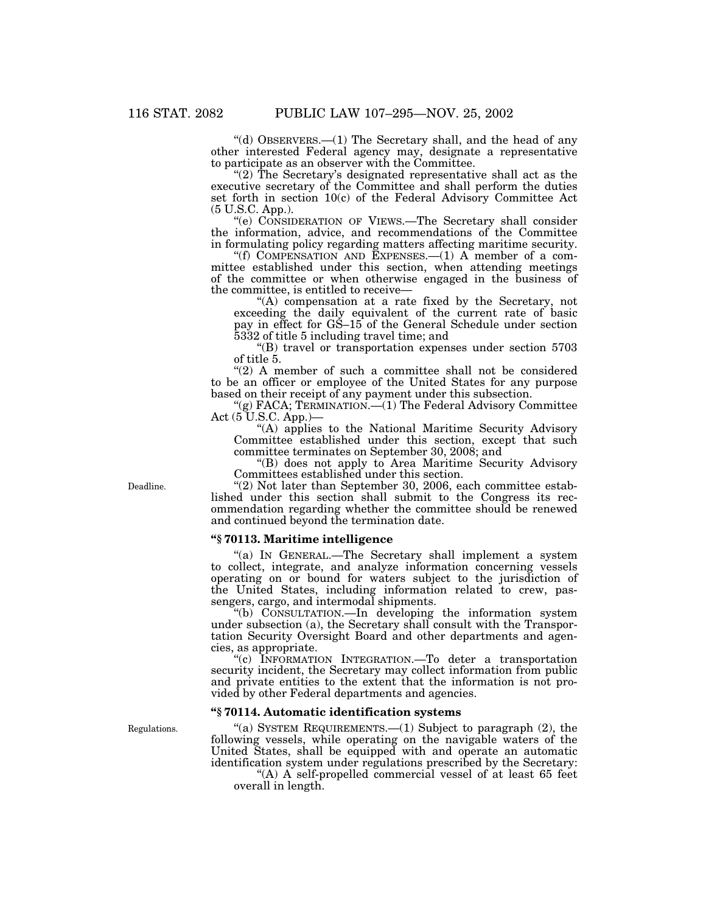"(d) OBSERVERS.—(1) The Secretary shall, and the head of any other interested Federal agency may, designate a representative to participate as an observer with the Committee.

"(2) The Secretary's designated representative shall act as the executive secretary of the Committee and shall perform the duties set forth in section 10(c) of the Federal Advisory Committee Act (5 U.S.C. App.).

"(e) CONSIDERATION OF VIEWS.—The Secretary shall consider the information, advice, and recommendations of the Committee in formulating policy regarding matters affecting maritime security.

"(f) COMPENSATION AND EXPENSES.—(1) A member of a committee established under this section, when attending meetings of the committee or when otherwise engaged in the business of the committee, is entitled to receive—

"(A) compensation at a rate fixed by the Secretary, not exceeding the daily equivalent of the current rate of basic pay in effect for GS–15 of the General Schedule under section 5332 of title 5 including travel time; and

"(B) travel or transportation expenses under section 5703 of title 5.

"(2) A member of such a committee shall not be considered to be an officer or employee of the United States for any purpose based on their receipt of any payment under this subsection.

"(g) FACA; TERMINATION.—(1) The Federal Advisory Committee Act (5 U.S.C. App.)—

"(A) applies to the National Maritime Security Advisory Committee established under this section, except that such committee terminates on September 30, 2008; and

"(B) does not apply to Area Maritime Security Advisory Committees established under this section.

Deadline.

"(2) Not later than September 30, 2006, each committee established under this section shall submit to the Congress its recommendation regarding whether the committee should be renewed and continued beyond the termination date.

### "§ 70113. Maritime intelligence

"(a) IN GENERAL.—The Secretary shall implement a system to collect, integrate, and analyze information concerning vessels operating on or bound for waters subject to the jurisdiction of the United States, including information related to crew, passengers, cargo, and intermodal shipments.

"(b) CONSULTATION.—In developing the information system under subsection (a), the Secretary shall consult with the Transportation Security Oversight Board and other departments and agencies, as appropriate.

"(c) INFORMATION INTEGRATION.—To deter a transportation security incident, the Secretary may collect information from public and private entities to the extent that the information is not provided by other Federal departments and agencies.

### "§ 70114. Automatic identification systems

Regulations.

"(a) SYSTEM REQUIREMENTS.—(1) Subject to paragraph (2), the following vessels, while operating on the navigable waters of the United States, shall be equipped with and operate an automatic identification system under regulations prescribed by the Secretary:

"(A) A self-propelled commercial vessel of at least 65 feet overall in length.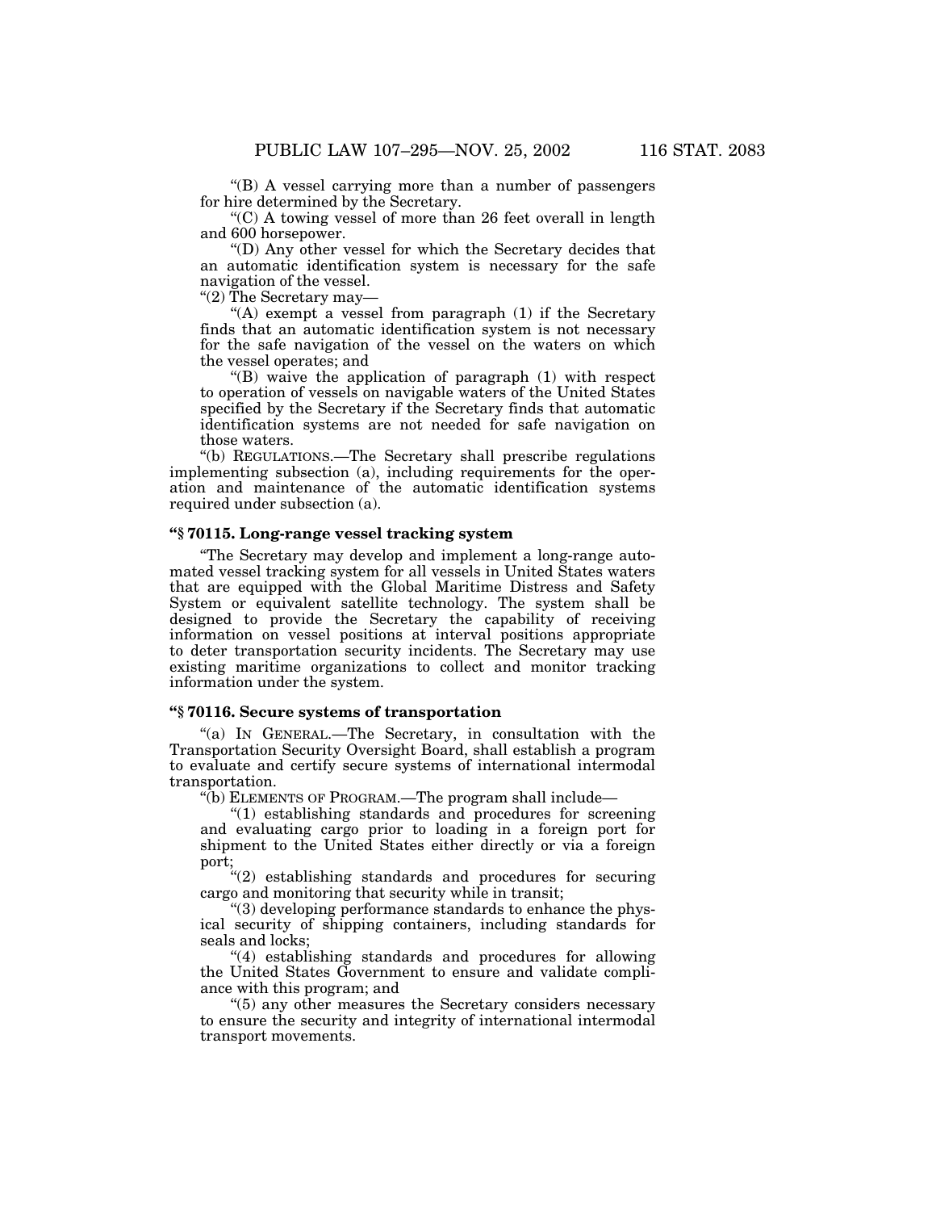"(B) A vessel carrying more than a number of passengers for hire determined by the Secretary.

"(C) A towing vessel of more than 26 feet overall in length and 600 horsepower.

"(D) Any other vessel for which the Secretary decides that an automatic identification system is necessary for the safe navigation of the vessel.

"(2) The Secretary may—

"(A) exempt a vessel from paragraph (1) if the Secretary finds that an automatic identification system is not necessary for the safe navigation of the vessel on the waters on which the vessel operates; and

"(B) waive the application of paragraph (1) with respect to operation of vessels on navigable waters of the United States specified by the Secretary if the Secretary finds that automatic identification systems are not needed for safe navigation on those waters.

"(b) REGULATIONS.—The Secretary shall prescribe regulations implementing subsection (a), including requirements for the operation and maintenance of the automatic identification systems required under subsection (a).

### "§ 70115. Long-range vessel tracking system

"The Secretary may develop and implement a long-range automated vessel tracking system for all vessels in United States waters that are equipped with the Global Maritime Distress and Safety System or equivalent satellite technology. The system shall be designed to provide the Secretary the capability of receiving information on vessel positions at interval positions appropriate to deter transportation security incidents. The Secretary may use existing maritime organizations to collect and monitor tracking information under the system.

### "§ 70116. Secure systems of transportation

"(a) IN GENERAL.—The Secretary, in consultation with the Transportation Security Oversight Board, shall establish a program to evaluate and certify secure systems of international intermodal transportation.

"(b) ELEMENTS OF PROGRAM.—The program shall include—

"(1) establishing standards and procedures for screening and evaluating cargo prior to loading in a foreign port for shipment to the United States either directly or via a foreign port;

"(2) establishing standards and procedures for securing cargo and monitoring that security while in transit;

"(3) developing performance standards to enhance the physical security of shipping containers, including standards for seals and locks;

"(4) establishing standards and procedures for allowing the United States Government to ensure and validate compliance with this program; and

"(5) any other measures the Secretary considers necessary to ensure the security and integrity of international intermodal transport movements.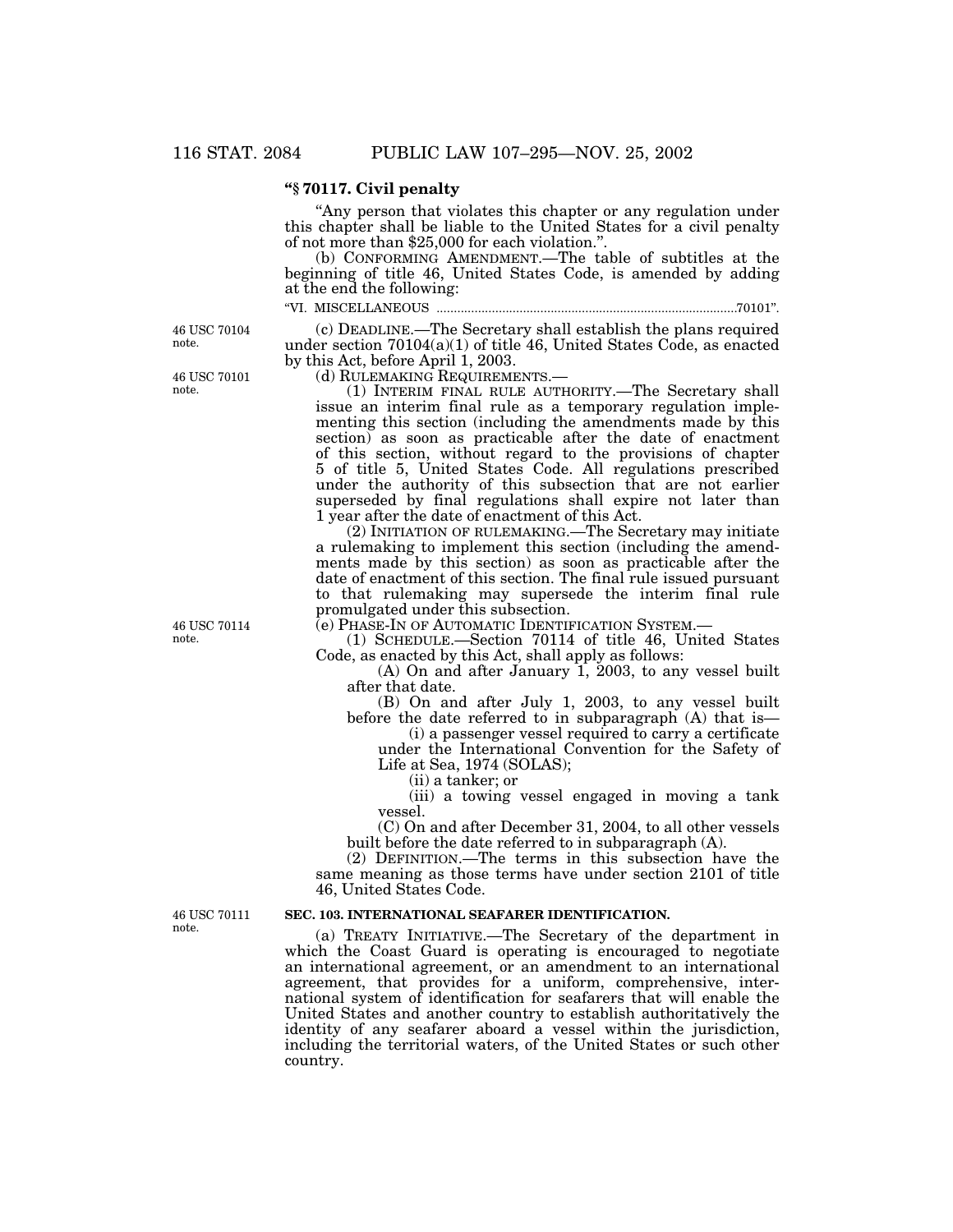**"§ 70117. Civil penalty**

"Any person that violates this chapter or any regulation under this chapter shall be liable to the United States for a civil penalty of not more than $25,000 for each violation.".

(b) CONFORMING AMENDMENT.—The table of subtitles at the beginning of title 46, United States Code, is amended by adding at the end the following:

"VI. MISCELLANEOUS ....................................................................................70101".

46 USC 70104 note.

(c) DEADLINE.—The Secretary shall establish the plans required under section 70104(a)(1) of title 46, United States Code, as enacted by this Act, before April 1, 2003.

46 USC 70101 note.

(d) RULEMAKING REQUIREMENTS.—

(1) INTERIM FINAL RULE AUTHORITY.—The Secretary shall issue an interim final rule as a temporary regulation implementing this section (including the amendments made by this section) as soon as practicable after the date of enactment of this section, without regard to the provisions of chapter 5 of title 5, United States Code. All regulations prescribed under the authority of this subsection that are not earlier superseded by final regulations shall expire not later than 1 year after the date of enactment of this Act.

(2) INITIATION OF RULEMAKING.—The Secretary may initiate a rulemaking to implement this section (including the amendments made by this section) as soon as practicable after the date of enactment of this section. The final rule issued pursuant to that rulemaking may supersede the interim final rule promulgated under this subsection.

46 USC 70114 note.

(e) PHASE-IN OF AUTOMATIC IDENTIFICATION SYSTEM.—

(1) SCHEDULE.—Section 70114 of title 46, United States Code, as enacted by this Act, shall apply as follows:

(A) On and after January 1, 2003, to any vessel built after that date.

(B) On and after July 1, 2003, to any vessel built before the date referred to in subparagraph (A) that is—

(i) a passenger vessel required to carry a certificate under the International Convention for the Safety of Life at Sea, 1974 (SOLAS);

(ii) a tanker; or

(iii) a towing vessel engaged in moving a tank vessel.

(C) On and after December 31, 2004, to all other vessels built before the date referred to in subparagraph (A).

(2) DEFINITION.—The terms in this subsection have the same meaning as those terms have under section 2101 of title 46, United States Code.

46 USC 70111 note.

**SEC. 103. INTERNATIONAL SEAFARER IDENTIFICATION.**

(a) TREATY INITIATIVE.—The Secretary of the department in which the Coast Guard is operating is encouraged to negotiate an international agreement, or an amendment to an international agreement, that provides for a uniform, comprehensive, international system of identification for seafarers that will enable the United States and another country to establish authoritatively the identity of any seafarer aboard a vessel within the jurisdiction, including the territorial waters, of the United States or such other country.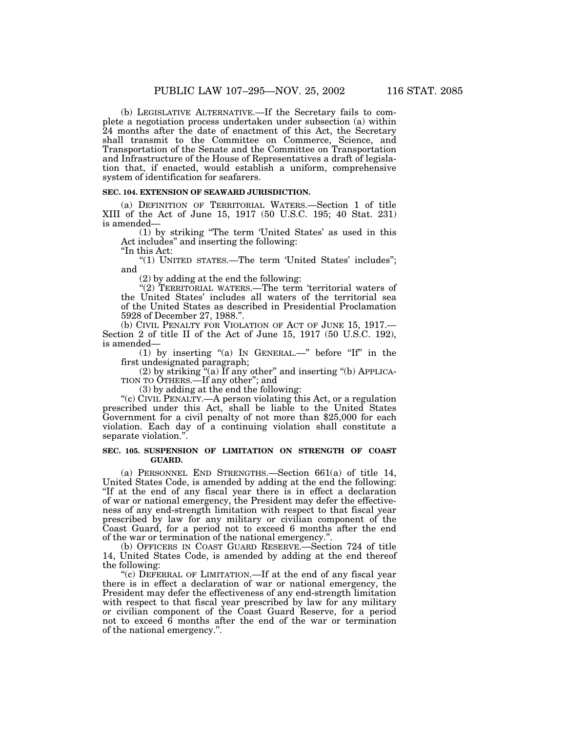(b) LEGISLATIVE ALTERNATIVE.—If the Secretary fails to complete a negotiation process undertaken under subsection (a) within 24 months after the date of enactment of this Act, the Secretary shall transmit to the Committee on Commerce, Science, and Transportation of the Senate and the Committee on Transportation and Infrastructure of the House of Representatives a draft of legislation that, if enacted, would establish a uniform, comprehensive system of identification for seafarers.

**SEC. 104. EXTENSION OF SEAWARD JURISDICTION.**

(a) DEFINITION OF TERRITORIAL WATERS.—Section 1 of title XIII of the Act of June 15, 1917 (50 U.S.C. 195; 40 Stat. 231) is amended—

(1) by striking "The term 'United States' as used in this Act includes" and inserting the following:

"In this Act:

"(1) UNITED STATES.—The term 'United States' includes"; and

(2) by adding at the end the following:

"(2) TERRITORIAL WATERS.—The term 'territorial waters of the United States' includes all waters of the territorial sea of the United States as described in Presidential Proclamation 5928 of December 27, 1988.".

(b) CIVIL PENALTY FOR VIOLATION OF ACT OF JUNE 15, 1917.—Section 2 of title II of the Act of June 15, 1917 (50 U.S.C. 192), is amended—

(1) by inserting "(a) IN GENERAL.—" before "If" in the first undesignated paragraph;

(2) by striking "(a) If any other" and inserting "(b) APPLICATION TO OTHERS.—If any other"; and

(3) by adding at the end the following:

"(c) CIVIL PENALTY.—A person violating this Act, or a regulation prescribed under this Act, shall be liable to the United States Government for a civil penalty of not more than $25,000 for each violation. Each day of a continuing violation shall constitute a separate violation.".

**SEC. 105. SUSPENSION OF LIMITATION ON STRENGTH OF COAST GUARD.**

(a) PERSONNEL END STRENGTHS.—Section 661(a) of title 14, United States Code, is amended by adding at the end the following: "If at the end of any fiscal year there is in effect a declaration of war or national emergency, the President may defer the effectiveness of any end-strength limitation with respect to that fiscal year prescribed by law for any military or civilian component of the Coast Guard, for a period not to exceed 6 months after the end of the war or termination of the national emergency.".

(b) OFFICERS IN COAST GUARD RESERVE.—Section 724 of title 14, United States Code, is amended by adding at the end thereof the following:

"(c) DEFERRAL OF LIMITATION.—If at the end of any fiscal year there is in effect a declaration of war or national emergency, the President may defer the effectiveness of any end-strength limitation with respect to that fiscal year prescribed by law for any military or civilian component of the Coast Guard Reserve, for a period not to exceed 6 months after the end of the war or termination of the national emergency.".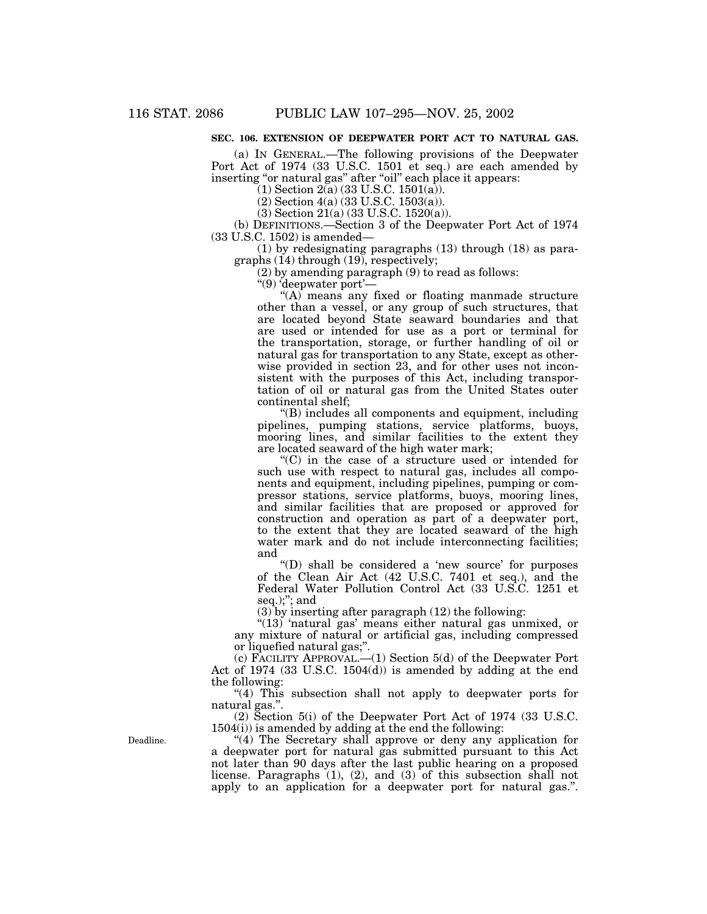**SEC. 106. EXTENSION OF DEEPWATER PORT ACT TO NATURAL GAS.**

(a) IN GENERAL.—The following provisions of the Deepwater Port Act of 1974 (33 U.S.C. 1501 et seq.) are each amended by inserting "or natural gas" after "oil" each place it appears:

(1) Section 2(a) (33 U.S.C. 1501(a)).

(2) Section 4(a) (33 U.S.C. 1503(a)).

(3) Section 21(a) (33 U.S.C. 1520(a)).

(b) DEFINITIONS.—Section 3 of the Deepwater Port Act of 1974 (33 U.S.C. 1502) is amended—

(1) by redesignating paragraphs (13) through (18) as paragraphs (14) through (19), respectively;

(2) by amending paragraph (9) to read as follows:

"(9) 'deepwater port'—

"(A) means any fixed or floating manmade structure other than a vessel, or any group of such structures, that are located beyond State seaward boundaries and that are used or intended for use as a port or terminal for the transportation, storage, or further handling of oil or natural gas for transportation to any State, except as otherwise provided in section 23, and for other uses not inconsistent with the purposes of this Act, including transportation of oil or natural gas from the United States outer continental shelf;

"(B) includes all components and equipment, including pipelines, pumping stations, service platforms, buoys, mooring lines, and similar facilities to the extent they are located seaward of the high water mark;

"(C) in the case of a structure used or intended for such use with respect to natural gas, includes all components and equipment, including pipelines, pumping or compressor stations, service platforms, buoys, mooring lines, and similar facilities that are proposed or approved for construction and operation as part of a deepwater port, to the extent that they are located seaward of the high water mark and do not include interconnecting facilities; and

"(D) shall be considered a 'new source' for purposes of the Clean Air Act (42 U.S.C. 7401 et seq.), and the Federal Water Pollution Control Act (33 U.S.C. 1251 et seq.);"; and

(3) by inserting after paragraph (12) the following:

"(13) 'natural gas' means either natural gas unmixed, or any mixture of natural or artificial gas, including compressed or liquefied natural gas;".

(c) FACILITY APPROVAL.—(1) Section 5(d) of the Deepwater Port Act of 1974 (33 U.S.C. 1504(d)) is amended by adding at the end the following:

"(4) This subsection shall not apply to deepwater ports for natural gas.".

(2) Section 5(i) of the Deepwater Port Act of 1974 (33 U.S.C. 1504(i)) is amended by adding at the end the following:

Deadline.

"(4) The Secretary shall approve or deny any application for a deepwater port for natural gas submitted pursuant to this Act not later than 90 days after the last public hearing on a proposed license. Paragraphs (1), (2), and (3) of this subsection shall not apply to an application for a deepwater port for natural gas.".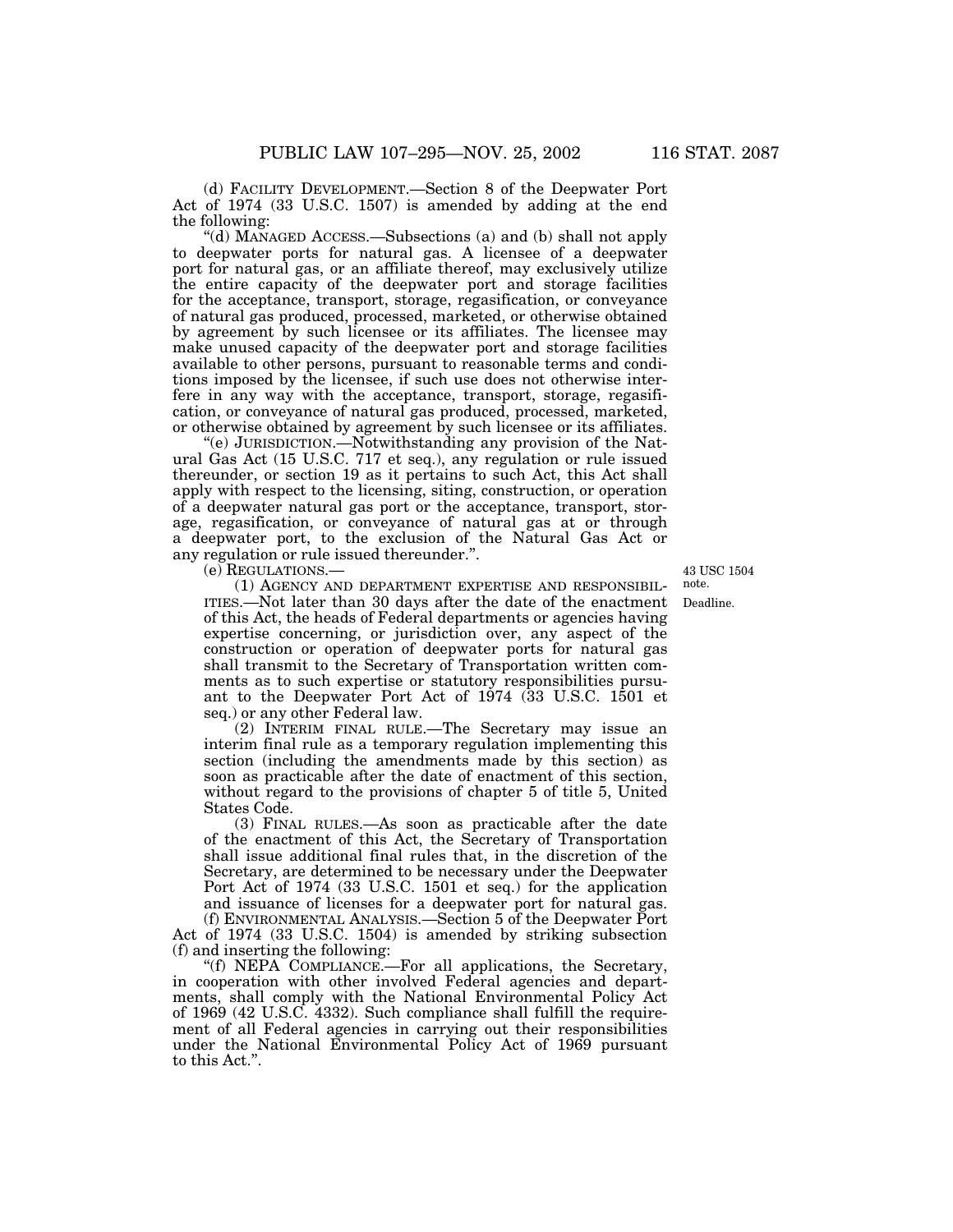(d) FACILITY DEVELOPMENT.—Section 8 of the Deepwater Port Act of 1974 (33 U.S.C. 1507) is amended by adding at the end the following:

"(d) MANAGED ACCESS.—Subsections (a) and (b) shall not apply to deepwater ports for natural gas. A licensee of a deepwater port for natural gas, or an affiliate thereof, may exclusively utilize the entire capacity of the deepwater port and storage facilities for the acceptance, transport, storage, regasification, or conveyance of natural gas produced, processed, marketed, or otherwise obtained by agreement by such licensee or its affiliates. The licensee may make unused capacity of the deepwater port and storage facilities available to other persons, pursuant to reasonable terms and conditions imposed by the licensee, if such use does not otherwise interfere in any way with the acceptance, transport, storage, regasification, or conveyance of natural gas produced, processed, marketed, or otherwise obtained by agreement by such licensee or its affiliates.

"(e) JURISDICTION.—Notwithstanding any provision of the Natural Gas Act (15 U.S.C. 717 et seq.), any regulation or rule issued thereunder, or section 19 as it pertains to such Act, this Act shall apply with respect to the licensing, siting, construction, or operation of a deepwater natural gas port or the acceptance, transport, storage, regasification, or conveyance of natural gas at or through a deepwater port, to the exclusion of the Natural Gas Act or any regulation or rule issued thereunder.".

(e) REGULATIONS.—

43 USC 1504 note.

Deadline.

(1) AGENCY AND DEPARTMENT EXPERTISE AND RESPONSIBILITIES.—Not later than 30 days after the date of the enactment of this Act, the heads of Federal departments or agencies having expertise concerning, or jurisdiction over, any aspect of the construction or operation of deepwater ports for natural gas shall transmit to the Secretary of Transportation written comments as to such expertise or statutory responsibilities pursuant to the Deepwater Port Act of 1974 (33 U.S.C. 1501 et seq.) or any other Federal law.

(2) INTERIM FINAL RULE.—The Secretary may issue an interim final rule as a temporary regulation implementing this section (including the amendments made by this section) as soon as practicable after the date of enactment of this section, without regard to the provisions of chapter 5 of title 5, United States Code.

(3) FINAL RULES.—As soon as practicable after the date of the enactment of this Act, the Secretary of Transportation shall issue additional final rules that, in the discretion of the Secretary, are determined to be necessary under the Deepwater Port Act of 1974 (33 U.S.C. 1501 et seq.) for the application and issuance of licenses for a deepwater port for natural gas.

(f) ENVIRONMENTAL ANALYSIS.—Section 5 of the Deepwater Port Act of 1974 (33 U.S.C. 1504) is amended by striking subsection (f) and inserting the following:

"(f) NEPA COMPLIANCE.—For all applications, the Secretary, in cooperation with other involved Federal agencies and departments, shall comply with the National Environmental Policy Act of 1969 (42 U.S.C. 4332). Such compliance shall fulfill the requirement of all Federal agencies in carrying out their responsibilities under the National Environmental Policy Act of 1969 pursuant to this Act.".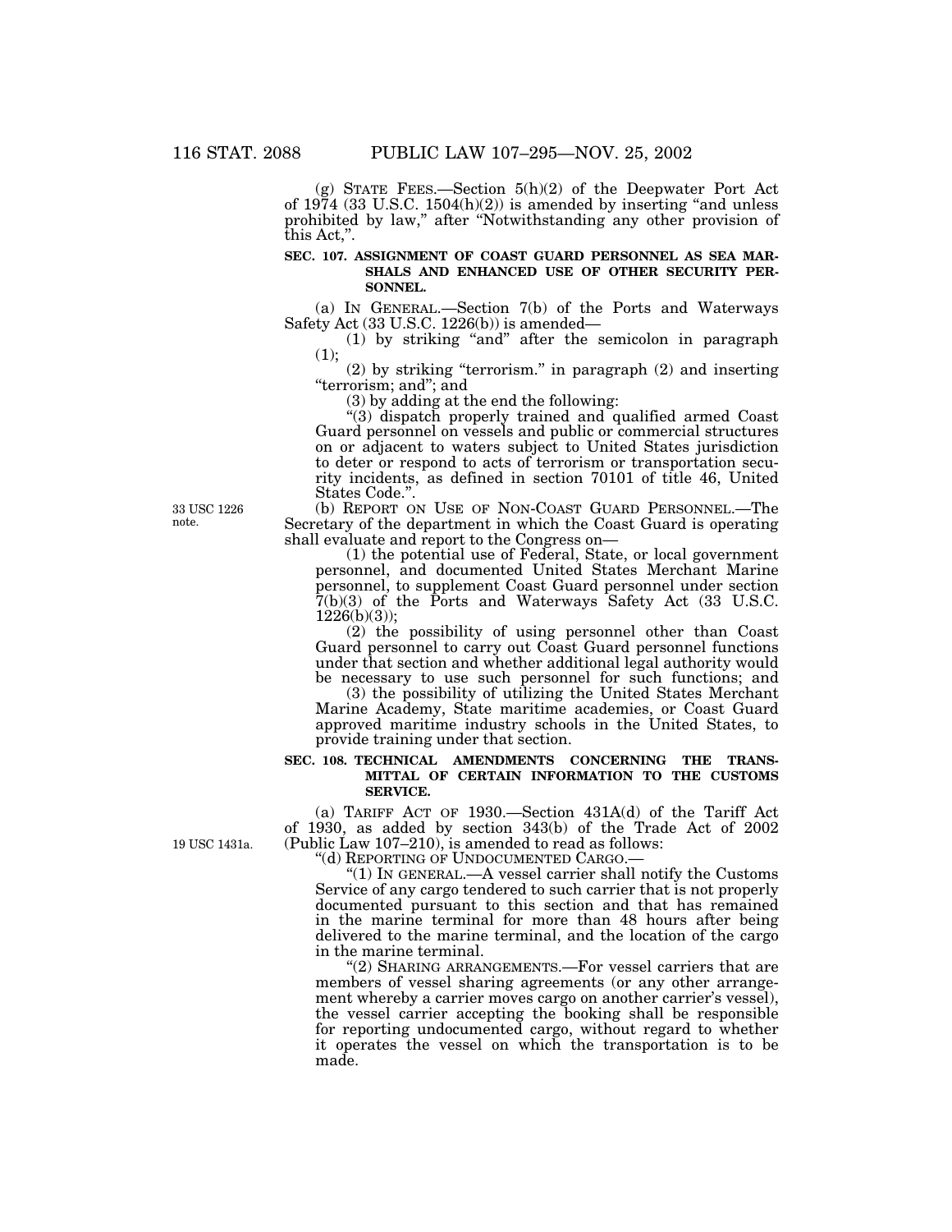(g) STATE FEES.—Section 5(h)(2) of the Deepwater Port Act of 1974 (33 U.S.C. 1504(h)(2)) is amended by inserting "and unless prohibited by law," after "Notwithstanding any other provision of this Act,".

**SEC. 107. ASSIGNMENT OF COAST GUARD PERSONNEL AS SEA MARSHALS AND ENHANCED USE OF OTHER SECURITY PERSONNEL.**

(a) IN GENERAL.—Section 7(b) of the Ports and Waterways Safety Act (33 U.S.C. 1226(b)) is amended—

(1) by striking "and" after the semicolon in paragraph (1);

(2) by striking "terrorism." in paragraph (2) and inserting "terrorism; and"; and

(3) by adding at the end the following:

"(3) dispatch properly trained and qualified armed Coast Guard personnel on vessels and public or commercial structures on or adjacent to waters subject to United States jurisdiction to deter or respond to acts of terrorism or transportation security incidents, as defined in section 70101 of title 46, United States Code.".

33 USC 1226 note.

(b) REPORT ON USE OF NON-COAST GUARD PERSONNEL.—The Secretary of the department in which the Coast Guard is operating shall evaluate and report to the Congress on—

(1) the potential use of Federal, State, or local government personnel, and documented United States Merchant Marine personnel, to supplement Coast Guard personnel under section 7(b)(3) of the Ports and Waterways Safety Act (33 U.S.C. 1226(b)(3));

(2) the possibility of using personnel other than Coast Guard personnel to carry out Coast Guard personnel functions under that section and whether additional legal authority would be necessary to use such personnel for such functions; and

(3) the possibility of utilizing the United States Merchant Marine Academy, State maritime academies, or Coast Guard approved maritime industry schools in the United States, to provide training under that section.

**SEC. 108. TECHNICAL AMENDMENTS CONCERNING THE TRANSMITTAL OF CERTAIN INFORMATION TO THE CUSTOMS SERVICE.**

(a) TARIFF ACT OF 1930.—Section 431A(d) of the Tariff Act of 1930, as added by section 343(b) of the Trade Act of 2002 (Public Law 107–210), is amended to read as follows:

19 USC 1431a.

"(d) REPORTING OF UNDOCUMENTED CARGO.—

"(1) IN GENERAL.—A vessel carrier shall notify the Customs Service of any cargo tendered to such carrier that is not properly documented pursuant to this section and that has remained in the marine terminal for more than 48 hours after being delivered to the marine terminal, and the location of the cargo in the marine terminal.

"(2) SHARING ARRANGEMENTS.—For vessel carriers that are members of vessel sharing agreements (or any other arrangement whereby a carrier moves cargo on another carrier's vessel), the vessel carrier accepting the booking shall be responsible for reporting undocumented cargo, without regard to whether it operates the vessel on which the transportation is to be made.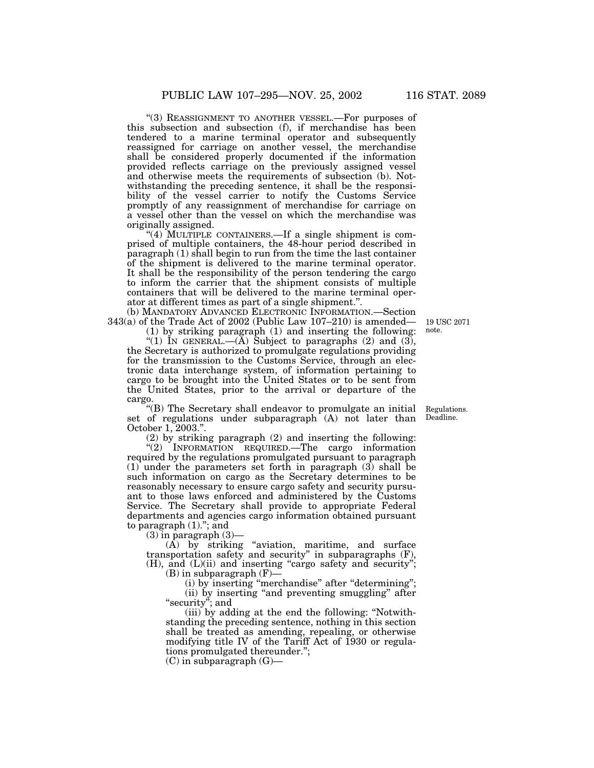"(3) REASSIGNMENT TO ANOTHER VESSEL.—For purposes of this subsection and subsection (f), if merchandise has been tendered to a marine terminal operator and subsequently reassigned for carriage on another vessel, the merchandise shall be considered properly documented if the information provided reflects carriage on the previously assigned vessel and otherwise meets the requirements of subsection (b). Notwithstanding the preceding sentence, it shall be the responsibility of the vessel carrier to notify the Customs Service promptly of any reassignment of merchandise for carriage on a vessel other than the vessel on which the merchandise was originally assigned.

"(4) MULTIPLE CONTAINERS.—If a single shipment is comprised of multiple containers, the 48-hour period described in paragraph (1) shall begin to run from the time the last container of the shipment is delivered to the marine terminal operator. It shall be the responsibility of the person tendering the cargo to inform the carrier that the shipment consists of multiple containers that will be delivered to the marine terminal operator at different times as part of a single shipment.".

(b) MANDATORY ADVANCED ELECTRONIC INFORMATION.—Section 343(a) of the Trade Act of 2002 (Public Law 107–210) is amended—

19 USC 2071 note.

(1) by striking paragraph (1) and inserting the following:

"(1) IN GENERAL.—(A) Subject to paragraphs (2) and (3), the Secretary is authorized to promulgate regulations providing for the transmission to the Customs Service, through an electronic data interchange system, of information pertaining to cargo to be brought into the United States or to be sent from the United States, prior to the arrival or departure of the cargo.

Regulations. Deadline.

"(B) The Secretary shall endeavor to promulgate an initial set of regulations under subparagraph (A) not later than October 1, 2003.".

(2) by striking paragraph (2) and inserting the following:

"(2) INFORMATION REQUIRED.—The cargo information required by the regulations promulgated pursuant to paragraph (1) under the parameters set forth in paragraph (3) shall be such information on cargo as the Secretary determines to be reasonably necessary to ensure cargo safety and security pursuant to those laws enforced and administered by the Customs Service. The Secretary shall provide to appropriate Federal departments and agencies cargo information obtained pursuant to paragraph (1)."; and

(3) in paragraph (3)—

(A) by striking "aviation, maritime, and surface transportation safety and security" in subparagraphs (F), (H), and (L)(ii) and inserting "cargo safety and security";

(B) in subparagraph (F)—

(i) by inserting "merchandise" after "determining";

(ii) by inserting "and preventing smuggling" after "security"; and

(iii) by adding at the end the following: "Notwithstanding the preceding sentence, nothing in this section shall be treated as amending, repealing, or otherwise modifying title IV of the Tariff Act of 1930 or regulations promulgated thereunder.";

(C) in subparagraph (G)—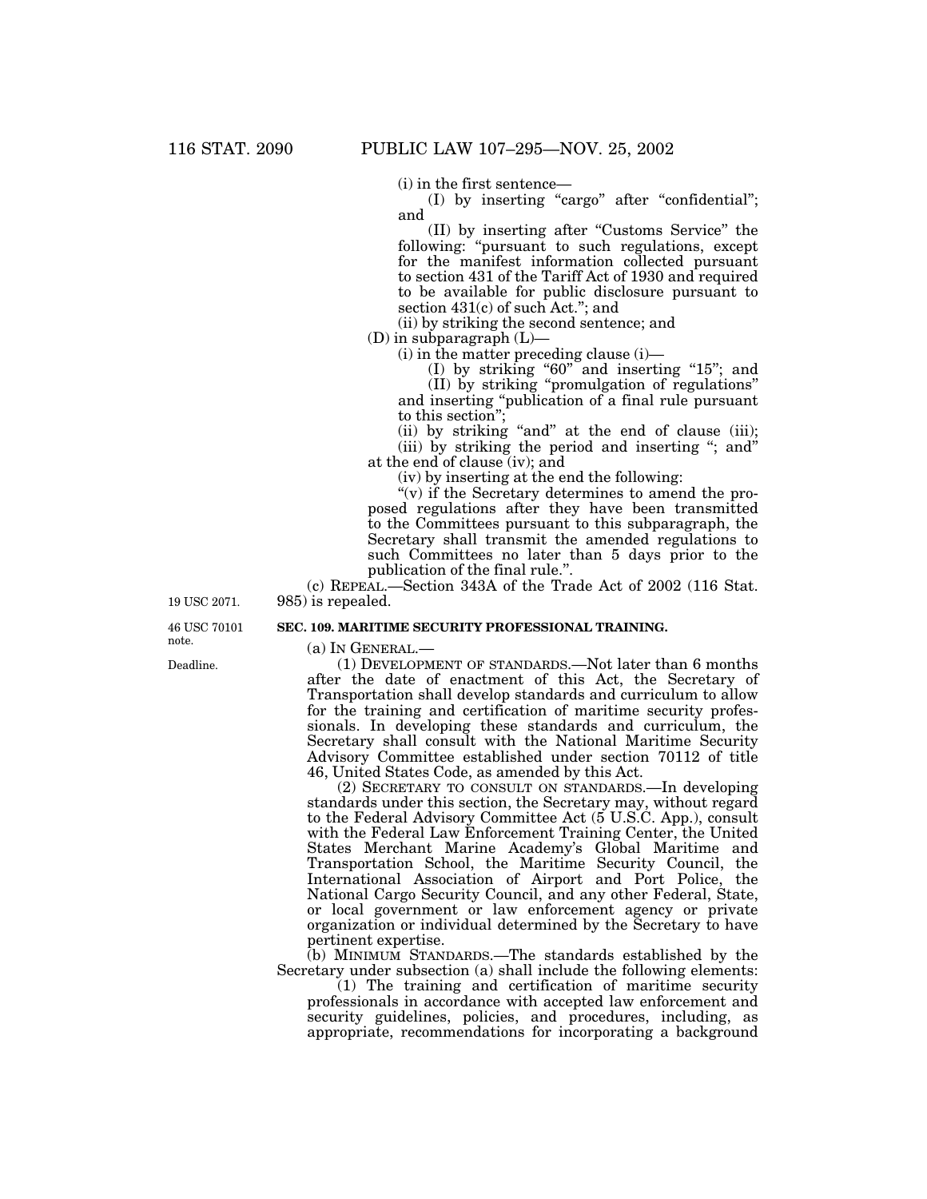(i) in the first sentence—

(I) by inserting "cargo" after "confidential"; and

(II) by inserting after "Customs Service" the following: "pursuant to such regulations, except for the manifest information collected pursuant to section 431 of the Tariff Act of 1930 and required to be available for public disclosure pursuant to section 431(c) of such Act."; and

(ii) by striking the second sentence; and

(D) in subparagraph (L)—

(i) in the matter preceding clause (i)—

(I) by striking "60" and inserting "15"; and

(II) by striking "promulgation of regulations" and inserting "publication of a final rule pursuant to this section";

(ii) by striking "and" at the end of clause (iii);

(iii) by striking the period and inserting "; and" at the end of clause (iv); and

(iv) by inserting at the end the following:

"(v) if the Secretary determines to amend the proposed regulations after they have been transmitted to the Committees pursuant to this subparagraph, the Secretary shall transmit the amended regulations to such Committees no later than 5 days prior to the publication of the final rule.".

19 USC 2071.

(c) REPEAL.—Section 343A of the Trade Act of 2002 (116 Stat. 985) is repealed.

46 USC 70101 note.

## SEC. 109. MARITIME SECURITY PROFESSIONAL TRAINING.

(a) IN GENERAL.—

Deadline.

(1) DEVELOPMENT OF STANDARDS.—Not later than 6 months after the date of enactment of this Act, the Secretary of Transportation shall develop standards and curriculum to allow for the training and certification of maritime security professionals. In developing these standards and curriculum, the Secretary shall consult with the National Maritime Security Advisory Committee established under section 70112 of title 46, United States Code, as amended by this Act.

(2) SECRETARY TO CONSULT ON STANDARDS.—In developing standards under this section, the Secretary may, without regard to the Federal Advisory Committee Act (5 U.S.C. App.), consult with the Federal Law Enforcement Training Center, the United States Merchant Marine Academy's Global Maritime and Transportation School, the Maritime Security Council, the International Association of Airport and Port Police, the National Cargo Security Council, and any other Federal, State, or local government or law enforcement agency or private organization or individual determined by the Secretary to have pertinent expertise.

(b) MINIMUM STANDARDS.—The standards established by the Secretary under subsection (a) shall include the following elements:

(1) The training and certification of maritime security professionals in accordance with accepted law enforcement and security guidelines, policies, and procedures, including, as appropriate, recommendations for incorporating a background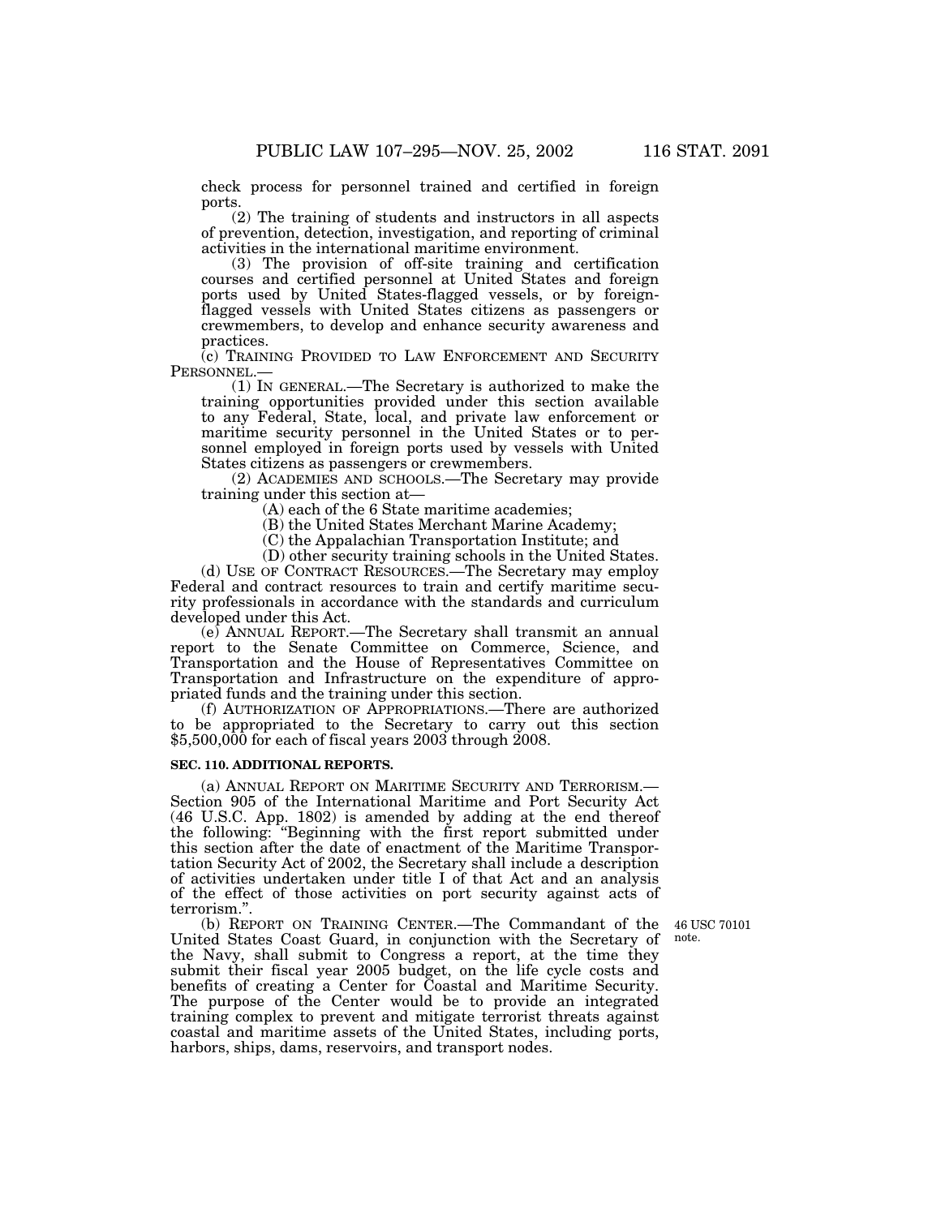check process for personnel trained and certified in foreign ports.

(2) The training of students and instructors in all aspects of prevention, detection, investigation, and reporting of criminal activities in the international maritime environment.

(3) The provision of off-site training and certification courses and certified personnel at United States and foreign ports used by United States-flagged vessels, or by foreign-flagged vessels with United States citizens as passengers or crewmembers, to develop and enhance security awareness and practices.

(c) TRAINING PROVIDED TO LAW ENFORCEMENT AND SECURITY PERSONNEL.—

(1) IN GENERAL.—The Secretary is authorized to make the training opportunities provided under this section available to any Federal, State, local, and private law enforcement or maritime security personnel in the United States or to personnel employed in foreign ports used by vessels with United States citizens as passengers or crewmembers.

(2) ACADEMIES AND SCHOOLS.—The Secretary may provide training under this section at—

(A) each of the 6 State maritime academies;

(B) the United States Merchant Marine Academy;

(C) the Appalachian Transportation Institute; and

(D) other security training schools in the United States.

(d) USE OF CONTRACT RESOURCES.—The Secretary may employ Federal and contract resources to train and certify maritime security professionals in accordance with the standards and curriculum developed under this Act.

(e) ANNUAL REPORT.—The Secretary shall transmit an annual report to the Senate Committee on Commerce, Science, and Transportation and the House of Representatives Committee on Transportation and Infrastructure on the expenditure of appropriated funds and the training under this section.

(f) AUTHORIZATION OF APPROPRIATIONS.—There are authorized to be appropriated to the Secretary to carry out this section $5,500,000 for each of fiscal years 2003 through 2008.

**SEC. 110. ADDITIONAL REPORTS.**

(a) ANNUAL REPORT ON MARITIME SECURITY AND TERRORISM.—Section 905 of the International Maritime and Port Security Act (46 U.S.C. App. 1802) is amended by adding at the end thereof the following: "Beginning with the first report submitted under this section after the date of enactment of the Maritime Transportation Security Act of 2002, the Secretary shall include a description of activities undertaken under title I of that Act and an analysis of the effect of those activities on port security against acts of terrorism.".

46 USC 70101 note.

(b) REPORT ON TRAINING CENTER.—The Commandant of the United States Coast Guard, in conjunction with the Secretary of the Navy, shall submit to Congress a report, at the time they submit their fiscal year 2005 budget, on the life cycle costs and benefits of creating a Center for Coastal and Maritime Security. The purpose of the Center would be to provide an integrated training complex to prevent and mitigate terrorist threats against coastal and maritime assets of the United States, including ports, harbors, ships, dams, reservoirs, and transport nodes.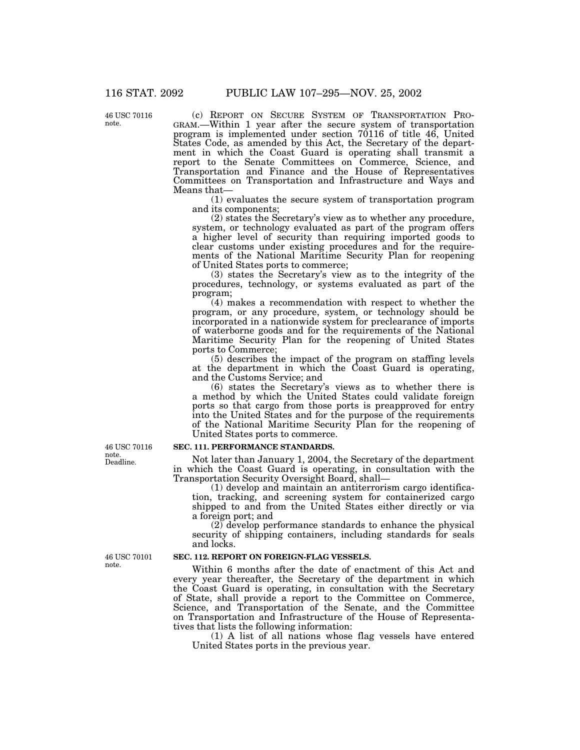46 USC 70116 note.

(c) REPORT ON SECURE SYSTEM OF TRANSPORTATION PROGRAM.—Within 1 year after the secure system of transportation program is implemented under section 70116 of title 46, United States Code, as amended by this Act, the Secretary of the department in which the Coast Guard is operating shall transmit a report to the Senate Committees on Commerce, Science, and Transportation and Finance and the House of Representatives Committees on Transportation and Infrastructure and Ways and Means that—

(1) evaluates the secure system of transportation program and its components;

(2) states the Secretary's view as to whether any procedure, system, or technology evaluated as part of the program offers a higher level of security than requiring imported goods to clear customs under existing procedures and for the requirements of the National Maritime Security Plan for reopening of United States ports to commerce;

(3) states the Secretary's view as to the integrity of the procedures, technology, or systems evaluated as part of the program;

(4) makes a recommendation with respect to whether the program, or any procedure, system, or technology should be incorporated in a nationwide system for preclearance of imports of waterborne goods and for the requirements of the National Maritime Security Plan for the reopening of United States ports to Commerce;

(5) describes the impact of the program on staffing levels at the department in which the Coast Guard is operating, and the Customs Service; and

(6) states the Secretary's views as to whether there is a method by which the United States could validate foreign ports so that cargo from those ports is preapproved for entry into the United States and for the purpose of the requirements of the National Maritime Security Plan for the reopening of United States ports to commerce.

46 USC 70116 note. Deadline.

**SEC. 111. PERFORMANCE STANDARDS.**

Not later than January 1, 2004, the Secretary of the department in which the Coast Guard is operating, in consultation with the Transportation Security Oversight Board, shall—

(1) develop and maintain an antiterrorism cargo identification, tracking, and screening system for containerized cargo shipped to and from the United States either directly or via a foreign port; and

(2) develop performance standards to enhance the physical security of shipping containers, including standards for seals and locks.

46 USC 70101 note.

**SEC. 112. REPORT ON FOREIGN-FLAG VESSELS.**

Within 6 months after the date of enactment of this Act and every year thereafter, the Secretary of the department in which the Coast Guard is operating, in consultation with the Secretary of State, shall provide a report to the Committee on Commerce, Science, and Transportation of the Senate, and the Committee on Transportation and Infrastructure of the House of Representatives that lists the following information:

(1) A list of all nations whose flag vessels have entered United States ports in the previous year.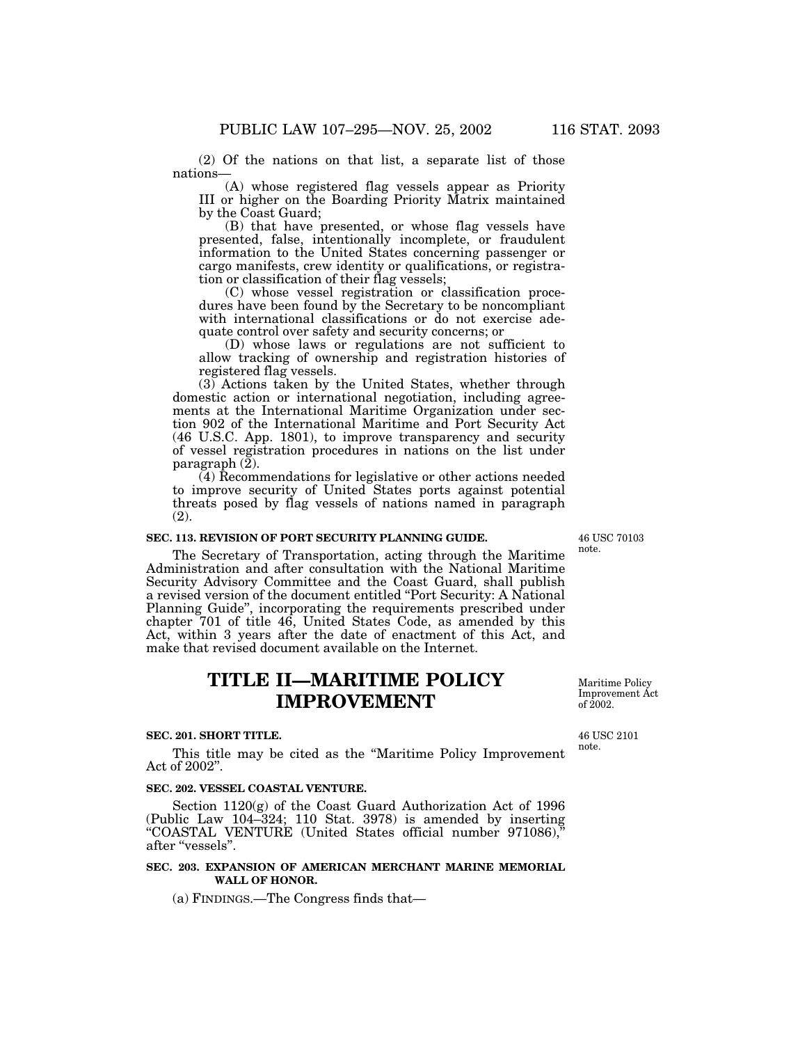(2) Of the nations on that list, a separate list of those nations—

(A) whose registered flag vessels appear as Priority III or higher on the Boarding Priority Matrix maintained by the Coast Guard;

(B) that have presented, or whose flag vessels have presented, false, intentionally incomplete, or fraudulent information to the United States concerning passenger or cargo manifests, crew identity or qualifications, or registration or classification of their flag vessels;

(C) whose vessel registration or classification procedures have been found by the Secretary to be noncompliant with international classifications or do not exercise adequate control over safety and security concerns; or

(D) whose laws or regulations are not sufficient to allow tracking of ownership and registration histories of registered flag vessels.

(3) Actions taken by the United States, whether through domestic action or international negotiation, including agreements at the International Maritime Organization under section 902 of the International Maritime and Port Security Act (46 U.S.C. App. 1801), to improve transparency and security of vessel registration procedures in nations on the list under paragraph (2).

(4) Recommendations for legislative or other actions needed to improve security of United States ports against potential threats posed by flag vessels of nations named in paragraph (2).

**SEC. 113. REVISION OF PORT SECURITY PLANNING GUIDE.**

46 USC 70103 note.

The Secretary of Transportation, acting through the Maritime Administration and after consultation with the National Maritime Security Advisory Committee and the Coast Guard, shall publish a revised version of the document entitled "Port Security: A National Planning Guide", incorporating the requirements prescribed under chapter 701 of title 46, United States Code, as amended by this Act, within 3 years after the date of enactment of this Act, and make that revised document available on the Internet.

# TITLE II—MARITIME POLICY IMPROVEMENT

Maritime Policy Improvement Act of 2002.

**SEC. 201. SHORT TITLE.**

46 USC 2101 note.

This title may be cited as the "Maritime Policy Improvement Act of 2002".

**SEC. 202. VESSEL COASTAL VENTURE.**

Section 1120(g) of the Coast Guard Authorization Act of 1996 (Public Law 104–324; 110 Stat. 3978) is amended by inserting "COASTAL VENTURE (United States official number 971086)," after "vessels".

**SEC. 203. EXPANSION OF AMERICAN MERCHANT MARINE MEMORIAL WALL OF HONOR.**

(a) FINDINGS.—The Congress finds that—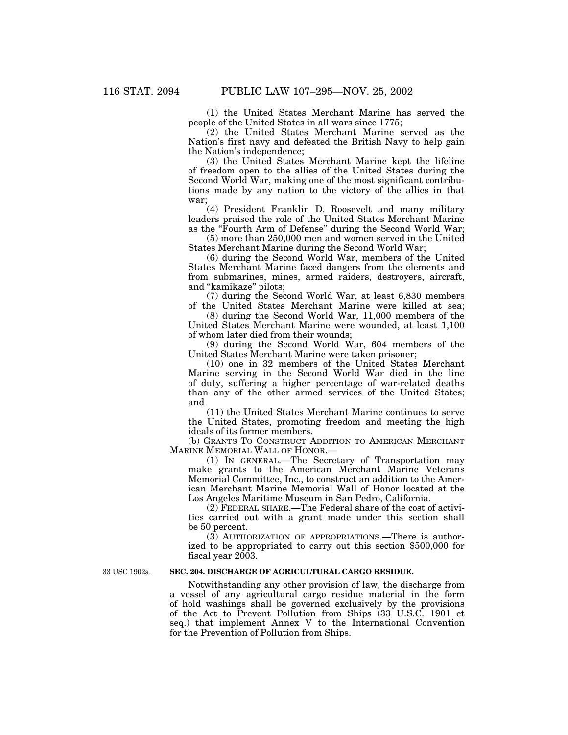(1) the United States Merchant Marine has served the people of the United States in all wars since 1775;

(2) the United States Merchant Marine served as the Nation's first navy and defeated the British Navy to help gain the Nation's independence;

(3) the United States Merchant Marine kept the lifeline of freedom open to the allies of the United States during the Second World War, making one of the most significant contributions made by any nation to the victory of the allies in that war;

(4) President Franklin D. Roosevelt and many military leaders praised the role of the United States Merchant Marine as the "Fourth Arm of Defense" during the Second World War;

(5) more than 250,000 men and women served in the United States Merchant Marine during the Second World War;

(6) during the Second World War, members of the United States Merchant Marine faced dangers from the elements and from submarines, mines, armed raiders, destroyers, aircraft, and "kamikaze" pilots;

(7) during the Second World War, at least 6,830 members of the United States Merchant Marine were killed at sea;

(8) during the Second World War, 11,000 members of the United States Merchant Marine were wounded, at least 1,100 of whom later died from their wounds;

(9) during the Second World War, 604 members of the United States Merchant Marine were taken prisoner;

(10) one in 32 members of the United States Merchant Marine serving in the Second World War died in the line of duty, suffering a higher percentage of war-related deaths than any of the other armed services of the United States; and

(11) the United States Merchant Marine continues to serve the United States, promoting freedom and meeting the high ideals of its former members.

(b) GRANTS TO CONSTRUCT ADDITION TO AMERICAN MERCHANT MARINE MEMORIAL WALL OF HONOR.—

(1) IN GENERAL.—The Secretary of Transportation may make grants to the American Merchant Marine Veterans Memorial Committee, Inc., to construct an addition to the American Merchant Marine Memorial Wall of Honor located at the Los Angeles Maritime Museum in San Pedro, California.

(2) FEDERAL SHARE.—The Federal share of the cost of activities carried out with a grant made under this section shall be 50 percent.

(3) AUTHORIZATION OF APPROPRIATIONS.—There is authorized to be appropriated to carry out this section $500,000 for fiscal year 2003.

33 USC 1902a.

**SEC. 204. DISCHARGE OF AGRICULTURAL CARGO RESIDUE.**

Notwithstanding any other provision of law, the discharge from a vessel of any agricultural cargo residue material in the form of hold washings shall be governed exclusively by the provisions of the Act to Prevent Pollution from Ships (33 U.S.C. 1901 et seq.) that implement Annex V to the International Convention for the Prevention of Pollution from Ships.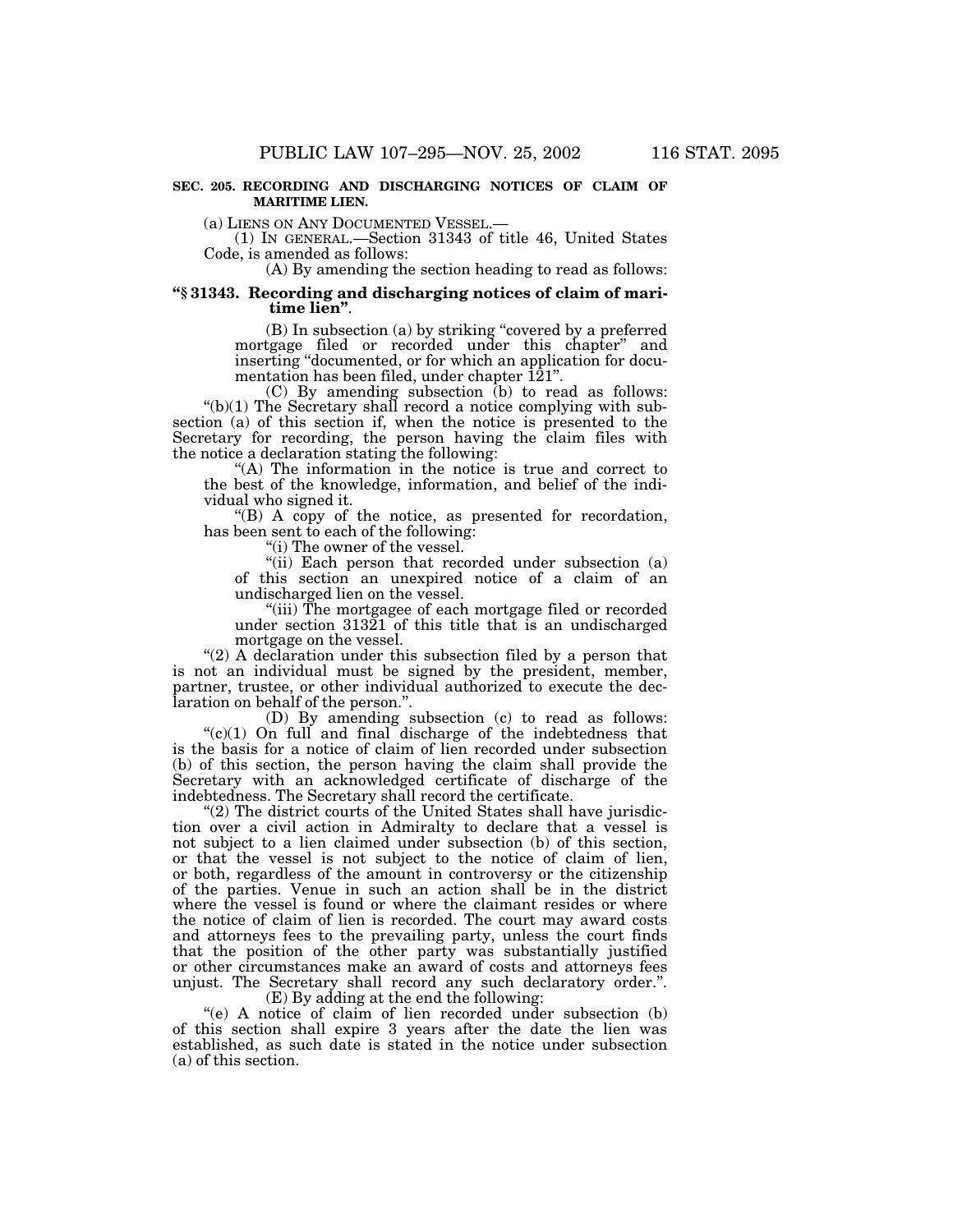**SEC. 205. RECORDING AND DISCHARGING NOTICES OF CLAIM OF MARITIME LIEN.**

(a) LIENS ON ANY DOCUMENTED VESSEL.—

(1) IN GENERAL.—Section 31343 of title 46, United States Code, is amended as follows:

(A) By amending the section heading to read as follows:

**"§ 31343. Recording and discharging notices of claim of maritime lien".**

(B) In subsection (a) by striking "covered by a preferred mortgage filed or recorded under this chapter" and inserting "documented, or for which an application for documentation has been filed, under chapter 121".

(C) By amending subsection (b) to read as follows:

"(b)(1) The Secretary shall record a notice complying with subsection (a) of this section if, when the notice is presented to the Secretary for recording, the person having the claim files with the notice a declaration stating the following:

"(A) The information in the notice is true and correct to the best of the knowledge, information, and belief of the individual who signed it.

"(B) A copy of the notice, as presented for recordation, has been sent to each of the following:

"(i) The owner of the vessel.

"(ii) Each person that recorded under subsection (a) of this section an unexpired notice of a claim of an undischarged lien on the vessel.

"(iii) The mortgagee of each mortgage filed or recorded under section 31321 of this title that is an undischarged mortgage on the vessel.

"(2) A declaration under this subsection filed by a person that is not an individual must be signed by the president, member, partner, trustee, or other individual authorized to execute the declaration on behalf of the person.".

(D) By amending subsection (c) to read as follows:

"(c)(1) On full and final discharge of the indebtedness that is the basis for a notice of claim of lien recorded under subsection (b) of this section, the person having the claim shall provide the Secretary with an acknowledged certificate of discharge of the indebtedness. The Secretary shall record the certificate.

"(2) The district courts of the United States shall have jurisdiction over a civil action in Admiralty to declare that a vessel is not subject to a lien claimed under subsection (b) of this section, or that the vessel is not subject to the notice of claim of lien, or both, regardless of the amount in controversy or the citizenship of the parties. Venue in such an action shall be in the district where the vessel is found or where the claimant resides or where the notice of claim of lien is recorded. The court may award costs and attorneys fees to the prevailing party, unless the court finds that the position of the other party was substantially justified or other circumstances make an award of costs and attorneys fees unjust. The Secretary shall record any such declaratory order.".

(E) By adding at the end the following:

"(e) A notice of claim of lien recorded under subsection (b) of this section shall expire 3 years after the date the lien was established, as such date is stated in the notice under subsection (a) of this section.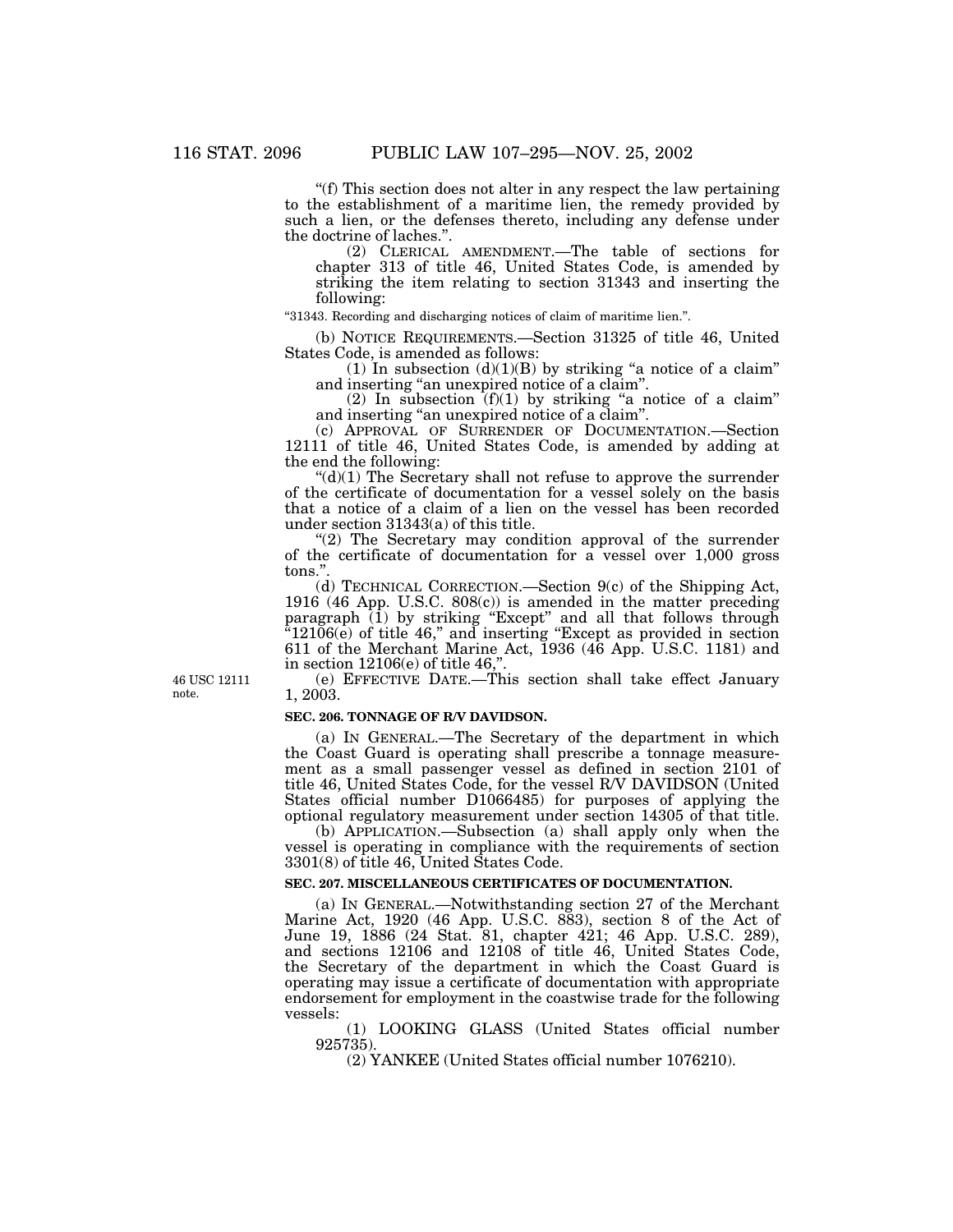"(f) This section does not alter in any respect the law pertaining to the establishment of a maritime lien, the remedy provided by such a lien, or the defenses thereto, including any defense under the doctrine of laches.".

(2) CLERICAL AMENDMENT.—The table of sections for chapter 313 of title 46, United States Code, is amended by striking the item relating to section 31343 and inserting the following:

"31343. Recording and discharging notices of claim of maritime lien.".

(b) NOTICE REQUIREMENTS.—Section 31325 of title 46, United States Code, is amended as follows:

(1) In subsection (d)(1)(B) by striking "a notice of a claim" and inserting "an unexpired notice of a claim".

(2) In subsection (f)(1) by striking "a notice of a claim" and inserting "an unexpired notice of a claim".

(c) APPROVAL OF SURRENDER OF DOCUMENTATION.—Section 12111 of title 46, United States Code, is amended by adding at the end the following:

"(d)(1) The Secretary shall not refuse to approve the surrender of the certificate of documentation for a vessel solely on the basis that a notice of a claim of a lien on the vessel has been recorded under section 31343(a) of this title.

"(2) The Secretary may condition approval of the surrender of the certificate of documentation for a vessel over 1,000 gross tons.".

(d) TECHNICAL CORRECTION.—Section 9(c) of the Shipping Act, 1916 (46 App. U.S.C. 808(c)) is amended in the matter preceding paragraph (1) by striking "Except" and all that follows through "12106(e) of title 46," and inserting "Except as provided in section 611 of the Merchant Marine Act, 1936 (46 App. U.S.C. 1181) and in section 12106(e) of title 46,".

46 USC 12111 note.

(e) EFFECTIVE DATE.—This section shall take effect January 1, 2003.

### SEC. 206. TONNAGE OF R/V DAVIDSON.

(a) IN GENERAL.—The Secretary of the department in which the Coast Guard is operating shall prescribe a tonnage measurement as a small passenger vessel as defined in section 2101 of title 46, United States Code, for the vessel R/V DAVIDSON (United States official number D1066485) for purposes of applying the optional regulatory measurement under section 14305 of that title.

(b) APPLICATION.—Subsection (a) shall apply only when the vessel is operating in compliance with the requirements of section 3301(8) of title 46, United States Code.

### SEC. 207. MISCELLANEOUS CERTIFICATES OF DOCUMENTATION.

(a) IN GENERAL.—Notwithstanding section 27 of the Merchant Marine Act, 1920 (46 App. U.S.C. 883), section 8 of the Act of June 19, 1886 (24 Stat. 81, chapter 421; 46 App. U.S.C. 289), and sections 12106 and 12108 of title 46, United States Code, the Secretary of the department in which the Coast Guard is operating may issue a certificate of documentation with appropriate endorsement for employment in the coastwise trade for the following vessels:

(1) LOOKING GLASS (United States official number 925735).

(2) YANKEE (United States official number 1076210).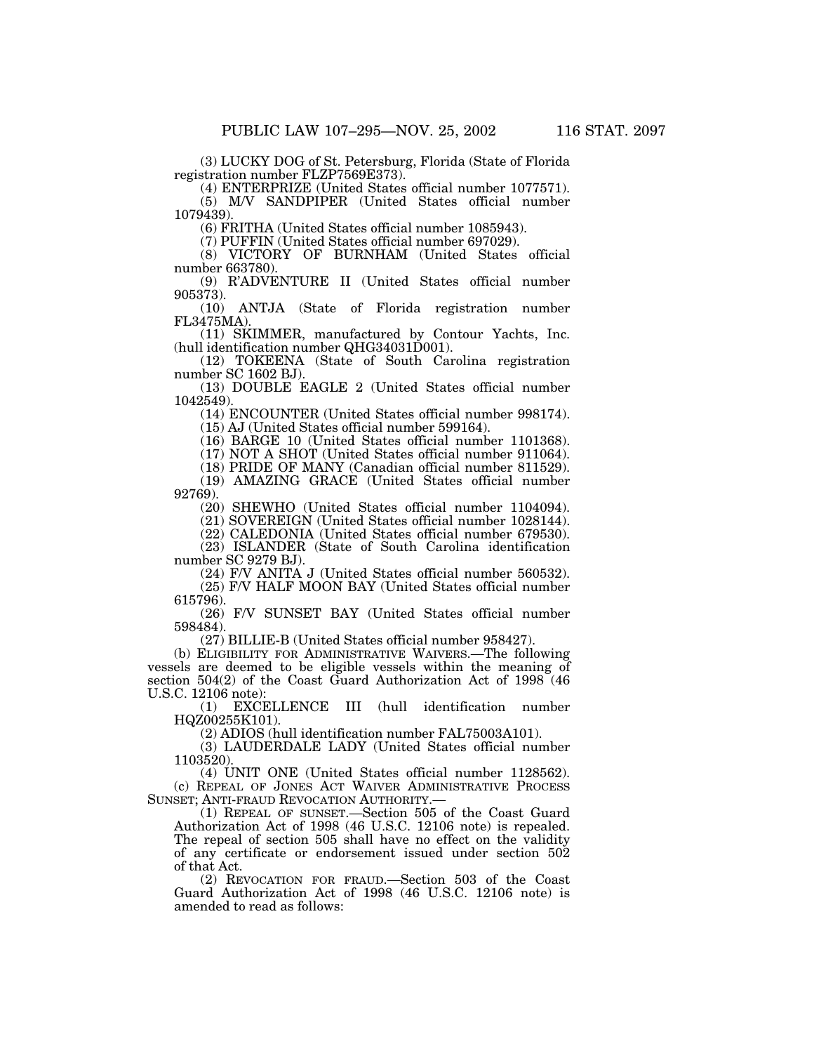(3) LUCKY DOG of St. Petersburg, Florida (State of Florida registration number FLZP7569E373).

(4) ENTERPRIZE (United States official number 1077571).

(5) M/V SANDPIPER (United States official number 1079439).

(6) FRITHA (United States official number 1085943).

(7) PUFFIN (United States official number 697029).

(8) VICTORY OF BURNHAM (United States official number 663780).

(9) R'ADVENTURE II (United States official number 905373).

(10) ANTJA (State of Florida registration number FL3475MA).

(11) SKIMMER, manufactured by Contour Yachts, Inc. (hull identification number QHG34031D001).

(12) TOKEENA (State of South Carolina registration number SC 1602 BJ).

(13) DOUBLE EAGLE 2 (United States official number 1042549).

(14) ENCOUNTER (United States official number 998174).

(15) AJ (United States official number 599164).

(16) BARGE 10 (United States official number 1101368).

(17) NOT A SHOT (United States official number 911064).

(18) PRIDE OF MANY (Canadian official number 811529).

(19) AMAZING GRACE (United States official number 92769).

(20) SHEWHO (United States official number 1104094).

(21) SOVEREIGN (United States official number 1028144).

(22) CALEDONIA (United States official number 679530).

(23) ISLANDER (State of South Carolina identification number SC 9279 BJ).

(24) F/V ANITA J (United States official number 560532).

(25) F/V HALF MOON BAY (United States official number 615796).

(26) F/V SUNSET BAY (United States official number 598484).

(27) BILLIE-B (United States official number 958427).

(b) ELIGIBILITY FOR ADMINISTRATIVE WAIVERS.—The following vessels are deemed to be eligible vessels within the meaning of section 504(2) of the Coast Guard Authorization Act of 1998 (46 U.S.C. 12106 note):

(1) EXCELLENCE III (hull identification number HQZ00255K101).

(2) ADIOS (hull identification number FAL75003A101).

(3) LAUDERDALE LADY (United States official number 1103520).

(4) UNIT ONE (United States official number 1128562).

(c) REPEAL OF JONES ACT WAIVER ADMINISTRATIVE PROCESS SUNSET; ANTI-FRAUD REVOCATION AUTHORITY.—

(1) REPEAL OF SUNSET.—Section 505 of the Coast Guard Authorization Act of 1998 (46 U.S.C. 12106 note) is repealed. The repeal of section 505 shall have no effect on the validity of any certificate or endorsement issued under section 502 of that Act.

(2) REVOCATION FOR FRAUD.—Section 503 of the Coast Guard Authorization Act of 1998 (46 U.S.C. 12106 note) is amended to read as follows: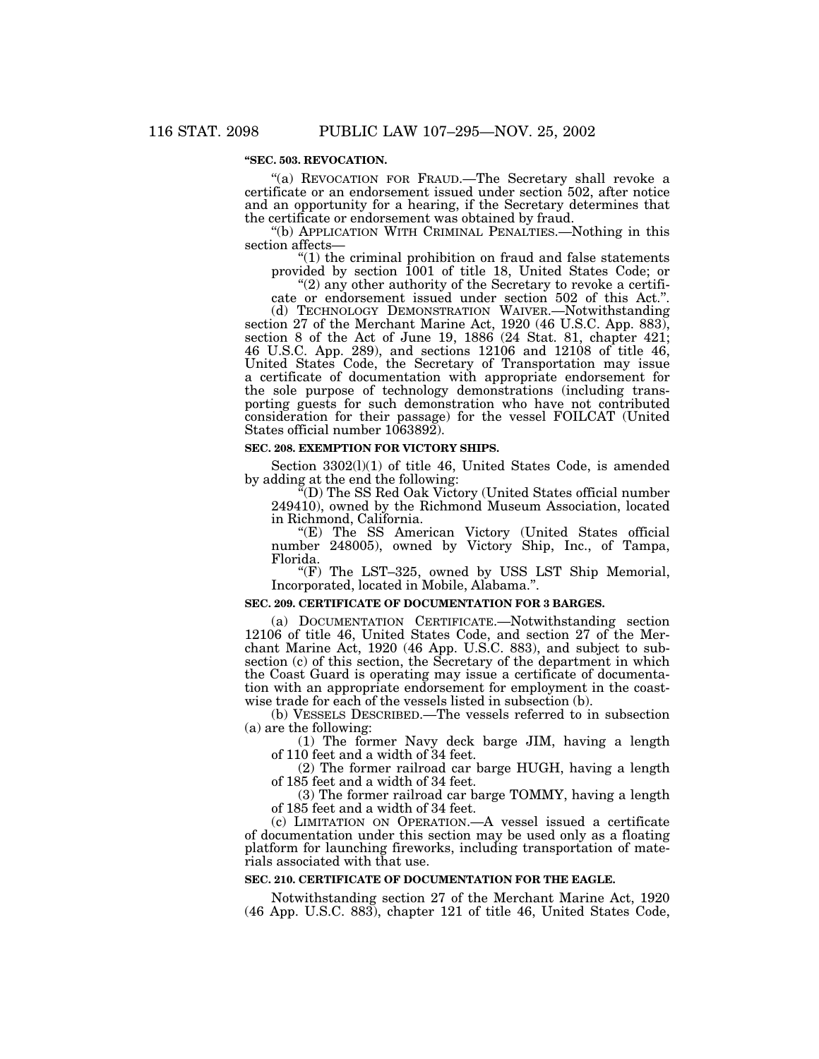**"SEC. 503. REVOCATION.**

"(a) REVOCATION FOR FRAUD.—The Secretary shall revoke a certificate or an endorsement issued under section 502, after notice and an opportunity for a hearing, if the Secretary determines that the certificate or endorsement was obtained by fraud.

"(b) APPLICATION WITH CRIMINAL PENALTIES.—Nothing in this section affects—

"(1) the criminal prohibition on fraud and false statements provided by section 1001 of title 18, United States Code; or

"(2) any other authority of the Secretary to revoke a certificate or endorsement issued under section 502 of this Act.".

(d) TECHNOLOGY DEMONSTRATION WAIVER.—Notwithstanding section 27 of the Merchant Marine Act, 1920 (46 U.S.C. App. 883), section 8 of the Act of June 19, 1886 (24 Stat. 81, chapter 421; 46 U.S.C. App. 289), and sections 12106 and 12108 of title 46, United States Code, the Secretary of Transportation may issue a certificate of documentation with appropriate endorsement for the sole purpose of technology demonstrations (including transporting guests for such demonstration who have not contributed consideration for their passage) for the vessel FOILCAT (United States official number 1063892).

**SEC. 208. EXEMPTION FOR VICTORY SHIPS.**

Section 3302(l)(1) of title 46, United States Code, is amended by adding at the end the following:

"(D) The SS Red Oak Victory (United States official number 249410), owned by the Richmond Museum Association, located in Richmond, California.

"(E) The SS American Victory (United States official number 248005), owned by Victory Ship, Inc., of Tampa, Florida.

"(F) The LST–325, owned by USS LST Ship Memorial, Incorporated, located in Mobile, Alabama.".

**SEC. 209. CERTIFICATE OF DOCUMENTATION FOR 3 BARGES.**

(a) DOCUMENTATION CERTIFICATE.—Notwithstanding section 12106 of title 46, United States Code, and section 27 of the Merchant Marine Act, 1920 (46 App. U.S.C. 883), and subject to subsection (c) of this section, the Secretary of the department in which the Coast Guard is operating may issue a certificate of documentation with an appropriate endorsement for employment in the coastwise trade for each of the vessels listed in subsection (b).

(b) VESSELS DESCRIBED.—The vessels referred to in subsection (a) are the following:

(1) The former Navy deck barge JIM, having a length of 110 feet and a width of 34 feet.

(2) The former railroad car barge HUGH, having a length of 185 feet and a width of 34 feet.

(3) The former railroad car barge TOMMY, having a length of 185 feet and a width of 34 feet.

(c) LIMITATION ON OPERATION.—A vessel issued a certificate of documentation under this section may be used only as a floating platform for launching fireworks, including transportation of materials associated with that use.

**SEC. 210. CERTIFICATE OF DOCUMENTATION FOR THE EAGLE.**

Notwithstanding section 27 of the Merchant Marine Act, 1920 (46 App. U.S.C. 883), chapter 121 of title 46, United States Code,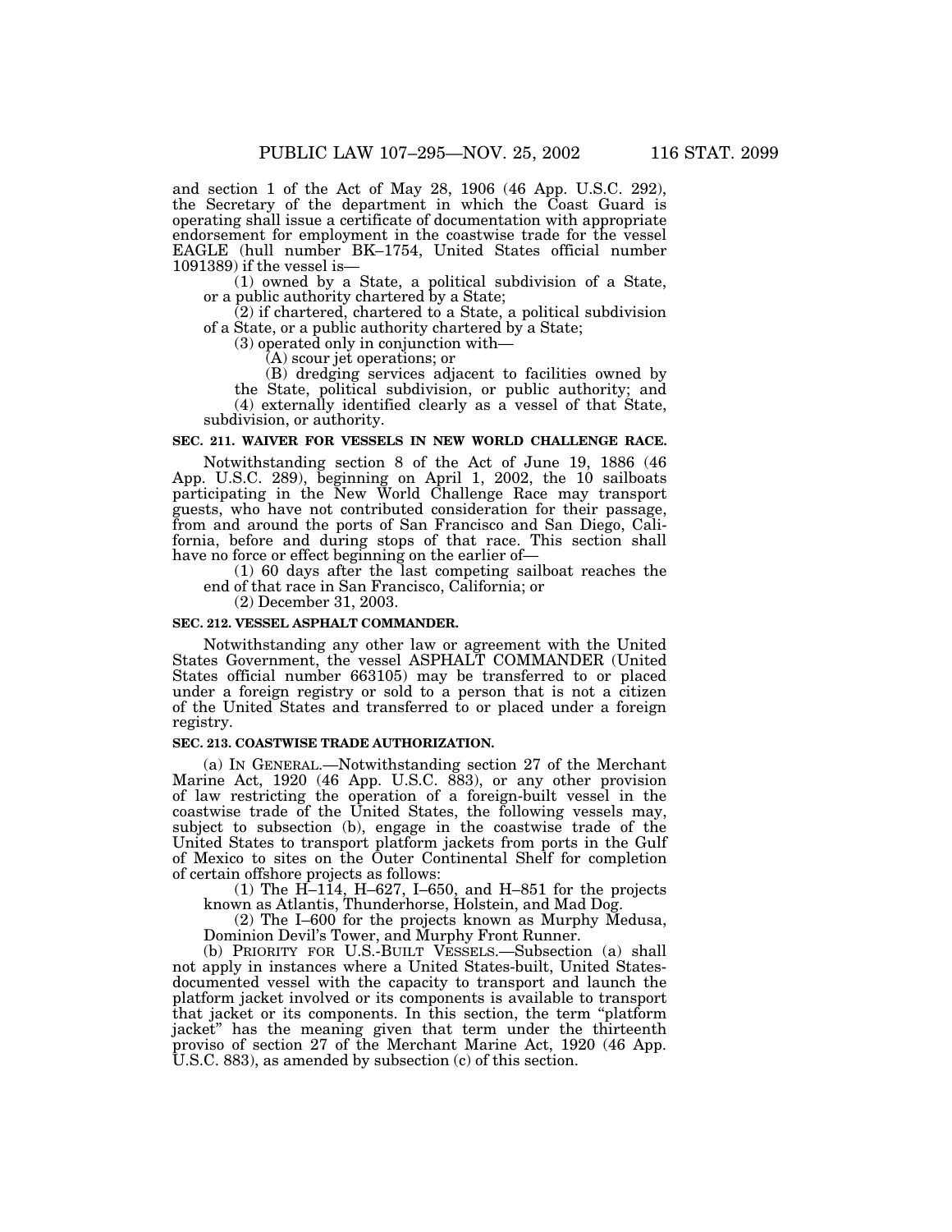and section 1 of the Act of May 28, 1906 (46 App. U.S.C. 292), the Secretary of the department in which the Coast Guard is operating shall issue a certificate of documentation with appropriate endorsement for employment in the coastwise trade for the vessel EAGLE (hull number BK–1754, United States official number 1091389) if the vessel is—

(1) owned by a State, a political subdivision of a State, or a public authority chartered by a State;

(2) if chartered, chartered to a State, a political subdivision of a State, or a public authority chartered by a State;

(3) operated only in conjunction with—

(A) scour jet operations; or

(B) dredging services adjacent to facilities owned by the State, political subdivision, or public authority; and

(4) externally identified clearly as a vessel of that State, subdivision, or authority.

**SEC. 211. WAIVER FOR VESSELS IN NEW WORLD CHALLENGE RACE.**

Notwithstanding section 8 of the Act of June 19, 1886 (46 App. U.S.C. 289), beginning on April 1, 2002, the 10 sailboats participating in the New World Challenge Race may transport guests, who have not contributed consideration for their passage, from and around the ports of San Francisco and San Diego, California, before and during stops of that race. This section shall have no force or effect beginning on the earlier of—

(1) 60 days after the last competing sailboat reaches the end of that race in San Francisco, California; or

(2) December 31, 2003.

**SEC. 212. VESSEL ASPHALT COMMANDER.**

Notwithstanding any other law or agreement with the United States Government, the vessel ASPHALT COMMANDER (United States official number 663105) may be transferred to or placed under a foreign registry or sold to a person that is not a citizen of the United States and transferred to or placed under a foreign registry.

**SEC. 213. COASTWISE TRADE AUTHORIZATION.**

(a) IN GENERAL.—Notwithstanding section 27 of the Merchant Marine Act, 1920 (46 App. U.S.C. 883), or any other provision of law restricting the operation of a foreign-built vessel in the coastwise trade of the United States, the following vessels may, subject to subsection (b), engage in the coastwise trade of the United States to transport platform jackets from ports in the Gulf of Mexico to sites on the Outer Continental Shelf for completion of certain offshore projects as follows:

(1) The H–114, H–627, I–650, and H–851 for the projects known as Atlantis, Thunderhorse, Holstein, and Mad Dog.

(2) The I–600 for the projects known as Murphy Medusa, Dominion Devil's Tower, and Murphy Front Runner.

(b) PRIORITY FOR U.S.-BUILT VESSELS.—Subsection (a) shall not apply in instances where a United States-built, United States-documented vessel with the capacity to transport and launch the platform jacket involved or its components is available to transport that jacket or its components. In this section, the term "platform jacket" has the meaning given that term under the thirteenth proviso of section 27 of the Merchant Marine Act, 1920 (46 App. U.S.C. 883), as amended by subsection (c) of this section.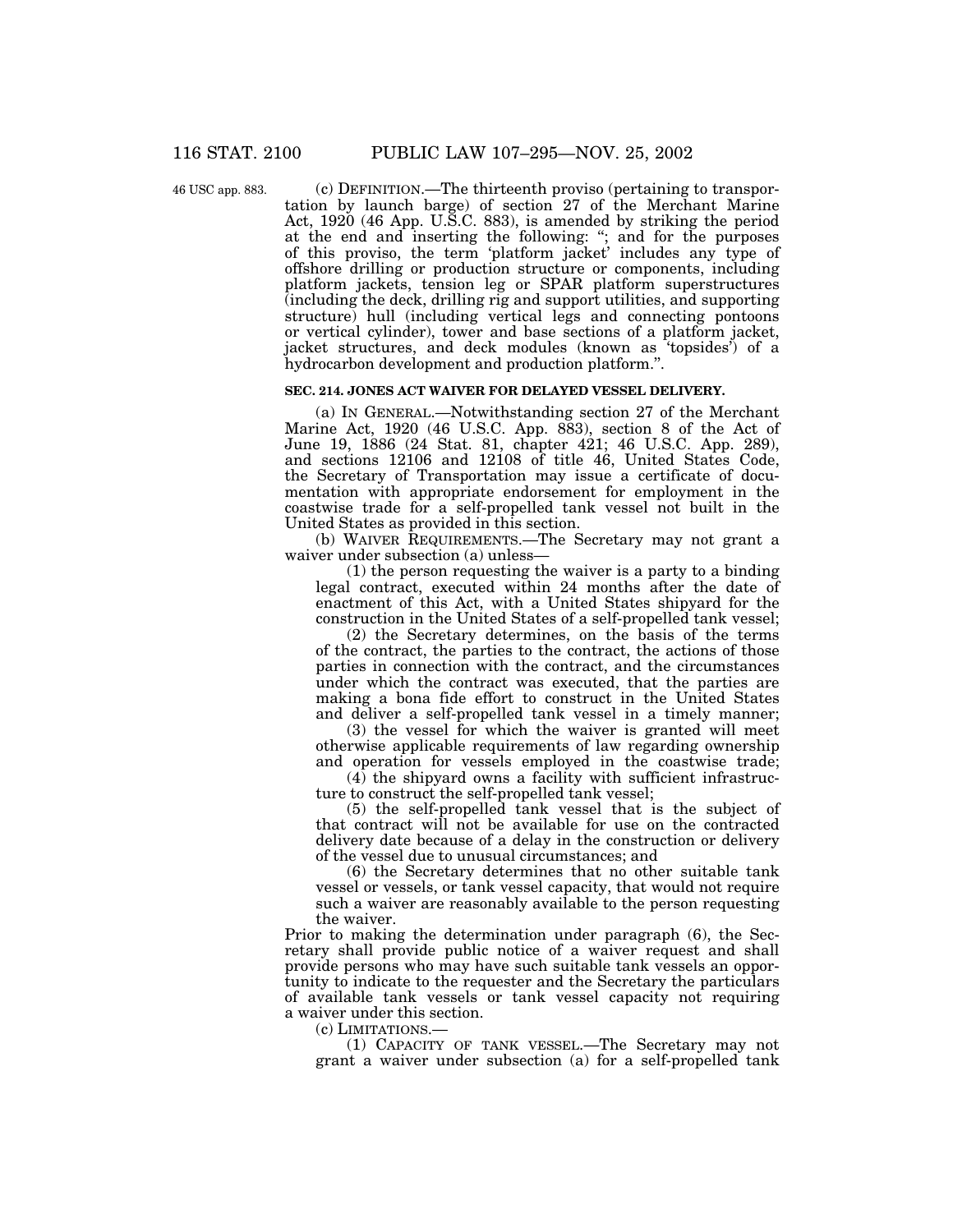46 USC app. 883.

(c) DEFINITION.—The thirteenth proviso (pertaining to transportation by launch barge) of section 27 of the Merchant Marine Act, 1920 (46 App. U.S.C. 883), is amended by striking the period at the end and inserting the following: "; and for the purposes of this proviso, the term 'platform jacket' includes any type of offshore drilling or production structure or components, including platform jackets, tension leg or SPAR platform superstructures (including the deck, drilling rig and support utilities, and supporting structure) hull (including vertical legs and connecting pontoons or vertical cylinder), tower and base sections of a platform jacket, jacket structures, and deck modules (known as 'topsides') of a hydrocarbon development and production platform.".

**SEC. 214. JONES ACT WAIVER FOR DELAYED VESSEL DELIVERY.**

(a) IN GENERAL.—Notwithstanding section 27 of the Merchant Marine Act, 1920 (46 U.S.C. App. 883), section 8 of the Act of June 19, 1886 (24 Stat. 81, chapter 421; 46 U.S.C. App. 289), and sections 12106 and 12108 of title 46, United States Code, the Secretary of Transportation may issue a certificate of documentation with appropriate endorsement for employment in the coastwise trade for a self-propelled tank vessel not built in the United States as provided in this section.

(b) WAIVER REQUIREMENTS.—The Secretary may not grant a waiver under subsection (a) unless—

(1) the person requesting the waiver is a party to a binding legal contract, executed within 24 months after the date of enactment of this Act, with a United States shipyard for the construction in the United States of a self-propelled tank vessel;

(2) the Secretary determines, on the basis of the terms of the contract, the parties to the contract, the actions of those parties in connection with the contract, and the circumstances under which the contract was executed, that the parties are making a bona fide effort to construct in the United States and deliver a self-propelled tank vessel in a timely manner;

(3) the vessel for which the waiver is granted will meet otherwise applicable requirements of law regarding ownership and operation for vessels employed in the coastwise trade;

(4) the shipyard owns a facility with sufficient infrastructure to construct the self-propelled tank vessel;

(5) the self-propelled tank vessel that is the subject of that contract will not be available for use on the contracted delivery date because of a delay in the construction or delivery of the vessel due to unusual circumstances; and

(6) the Secretary determines that no other suitable tank vessel or vessels, or tank vessel capacity, that would not require such a waiver are reasonably available to the person requesting the waiver.

Prior to making the determination under paragraph (6), the Secretary shall provide public notice of a waiver request and shall provide persons who may have such suitable tank vessels an opportunity to indicate to the requester and the Secretary the particulars of available tank vessels or tank vessel capacity not requiring a waiver under this section.

(c) LIMITATIONS.—

(1) CAPACITY OF TANK VESSEL.—The Secretary may not grant a waiver under subsection (a) for a self-propelled tank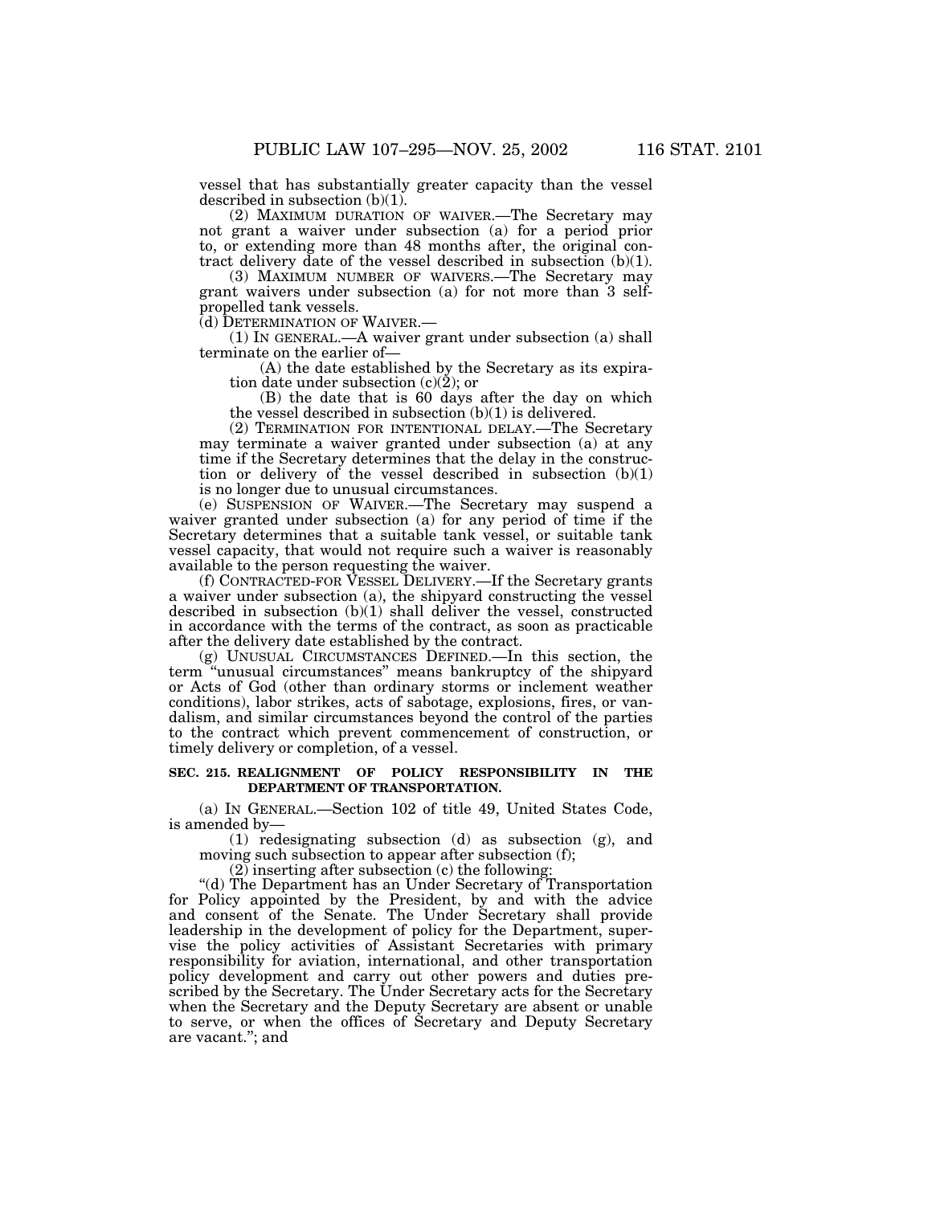vessel that has substantially greater capacity than the vessel described in subsection (b)(1).

(2) MAXIMUM DURATION OF WAIVER.—The Secretary may not grant a waiver under subsection (a) for a period prior to, or extending more than 48 months after, the original contract delivery date of the vessel described in subsection (b)(1).

(3) MAXIMUM NUMBER OF WAIVERS.—The Secretary may grant waivers under subsection (a) for not more than 3 self-propelled tank vessels.

(d) DETERMINATION OF WAIVER.—

(1) IN GENERAL.—A waiver grant under subsection (a) shall terminate on the earlier of—

(A) the date established by the Secretary as its expiration date under subsection (c)(2); or

(B) the date that is 60 days after the day on which the vessel described in subsection (b)(1) is delivered.

(2) TERMINATION FOR INTENTIONAL DELAY.—The Secretary may terminate a waiver granted under subsection (a) at any time if the Secretary determines that the delay in the construction or delivery of the vessel described in subsection (b)(1) is no longer due to unusual circumstances.

(e) SUSPENSION OF WAIVER.—The Secretary may suspend a waiver granted under subsection (a) for any period of time if the Secretary determines that a suitable tank vessel, or suitable tank vessel capacity, that would not require such a waiver is reasonably available to the person requesting the waiver.

(f) CONTRACTED-FOR VESSEL DELIVERY.—If the Secretary grants a waiver under subsection (a), the shipyard constructing the vessel described in subsection (b)(1) shall deliver the vessel, constructed in accordance with the terms of the contract, as soon as practicable after the delivery date established by the contract.

(g) UNUSUAL CIRCUMSTANCES DEFINED.—In this section, the term "unusual circumstances" means bankruptcy of the shipyard or Acts of God (other than ordinary storms or inclement weather conditions), labor strikes, acts of sabotage, explosions, fires, or vandalism, and similar circumstances beyond the control of the parties to the contract which prevent commencement of construction, or timely delivery or completion, of a vessel.

**SEC. 215. REALIGNMENT OF POLICY RESPONSIBILITY IN THE DEPARTMENT OF TRANSPORTATION.**

(a) IN GENERAL.—Section 102 of title 49, United States Code, is amended by—

(1) redesignating subsection (d) as subsection (g), and moving such subsection to appear after subsection (f);

(2) inserting after subsection (c) the following:

"(d) The Department has an Under Secretary of Transportation for Policy appointed by the President, by and with the advice and consent of the Senate. The Under Secretary shall provide leadership in the development of policy for the Department, supervise the policy activities of Assistant Secretaries with primary responsibility for aviation, international, and other transportation policy development and carry out other powers and duties prescribed by the Secretary. The Under Secretary acts for the Secretary when the Secretary and the Deputy Secretary are absent or unable to serve, or when the offices of Secretary and Deputy Secretary are vacant."; and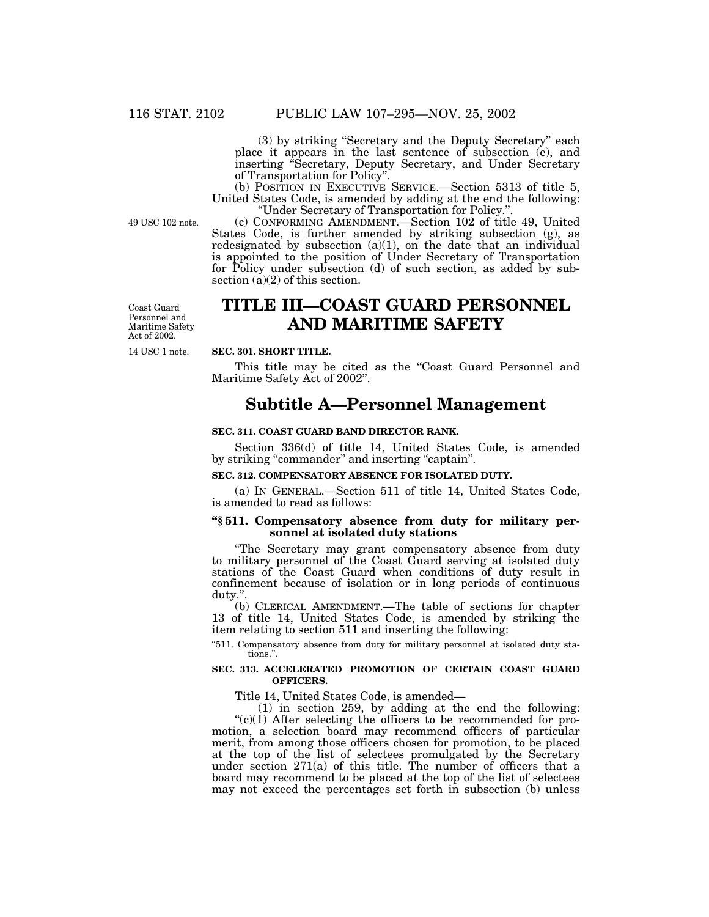(3) by striking "Secretary and the Deputy Secretary" each place it appears in the last sentence of subsection (e), and inserting "Secretary, Deputy Secretary, and Under Secretary of Transportation for Policy".

(b) POSITION IN EXECUTIVE SERVICE.—Section 5313 of title 5, United States Code, is amended by adding at the end the following:

"Under Secretary of Transportation for Policy.".

49 USC 102 note.

(c) CONFORMING AMENDMENT.—Section 102 of title 49, United States Code, is further amended by striking subsection (g), as redesignated by subsection (a)(1), on the date that an individual is appointed to the position of Under Secretary of Transportation for Policy under subsection (d) of such section, as added by subsection (a)(2) of this section.

Coast Guard Personnel and Maritime Safety Act of 2002.

# TITLE III—COAST GUARD PERSONNEL AND MARITIME SAFETY

14 USC 1 note.

**SEC. 301. SHORT TITLE.**

This title may be cited as the "Coast Guard Personnel and Maritime Safety Act of 2002".

## Subtitle A—Personnel Management

**SEC. 311. COAST GUARD BAND DIRECTOR RANK.**

Section 336(d) of title 14, United States Code, is amended by striking "commander" and inserting "captain".

**SEC. 312. COMPENSATORY ABSENCE FOR ISOLATED DUTY.**

(a) IN GENERAL.—Section 511 of title 14, United States Code, is amended to read as follows:

**"§ 511. Compensatory absence from duty for military personnel at isolated duty stations**

"The Secretary may grant compensatory absence from duty to military personnel of the Coast Guard serving at isolated duty stations of the Coast Guard when conditions of duty result in confinement because of isolation or in long periods of continuous duty.".

(b) CLERICAL AMENDMENT.—The table of sections for chapter 13 of title 14, United States Code, is amended by striking the item relating to section 511 and inserting the following:

"511. Compensatory absence from duty for military personnel at isolated duty stations.".

**SEC. 313. ACCELERATED PROMOTION OF CERTAIN COAST GUARD OFFICERS.**

Title 14, United States Code, is amended—

(1) in section 259, by adding at the end the following:

"(c)(1) After selecting the officers to be recommended for promotion, a selection board may recommend officers of particular merit, from among those officers chosen for promotion, to be placed at the top of the list of selectees promulgated by the Secretary under section 271(a) of this title. The number of officers that a board may recommend to be placed at the top of the list of selectees may not exceed the percentages set forth in subsection (b) unless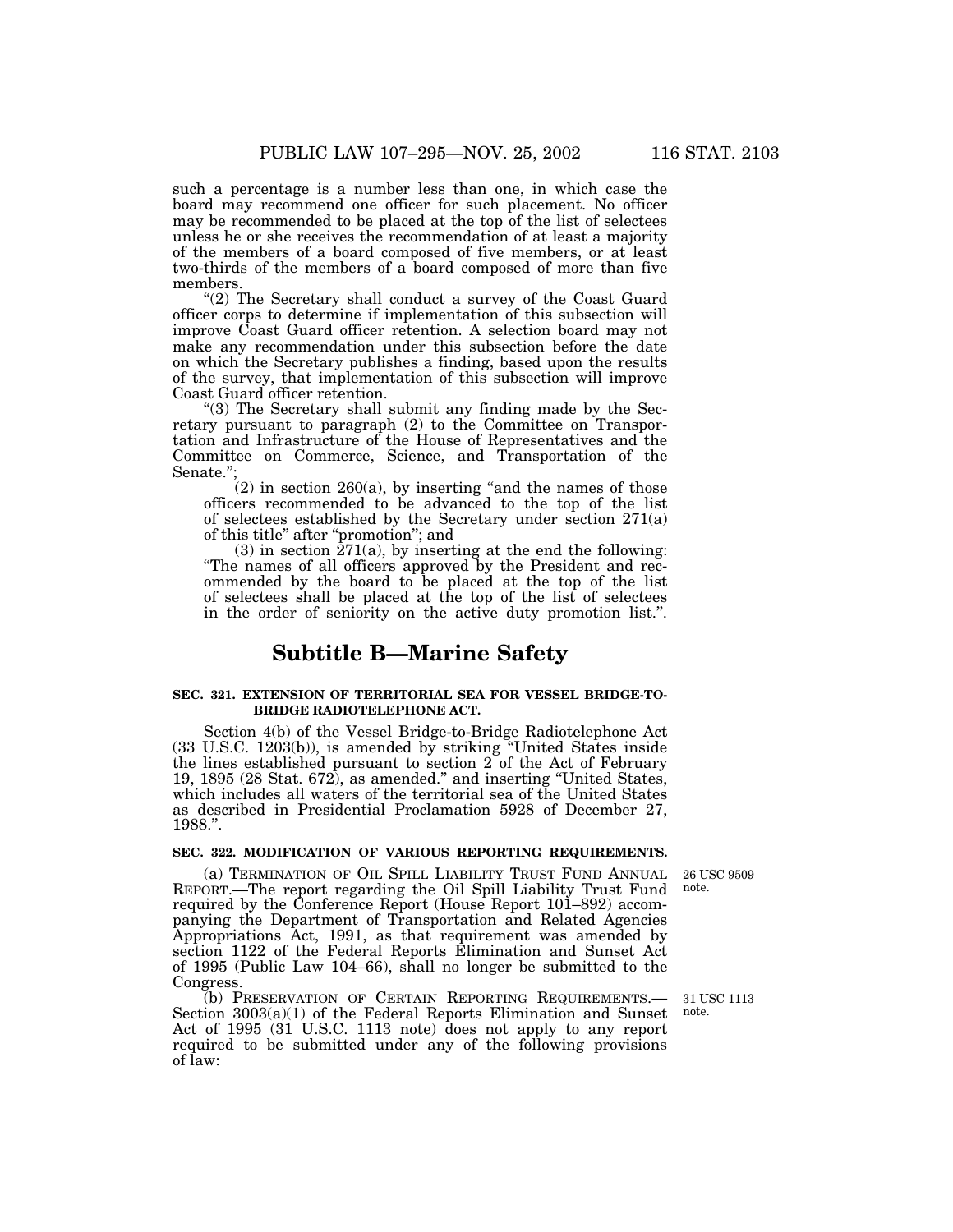such a percentage is a number less than one, in which case the board may recommend one officer for such placement. No officer may be recommended to be placed at the top of the list of selectees unless he or she receives the recommendation of at least a majority of the members of a board composed of five members, or at least two-thirds of the members of a board composed of more than five members.

"(2) The Secretary shall conduct a survey of the Coast Guard officer corps to determine if implementation of this subsection will improve Coast Guard officer retention. A selection board may not make any recommendation under this subsection before the date on which the Secretary publishes a finding, based upon the results of the survey, that implementation of this subsection will improve Coast Guard officer retention.

"(3) The Secretary shall submit any finding made by the Secretary pursuant to paragraph (2) to the Committee on Transportation and Infrastructure of the House of Representatives and the Committee on Commerce, Science, and Transportation of the Senate.";

(2) in section 260(a), by inserting "and the names of those officers recommended to be advanced to the top of the list of selectees established by the Secretary under section 271(a) of this title" after "promotion"; and

(3) in section 271(a), by inserting at the end the following: "The names of all officers approved by the President and recommended by the board to be placed at the top of the list of selectees shall be placed at the top of the list of selectees in the order of seniority on the active duty promotion list.".

## Subtitle B—Marine Safety

**SEC. 321. EXTENSION OF TERRITORIAL SEA FOR VESSEL BRIDGE-TO-BRIDGE RADIOTELEPHONE ACT.**

Section 4(b) of the Vessel Bridge-to-Bridge Radiotelephone Act (33 U.S.C. 1203(b)), is amended by striking "United States inside the lines established pursuant to section 2 of the Act of February 19, 1895 (28 Stat. 672), as amended." and inserting "United States, which includes all waters of the territorial sea of the United States as described in Presidential Proclamation 5928 of December 27, 1988.".

**SEC. 322. MODIFICATION OF VARIOUS REPORTING REQUIREMENTS.**

26 USC 9509 note.

(a) TERMINATION OF OIL SPILL LIABILITY TRUST FUND ANNUAL REPORT.—The report regarding the Oil Spill Liability Trust Fund required by the Conference Report (House Report 101–892) accompanying the Department of Transportation and Related Agencies Appropriations Act, 1991, as that requirement was amended by section 1122 of the Federal Reports Elimination and Sunset Act of 1995 (Public Law 104–66), shall no longer be submitted to the Congress.

31 USC 1113 note.

(b) PRESERVATION OF CERTAIN REPORTING REQUIREMENTS.—Section 3003(a)(1) of the Federal Reports Elimination and Sunset Act of 1995 (31 U.S.C. 1113 note) does not apply to any report required to be submitted under any of the following provisions of law: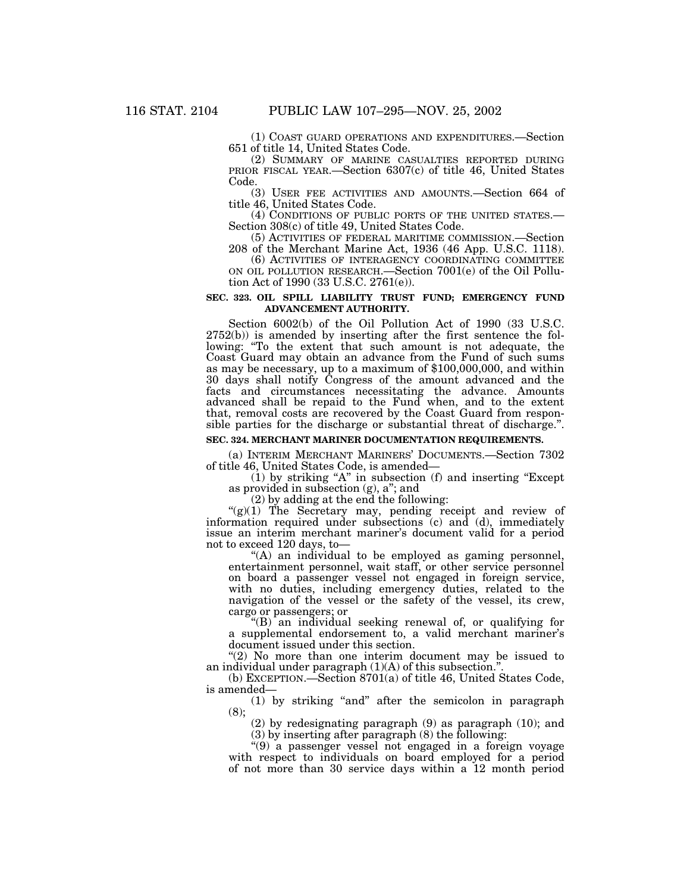(1) COAST GUARD OPERATIONS AND EXPENDITURES.—Section 651 of title 14, United States Code.

(2) SUMMARY OF MARINE CASUALTIES REPORTED DURING PRIOR FISCAL YEAR.—Section 6307(c) of title 46, United States Code.

(3) USER FEE ACTIVITIES AND AMOUNTS.—Section 664 of title 46, United States Code.

(4) CONDITIONS OF PUBLIC PORTS OF THE UNITED STATES.—Section 308(c) of title 49, United States Code.

(5) ACTIVITIES OF FEDERAL MARITIME COMMISSION.—Section 208 of the Merchant Marine Act, 1936 (46 App. U.S.C. 1118).

(6) ACTIVITIES OF INTERAGENCY COORDINATING COMMITTEE ON OIL POLLUTION RESEARCH.—Section 7001(e) of the Oil Pollution Act of 1990 (33 U.S.C. 2761(e)).

**SEC. 323. OIL SPILL LIABILITY TRUST FUND; EMERGENCY FUND ADVANCEMENT AUTHORITY.**

Section 6002(b) of the Oil Pollution Act of 1990 (33 U.S.C. 2752(b)) is amended by inserting after the first sentence the following: "To the extent that such amount is not adequate, the Coast Guard may obtain an advance from the Fund of such sums as may be necessary, up to a maximum of $100,000,000, and within 30 days shall notify Congress of the amount advanced and the facts and circumstances necessitating the advance. Amounts advanced shall be repaid to the Fund when, and to the extent that, removal costs are recovered by the Coast Guard from responsible parties for the discharge or substantial threat of discharge.".

**SEC. 324. MERCHANT MARINER DOCUMENTATION REQUIREMENTS.**

(a) INTERIM MERCHANT MARINERS' DOCUMENTS.—Section 7302 of title 46, United States Code, is amended—

(1) by striking "A" in subsection (f) and inserting "Except as provided in subsection (g), a"; and

(2) by adding at the end the following:

"(g)(1) The Secretary may, pending receipt and review of information required under subsections (c) and (d), immediately issue an interim merchant mariner's document valid for a period not to exceed 120 days, to—

"(A) an individual to be employed as gaming personnel, entertainment personnel, wait staff, or other service personnel on board a passenger vessel not engaged in foreign service, with no duties, including emergency duties, related to the navigation of the vessel or the safety of the vessel, its crew, cargo or passengers; or

"(B) an individual seeking renewal of, or qualifying for a supplemental endorsement to, a valid merchant mariner's document issued under this section.

"(2) No more than one interim document may be issued to an individual under paragraph (1)(A) of this subsection.".

(b) EXCEPTION.—Section 8701(a) of title 46, United States Code, is amended—

(1) by striking "and" after the semicolon in paragraph (8);

(2) by redesignating paragraph (9) as paragraph (10); and

(3) by inserting after paragraph (8) the following:

"(9) a passenger vessel not engaged in a foreign voyage with respect to individuals on board employed for a period of not more than 30 service days within a 12 month period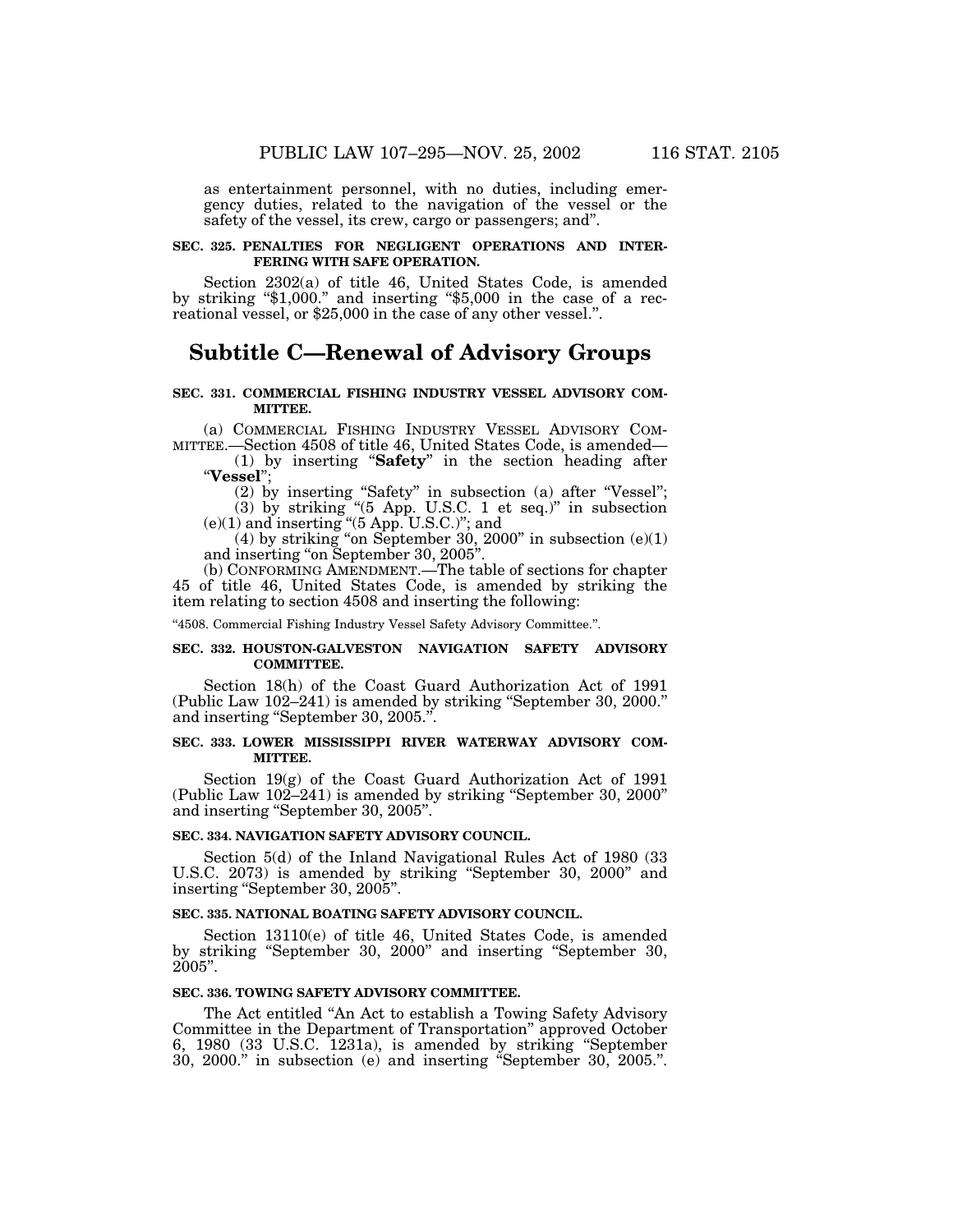as entertainment personnel, with no duties, including emergency duties, related to the navigation of the vessel or the safety of the vessel, its crew, cargo or passengers; and".

**SEC. 325. PENALTIES FOR NEGLIGENT OPERATIONS AND INTERFERING WITH SAFE OPERATION.**

Section 2302(a) of title 46, United States Code, is amended by striking "$1,000." and inserting "$5,000 in the case of a recreational vessel, or $25,000 in the case of any other vessel.".

## Subtitle C—Renewal of Advisory Groups

**SEC. 331. COMMERCIAL FISHING INDUSTRY VESSEL ADVISORY COMMITTEE.**

(a) COMMERCIAL FISHING INDUSTRY VESSEL ADVISORY COMMITTEE.—Section 4508 of title 46, United States Code, is amended—

(1) by inserting "**Safety**" in the section heading after "**Vessel**";

(2) by inserting "Safety" in subsection (a) after "Vessel";

(3) by striking "(5 App. U.S.C. 1 et seq.)" in subsection (e)(1) and inserting "(5 App. U.S.C.)"; and

(4) by striking "on September 30, 2000" in subsection (e)(1) and inserting "on September 30, 2005".

(b) CONFORMING AMENDMENT.—The table of sections for chapter 45 of title 46, United States Code, is amended by striking the item relating to section 4508 and inserting the following:

"4508. Commercial Fishing Industry Vessel Safety Advisory Committee.".

**SEC. 332. HOUSTON-GALVESTON NAVIGATION SAFETY ADVISORY COMMITTEE.**

Section 18(h) of the Coast Guard Authorization Act of 1991 (Public Law 102–241) is amended by striking "September 30, 2000." and inserting "September 30, 2005.".

**SEC. 333. LOWER MISSISSIPPI RIVER WATERWAY ADVISORY COMMITTEE.**

Section 19(g) of the Coast Guard Authorization Act of 1991 (Public Law 102–241) is amended by striking "September 30, 2000" and inserting "September 30, 2005".

**SEC. 334. NAVIGATION SAFETY ADVISORY COUNCIL.**

Section 5(d) of the Inland Navigational Rules Act of 1980 (33 U.S.C. 2073) is amended by striking "September 30, 2000" and inserting "September 30, 2005".

**SEC. 335. NATIONAL BOATING SAFETY ADVISORY COUNCIL.**

Section 13110(e) of title 46, United States Code, is amended by striking "September 30, 2000" and inserting "September 30, 2005".

**SEC. 336. TOWING SAFETY ADVISORY COMMITTEE.**

The Act entitled "An Act to establish a Towing Safety Advisory Committee in the Department of Transportation" approved October 6, 1980 (33 U.S.C. 1231a), is amended by striking "September 30, 2000." in subsection (e) and inserting "September 30, 2005.".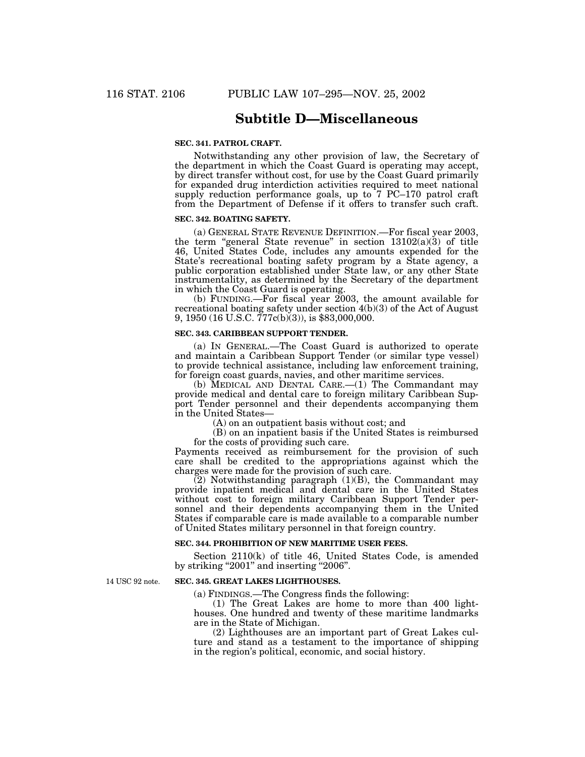## Subtitle D—Miscellaneous

**SEC. 341. PATROL CRAFT.**

Notwithstanding any other provision of law, the Secretary of the department in which the Coast Guard is operating may accept, by direct transfer without cost, for use by the Coast Guard primarily for expanded drug interdiction activities required to meet national supply reduction performance goals, up to 7 PC–170 patrol craft from the Department of Defense if it offers to transfer such craft.

**SEC. 342. BOATING SAFETY.**

(a) GENERAL STATE REVENUE DEFINITION.—For fiscal year 2003, the term "general State revenue" in section 13102(a)(3) of title 46, United States Code, includes any amounts expended for the State's recreational boating safety program by a State agency, a public corporation established under State law, or any other State instrumentality, as determined by the Secretary of the department in which the Coast Guard is operating.

(b) FUNDING.—For fiscal year 2003, the amount available for recreational boating safety under section 4(b)(3) of the Act of August 9, 1950 (16 U.S.C. 777c(b)(3)), is $83,000,000.

**SEC. 343. CARIBBEAN SUPPORT TENDER.**

(a) IN GENERAL.—The Coast Guard is authorized to operate and maintain a Caribbean Support Tender (or similar type vessel) to provide technical assistance, including law enforcement training, for foreign coast guards, navies, and other maritime services.

(b) MEDICAL AND DENTAL CARE.—(1) The Commandant may provide medical and dental care to foreign military Caribbean Support Tender personnel and their dependents accompanying them in the United States—

(A) on an outpatient basis without cost; and

(B) on an inpatient basis if the United States is reimbursed for the costs of providing such care.

Payments received as reimbursement for the provision of such care shall be credited to the appropriations against which the charges were made for the provision of such care.

(2) Notwithstanding paragraph (1)(B), the Commandant may provide inpatient medical and dental care in the United States without cost to foreign military Caribbean Support Tender personnel and their dependents accompanying them in the United States if comparable care is made available to a comparable number of United States military personnel in that foreign country.

**SEC. 344. PROHIBITION OF NEW MARITIME USER FEES.**

Section 2110(k) of title 46, United States Code, is amended by striking "2001" and inserting "2006".

14 USC 92 note.

**SEC. 345. GREAT LAKES LIGHTHOUSES.**

(a) FINDINGS.—The Congress finds the following:

(1) The Great Lakes are home to more than 400 lighthouses. One hundred and twenty of these maritime landmarks are in the State of Michigan.

(2) Lighthouses are an important part of Great Lakes culture and stand as a testament to the importance of shipping in the region's political, economic, and social history.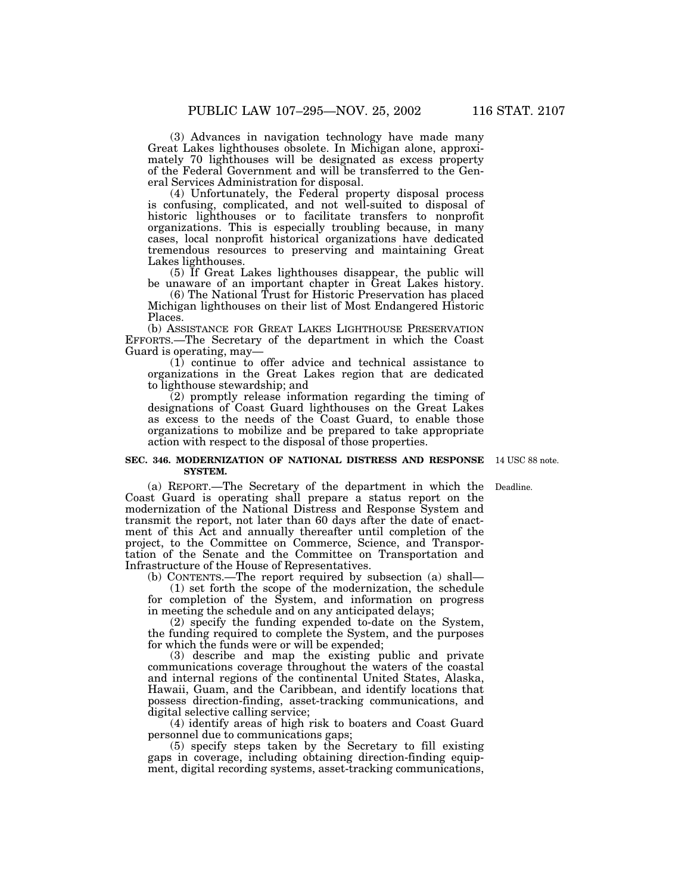(3) Advances in navigation technology have made many Great Lakes lighthouses obsolete. In Michigan alone, approximately 70 lighthouses will be designated as excess property of the Federal Government and will be transferred to the General Services Administration for disposal.

(4) Unfortunately, the Federal property disposal process is confusing, complicated, and not well-suited to disposal of historic lighthouses or to facilitate transfers to nonprofit organizations. This is especially troubling because, in many cases, local nonprofit historical organizations have dedicated tremendous resources to preserving and maintaining Great Lakes lighthouses.

(5) If Great Lakes lighthouses disappear, the public will be unaware of an important chapter in Great Lakes history.

(6) The National Trust for Historic Preservation has placed Michigan lighthouses on their list of Most Endangered Historic Places.

(b) ASSISTANCE FOR GREAT LAKES LIGHTHOUSE PRESERVATION EFFORTS.—The Secretary of the department in which the Coast Guard is operating, may—

(1) continue to offer advice and technical assistance to organizations in the Great Lakes region that are dedicated to lighthouse stewardship; and

(2) promptly release information regarding the timing of designations of Coast Guard lighthouses on the Great Lakes as excess to the needs of the Coast Guard, to enable those organizations to mobilize and be prepared to take appropriate action with respect to the disposal of those properties.

**SEC. 346. MODERNIZATION OF NATIONAL DISTRESS AND RESPONSE SYSTEM.**

14 USC 88 note.

Deadline.

(a) REPORT.—The Secretary of the department in which the Coast Guard is operating shall prepare a status report on the modernization of the National Distress and Response System and transmit the report, not later than 60 days after the date of enactment of this Act and annually thereafter until completion of the project, to the Committee on Commerce, Science, and Transportation of the Senate and the Committee on Transportation and Infrastructure of the House of Representatives.

(b) CONTENTS.—The report required by subsection (a) shall—

(1) set forth the scope of the modernization, the schedule for completion of the System, and information on progress in meeting the schedule and on any anticipated delays;

(2) specify the funding expended to-date on the System, the funding required to complete the System, and the purposes for which the funds were or will be expended;

(3) describe and map the existing public and private communications coverage throughout the waters of the coastal and internal regions of the continental United States, Alaska, Hawaii, Guam, and the Caribbean, and identify locations that possess direction-finding, asset-tracking communications, and digital selective calling service;

(4) identify areas of high risk to boaters and Coast Guard personnel due to communications gaps;

(5) specify steps taken by the Secretary to fill existing gaps in coverage, including obtaining direction-finding equipment, digital recording systems, asset-tracking communications,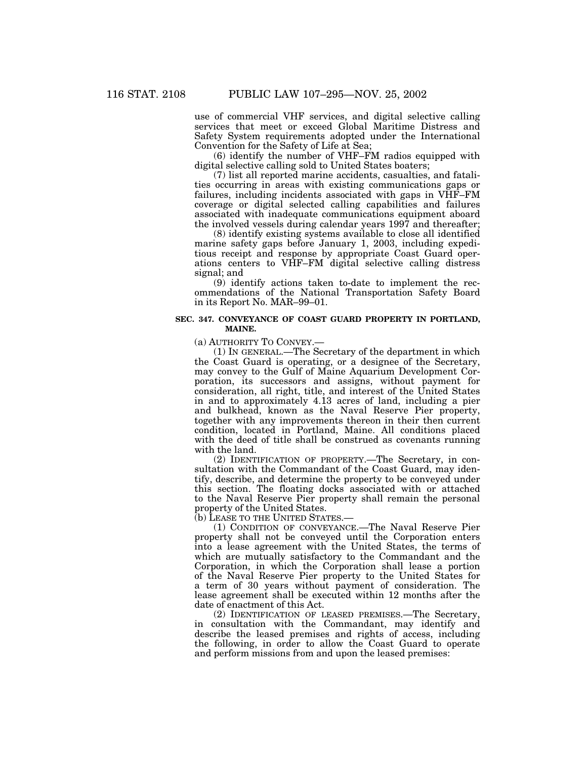use of commercial VHF services, and digital selective calling services that meet or exceed Global Maritime Distress and Safety System requirements adopted under the International Convention for the Safety of Life at Sea;

(6) identify the number of VHF–FM radios equipped with digital selective calling sold to United States boaters;

(7) list all reported marine accidents, casualties, and fatalities occurring in areas with existing communications gaps or failures, including incidents associated with gaps in VHF–FM coverage or digital selected calling capabilities and failures associated with inadequate communications equipment aboard the involved vessels during calendar years 1997 and thereafter;

(8) identify existing systems available to close all identified marine safety gaps before January 1, 2003, including expeditious receipt and response by appropriate Coast Guard operations centers to VHF–FM digital selective calling distress signal; and

(9) identify actions taken to-date to implement the recommendations of the National Transportation Safety Board in its Report No. MAR–99–01.

**SEC. 347. CONVEYANCE OF COAST GUARD PROPERTY IN PORTLAND, MAINE.**

(a) AUTHORITY TO CONVEY.—

(1) IN GENERAL.—The Secretary of the department in which the Coast Guard is operating, or a designee of the Secretary, may convey to the Gulf of Maine Aquarium Development Corporation, its successors and assigns, without payment for consideration, all right, title, and interest of the United States in and to approximately 4.13 acres of land, including a pier and bulkhead, known as the Naval Reserve Pier property, together with any improvements thereon in their then current condition, located in Portland, Maine. All conditions placed with the deed of title shall be construed as covenants running with the land.

(2) IDENTIFICATION OF PROPERTY.—The Secretary, in consultation with the Commandant of the Coast Guard, may identify, describe, and determine the property to be conveyed under this section. The floating docks associated with or attached to the Naval Reserve Pier property shall remain the personal property of the United States.

(b) LEASE TO THE UNITED STATES.—

(1) CONDITION OF CONVEYANCE.—The Naval Reserve Pier property shall not be conveyed until the Corporation enters into a lease agreement with the United States, the terms of which are mutually satisfactory to the Commandant and the Corporation, in which the Corporation shall lease a portion of the Naval Reserve Pier property to the United States for a term of 30 years without payment of consideration. The lease agreement shall be executed within 12 months after the date of enactment of this Act.

(2) IDENTIFICATION OF LEASED PREMISES.—The Secretary, in consultation with the Commandant, may identify and describe the leased premises and rights of access, including the following, in order to allow the Coast Guard to operate and perform missions from and upon the leased premises: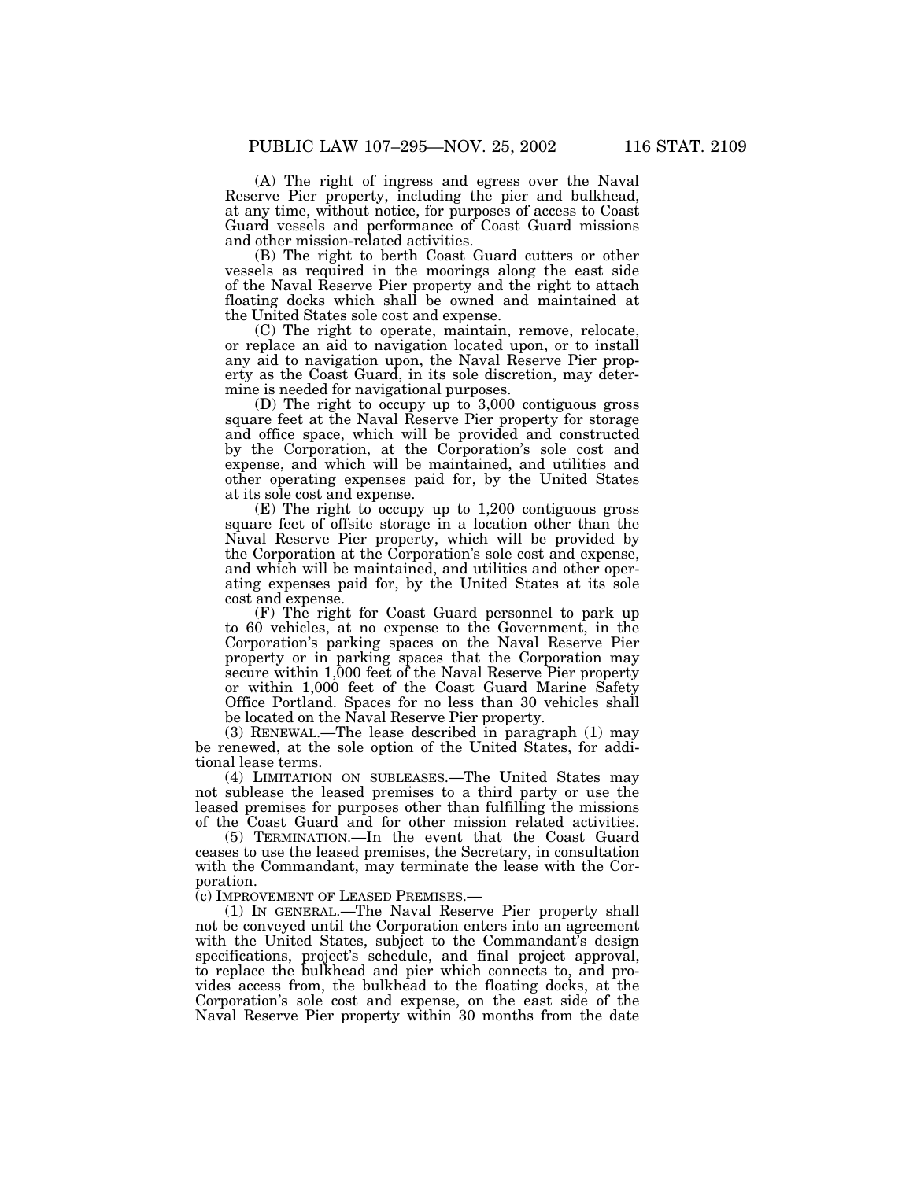(A) The right of ingress and egress over the Naval Reserve Pier property, including the pier and bulkhead, at any time, without notice, for purposes of access to Coast Guard vessels and performance of Coast Guard missions and other mission-related activities.

(B) The right to berth Coast Guard cutters or other vessels as required in the moorings along the east side of the Naval Reserve Pier property and the right to attach floating docks which shall be owned and maintained at the United States sole cost and expense.

(C) The right to operate, maintain, remove, relocate, or replace an aid to navigation located upon, or to install any aid to navigation upon, the Naval Reserve Pier property as the Coast Guard, in its sole discretion, may determine is needed for navigational purposes.

(D) The right to occupy up to 3,000 contiguous gross square feet at the Naval Reserve Pier property for storage and office space, which will be provided and constructed by the Corporation, at the Corporation's sole cost and expense, and which will be maintained, and utilities and other operating expenses paid for, by the United States at its sole cost and expense.

(E) The right to occupy up to 1,200 contiguous gross square feet of offsite storage in a location other than the Naval Reserve Pier property, which will be provided by the Corporation at the Corporation's sole cost and expense, and which will be maintained, and utilities and other operating expenses paid for, by the United States at its sole cost and expense.

(F) The right for Coast Guard personnel to park up to 60 vehicles, at no expense to the Government, in the Corporation's parking spaces on the Naval Reserve Pier property or in parking spaces that the Corporation may secure within 1,000 feet of the Naval Reserve Pier property or within 1,000 feet of the Coast Guard Marine Safety Office Portland. Spaces for no less than 30 vehicles shall be located on the Naval Reserve Pier property.

(3) RENEWAL.—The lease described in paragraph (1) may be renewed, at the sole option of the United States, for additional lease terms.

(4) LIMITATION ON SUBLEASES.—The United States may not sublease the leased premises to a third party or use the leased premises for purposes other than fulfilling the missions of the Coast Guard and for other mission related activities.

(5) TERMINATION.—In the event that the Coast Guard ceases to use the leased premises, the Secretary, in consultation with the Commandant, may terminate the lease with the Corporation.

(c) IMPROVEMENT OF LEASED PREMISES.—

(1) IN GENERAL.—The Naval Reserve Pier property shall not be conveyed until the Corporation enters into an agreement with the United States, subject to the Commandant's design specifications, project's schedule, and final project approval, to replace the bulkhead and pier which connects to, and provides access from, the bulkhead to the floating docks, at the Corporation's sole cost and expense, on the east side of the Naval Reserve Pier property within 30 months from the date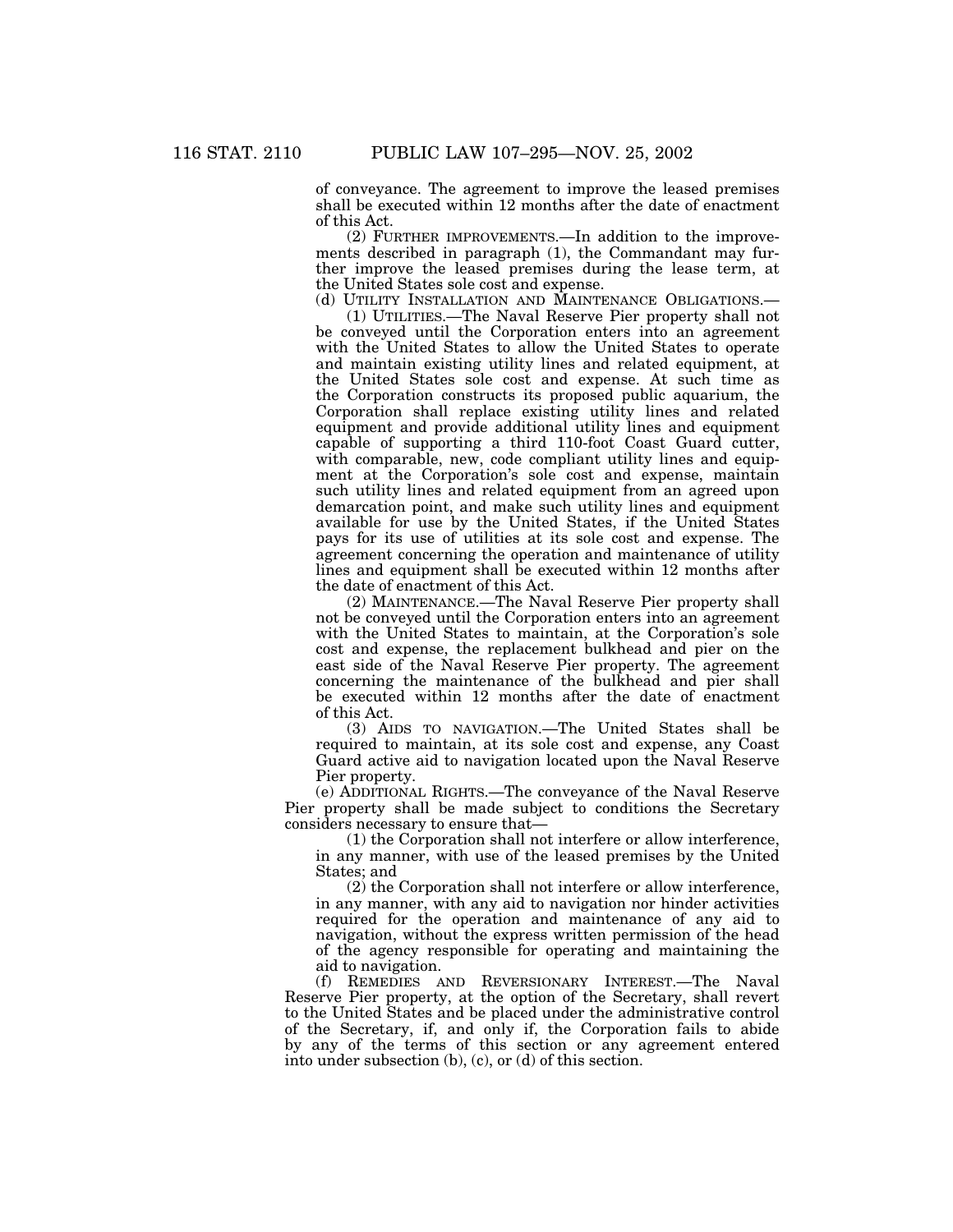of conveyance. The agreement to improve the leased premises shall be executed within 12 months after the date of enactment of this Act.

(2) FURTHER IMPROVEMENTS.—In addition to the improvements described in paragraph (1), the Commandant may further improve the leased premises during the lease term, at the United States sole cost and expense.

(d) UTILITY INSTALLATION AND MAINTENANCE OBLIGATIONS.—

(1) UTILITIES.—The Naval Reserve Pier property shall not be conveyed until the Corporation enters into an agreement with the United States to allow the United States to operate and maintain existing utility lines and related equipment, at the United States sole cost and expense. At such time as the Corporation constructs its proposed public aquarium, the Corporation shall replace existing utility lines and related equipment and provide additional utility lines and equipment capable of supporting a third 110-foot Coast Guard cutter, with comparable, new, code compliant utility lines and equipment at the Corporation's sole cost and expense, maintain such utility lines and related equipment from an agreed upon demarcation point, and make such utility lines and equipment available for use by the United States, if the United States pays for its use of utilities at its sole cost and expense. The agreement concerning the operation and maintenance of utility lines and equipment shall be executed within 12 months after the date of enactment of this Act.

(2) MAINTENANCE.—The Naval Reserve Pier property shall not be conveyed until the Corporation enters into an agreement with the United States to maintain, at the Corporation's sole cost and expense, the replacement bulkhead and pier on the east side of the Naval Reserve Pier property. The agreement concerning the maintenance of the bulkhead and pier shall be executed within 12 months after the date of enactment of this Act.

(3) AIDS TO NAVIGATION.—The United States shall be required to maintain, at its sole cost and expense, any Coast Guard active aid to navigation located upon the Naval Reserve Pier property.

(e) ADDITIONAL RIGHTS.—The conveyance of the Naval Reserve Pier property shall be made subject to conditions the Secretary considers necessary to ensure that—

(1) the Corporation shall not interfere or allow interference, in any manner, with use of the leased premises by the United States; and

(2) the Corporation shall not interfere or allow interference, in any manner, with any aid to navigation nor hinder activities required for the operation and maintenance of any aid to navigation, without the express written permission of the head of the agency responsible for operating and maintaining the aid to navigation.

(f) REMEDIES AND REVERSIONARY INTEREST.—The Naval Reserve Pier property, at the option of the Secretary, shall revert to the United States and be placed under the administrative control of the Secretary, if, and only if, the Corporation fails to abide by any of the terms of this section or any agreement entered into under subsection (b), (c), or (d) of this section.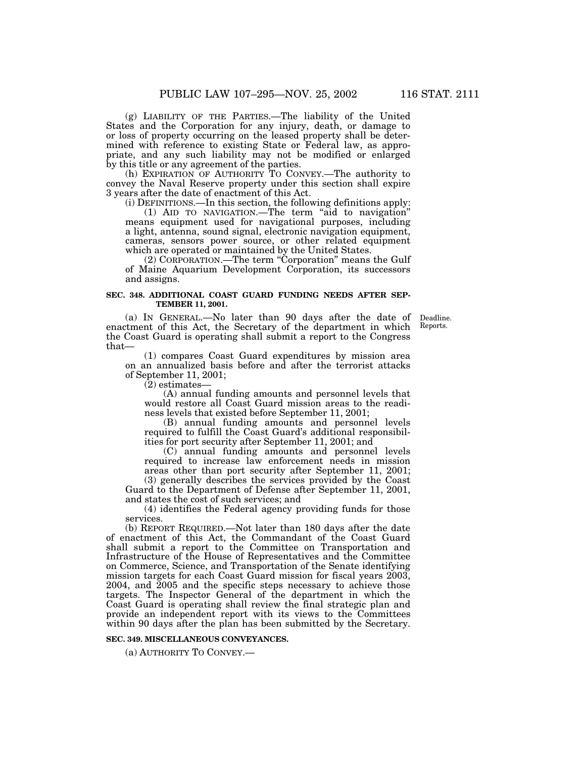(g) LIABILITY OF THE PARTIES.—The liability of the United States and the Corporation for any injury, death, or damage to or loss of property occurring on the leased property shall be determined with reference to existing State or Federal law, as appropriate, and any such liability may not be modified or enlarged by this title or any agreement of the parties.

(h) EXPIRATION OF AUTHORITY TO CONVEY.—The authority to convey the Naval Reserve property under this section shall expire 3 years after the date of enactment of this Act.

(i) DEFINITIONS.—In this section, the following definitions apply:

(1) AID TO NAVIGATION.—The term "aid to navigation" means equipment used for navigational purposes, including a light, antenna, sound signal, electronic navigation equipment, cameras, sensors power source, or other related equipment which are operated or maintained by the United States.

(2) CORPORATION.—The term "Corporation" means the Gulf of Maine Aquarium Development Corporation, its successors and assigns.

**SEC. 348. ADDITIONAL COAST GUARD FUNDING NEEDS AFTER SEPTEMBER 11, 2001.**

Deadline. Reports.

(a) IN GENERAL.—No later than 90 days after the date of enactment of this Act, the Secretary of the department in which the Coast Guard is operating shall submit a report to the Congress that—

(1) compares Coast Guard expenditures by mission area on an annualized basis before and after the terrorist attacks of September 11, 2001;

(2) estimates—

(A) annual funding amounts and personnel levels that would restore all Coast Guard mission areas to the readiness levels that existed before September 11, 2001;

(B) annual funding amounts and personnel levels required to fulfill the Coast Guard's additional responsibilities for port security after September 11, 2001; and

(C) annual funding amounts and personnel levels required to increase law enforcement needs in mission areas other than port security after September 11, 2001;

(3) generally describes the services provided by the Coast Guard to the Department of Defense after September 11, 2001, and states the cost of such services; and

(4) identifies the Federal agency providing funds for those services.

(b) REPORT REQUIRED.—Not later than 180 days after the date of enactment of this Act, the Commandant of the Coast Guard shall submit a report to the Committee on Transportation and Infrastructure of the House of Representatives and the Committee on Commerce, Science, and Transportation of the Senate identifying mission targets for each Coast Guard mission for fiscal years 2003, 2004, and 2005 and the specific steps necessary to achieve those targets. The Inspector General of the department in which the Coast Guard is operating shall review the final strategic plan and provide an independent report with its views to the Committees within 90 days after the plan has been submitted by the Secretary.

**SEC. 349. MISCELLANEOUS CONVEYANCES.**

(a) AUTHORITY TO CONVEY.—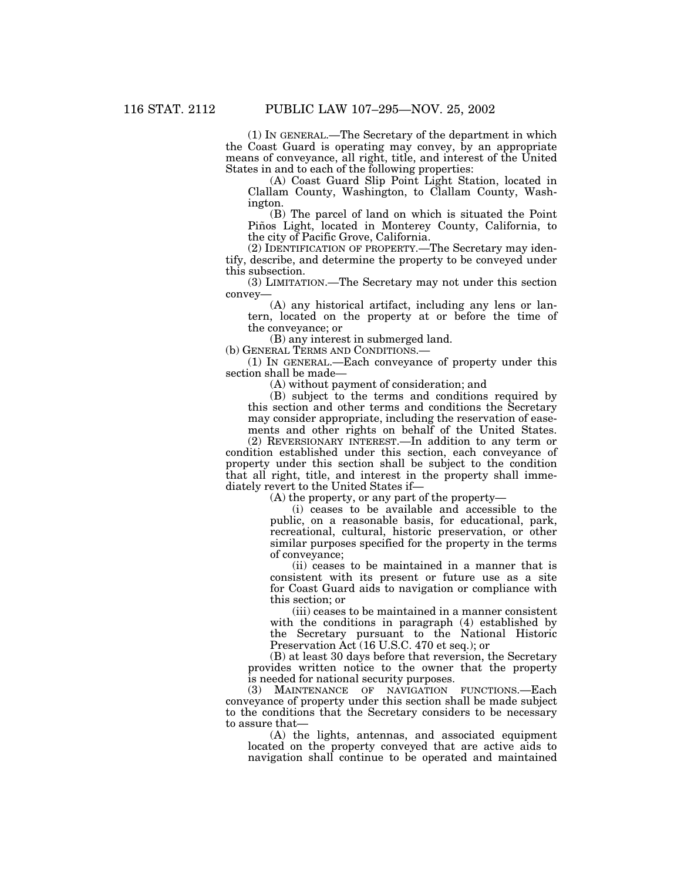(1) IN GENERAL.—The Secretary of the department in which the Coast Guard is operating may convey, by an appropriate means of conveyance, all right, title, and interest of the United States in and to each of the following properties:

(A) Coast Guard Slip Point Light Station, located in Clallam County, Washington, to Clallam County, Washington.

(B) The parcel of land on which is situated the Point Piños Light, located in Monterey County, California, to the city of Pacific Grove, California.

(2) IDENTIFICATION OF PROPERTY.—The Secretary may identify, describe, and determine the property to be conveyed under this subsection.

(3) LIMITATION.—The Secretary may not under this section convey—

(A) any historical artifact, including any lens or lantern, located on the property at or before the time of the conveyance; or

(B) any interest in submerged land.

(b) GENERAL TERMS AND CONDITIONS.—

(1) IN GENERAL.—Each conveyance of property under this section shall be made—

(A) without payment of consideration; and

(B) subject to the terms and conditions required by this section and other terms and conditions the Secretary may consider appropriate, including the reservation of easements and other rights on behalf of the United States.

(2) REVERSIONARY INTEREST.—In addition to any term or condition established under this section, each conveyance of property under this section shall be subject to the condition that all right, title, and interest in the property shall immediately revert to the United States if—

(A) the property, or any part of the property—

(i) ceases to be available and accessible to the public, on a reasonable basis, for educational, park, recreational, cultural, historic preservation, or other similar purposes specified for the property in the terms of conveyance;

(ii) ceases to be maintained in a manner that is consistent with its present or future use as a site for Coast Guard aids to navigation or compliance with this section; or

(iii) ceases to be maintained in a manner consistent with the conditions in paragraph (4) established by the Secretary pursuant to the National Historic Preservation Act (16 U.S.C. 470 et seq.); or

(B) at least 30 days before that reversion, the Secretary provides written notice to the owner that the property is needed for national security purposes.

(3) MAINTENANCE OF NAVIGATION FUNCTIONS.—Each conveyance of property under this section shall be made subject to the conditions that the Secretary considers to be necessary to assure that—

(A) the lights, antennas, and associated equipment located on the property conveyed that are active aids to navigation shall continue to be operated and maintained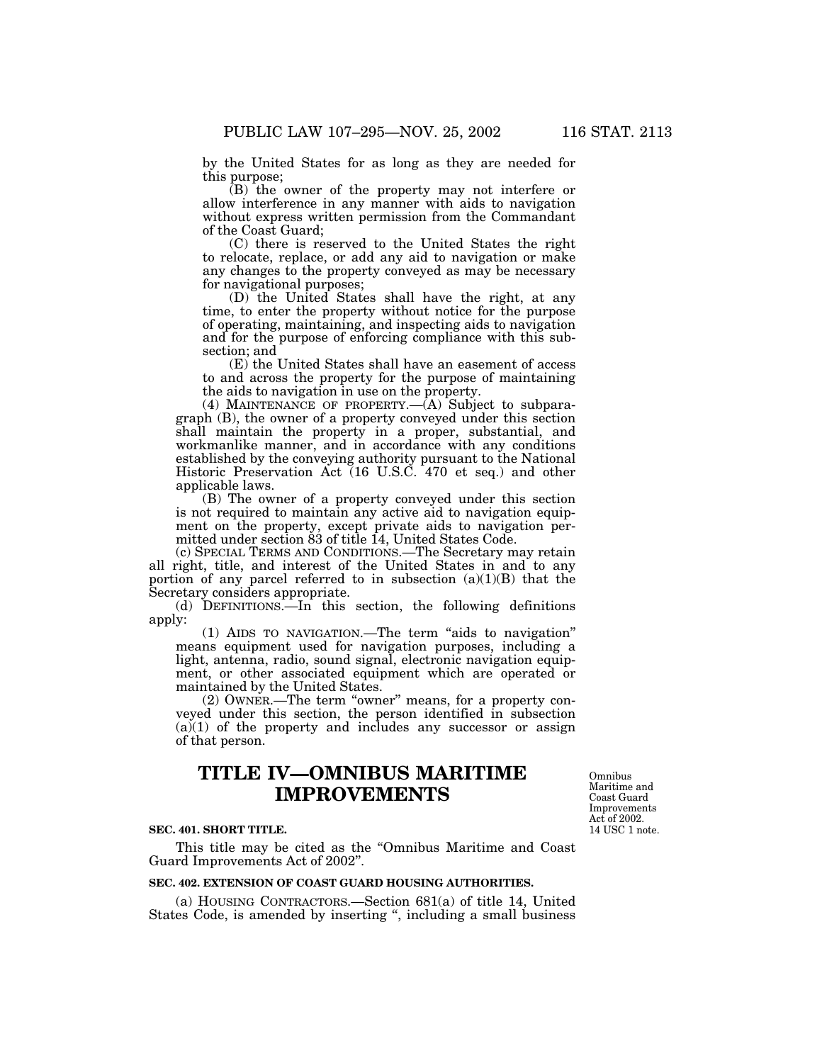by the United States for as long as they are needed for this purpose;

(B) the owner of the property may not interfere or allow interference in any manner with aids to navigation without express written permission from the Commandant of the Coast Guard;

(C) there is reserved to the United States the right to relocate, replace, or add any aid to navigation or make any changes to the property conveyed as may be necessary for navigational purposes;

(D) the United States shall have the right, at any time, to enter the property without notice for the purpose of operating, maintaining, and inspecting aids to navigation and for the purpose of enforcing compliance with this subsection; and

(E) the United States shall have an easement of access to and across the property for the purpose of maintaining the aids to navigation in use on the property.

(4) MAINTENANCE OF PROPERTY.—(A) Subject to subparagraph (B), the owner of a property conveyed under this section shall maintain the property in a proper, substantial, and workmanlike manner, and in accordance with any conditions established by the conveying authority pursuant to the National Historic Preservation Act (16 U.S.C. 470 et seq.) and other applicable laws.

(B) The owner of a property conveyed under this section is not required to maintain any active aid to navigation equipment on the property, except private aids to navigation permitted under section 83 of title 14, United States Code.

(c) SPECIAL TERMS AND CONDITIONS.—The Secretary may retain all right, title, and interest of the United States in and to any portion of any parcel referred to in subsection (a)(1)(B) that the Secretary considers appropriate.

(d) DEFINITIONS.—In this section, the following definitions apply:

(1) AIDS TO NAVIGATION.—The term "aids to navigation" means equipment used for navigation purposes, including a light, antenna, radio, sound signal, electronic navigation equipment, or other associated equipment which are operated or maintained by the United States.

(2) OWNER.—The term "owner" means, for a property conveyed under this section, the person identified in subsection (a)(1) of the property and includes any successor or assign of that person.

# TITLE IV—OMNIBUS MARITIME IMPROVEMENTS

Omnibus Maritime and Coast Guard Improvements Act of 2002.
14 USC 1 note.

### SEC. 401. SHORT TITLE.

This title may be cited as the "Omnibus Maritime and Coast Guard Improvements Act of 2002".

### SEC. 402. EXTENSION OF COAST GUARD HOUSING AUTHORITIES.

(a) HOUSING CONTRACTORS.—Section 681(a) of title 14, United States Code, is amended by inserting ", including a small business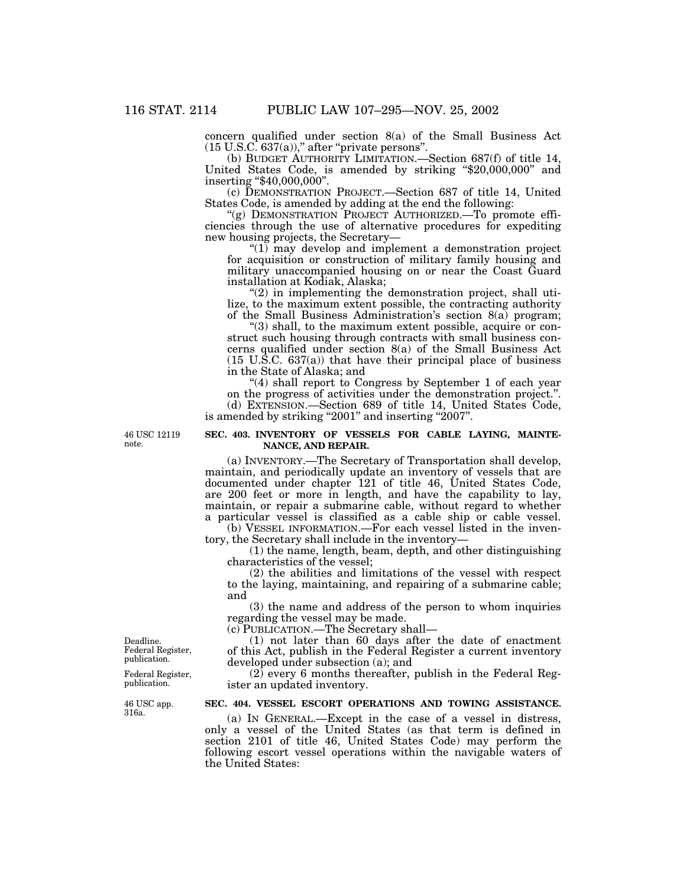concern qualified under section 8(a) of the Small Business Act (15 U.S.C. 637(a))," after "private persons".

(b) BUDGET AUTHORITY LIMITATION.—Section 687(f) of title 14, United States Code, is amended by striking "$20,000,000" and inserting "$40,000,000".

(c) DEMONSTRATION PROJECT.—Section 687 of title 14, United States Code, is amended by adding at the end the following:

"(g) DEMONSTRATION PROJECT AUTHORIZED.—To promote efficiencies through the use of alternative procedures for expediting new housing projects, the Secretary—

"(1) may develop and implement a demonstration project for acquisition or construction of military family housing and military unaccompanied housing on or near the Coast Guard installation at Kodiak, Alaska;

"(2) in implementing the demonstration project, shall utilize, to the maximum extent possible, the contracting authority of the Small Business Administration's section 8(a) program;

"(3) shall, to the maximum extent possible, acquire or construct such housing through contracts with small business concerns qualified under section 8(a) of the Small Business Act (15 U.S.C. 637(a)) that have their principal place of business in the State of Alaska; and

"(4) shall report to Congress by September 1 of each year on the progress of activities under the demonstration project.".

(d) EXTENSION.—Section 689 of title 14, United States Code, is amended by striking "2001" and inserting "2007".

46 USC 12119 note.

**SEC. 403. INVENTORY OF VESSELS FOR CABLE LAYING, MAINTENANCE, AND REPAIR.**

(a) INVENTORY.—The Secretary of Transportation shall develop, maintain, and periodically update an inventory of vessels that are documented under chapter 121 of title 46, United States Code, are 200 feet or more in length, and have the capability to lay, maintain, or repair a submarine cable, without regard to whether a particular vessel is classified as a cable ship or cable vessel.

(b) VESSEL INFORMATION.—For each vessel listed in the inventory, the Secretary shall include in the inventory—

(1) the name, length, beam, depth, and other distinguishing characteristics of the vessel;

(2) the abilities and limitations of the vessel with respect to the laying, maintaining, and repairing of a submarine cable; and

(3) the name and address of the person to whom inquiries regarding the vessel may be made.

(c) PUBLICATION.—The Secretary shall—

Deadline. Federal Register, publication.

(1) not later than 60 days after the date of enactment of this Act, publish in the Federal Register a current inventory developed under subsection (a); and

Federal Register, publication.

(2) every 6 months thereafter, publish in the Federal Register an updated inventory.

46 USC app. 316a.

**SEC. 404. VESSEL ESCORT OPERATIONS AND TOWING ASSISTANCE.**

(a) IN GENERAL.—Except in the case of a vessel in distress, only a vessel of the United States (as that term is defined in section 2101 of title 46, United States Code) may perform the following escort vessel operations within the navigable waters of the United States: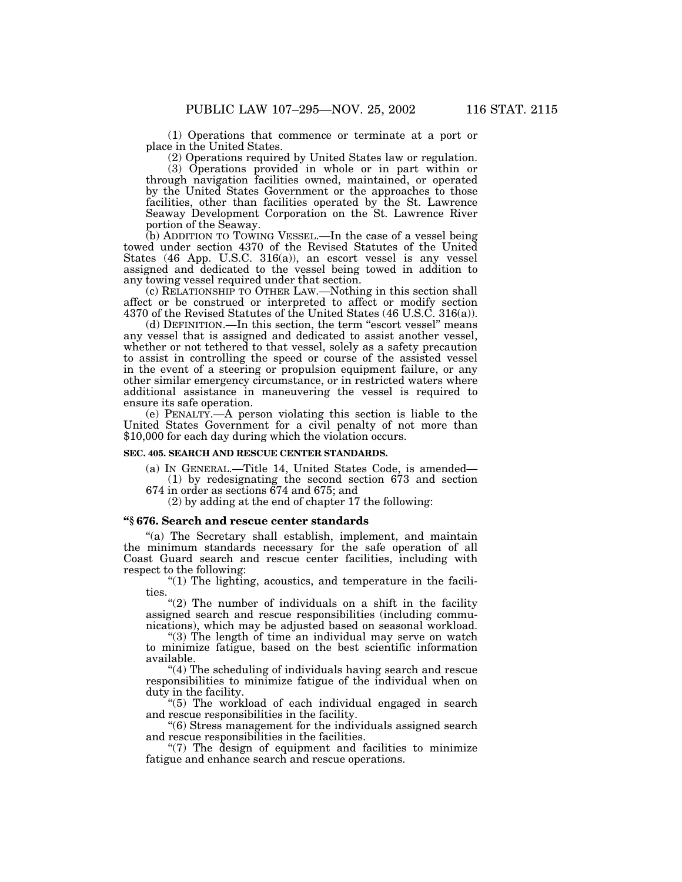(1) Operations that commence or terminate at a port or place in the United States.

(2) Operations required by United States law or regulation.

(3) Operations provided in whole or in part within or through navigation facilities owned, maintained, or operated by the United States Government or the approaches to those facilities, other than facilities operated by the St. Lawrence Seaway Development Corporation on the St. Lawrence River portion of the Seaway.

(b) ADDITION TO TOWING VESSEL.—In the case of a vessel being towed under section 4370 of the Revised Statutes of the United States (46 App. U.S.C. 316(a)), an escort vessel is any vessel assigned and dedicated to the vessel being towed in addition to any towing vessel required under that section.

(c) RELATIONSHIP TO OTHER LAW.—Nothing in this section shall affect or be construed or interpreted to affect or modify section 4370 of the Revised Statutes of the United States (46 U.S.C. 316(a)).

(d) DEFINITION.—In this section, the term "escort vessel" means any vessel that is assigned and dedicated to assist another vessel, whether or not tethered to that vessel, solely as a safety precaution to assist in controlling the speed or course of the assisted vessel in the event of a steering or propulsion equipment failure, or any other similar emergency circumstance, or in restricted waters where additional assistance in maneuvering the vessel is required to ensure its safe operation.

(e) PENALTY.—A person violating this section is liable to the United States Government for a civil penalty of not more than $10,000 for each day during which the violation occurs.

**SEC. 405. SEARCH AND RESCUE CENTER STANDARDS.**

(a) IN GENERAL.—Title 14, United States Code, is amended—

(1) by redesignating the second section 673 and section 674 in order as sections 674 and 675; and

(2) by adding at the end of chapter 17 the following:

**"§ 676. Search and rescue center standards**

"(a) The Secretary shall establish, implement, and maintain the minimum standards necessary for the safe operation of all Coast Guard search and rescue center facilities, including with respect to the following:

"(1) The lighting, acoustics, and temperature in the facilities.

"(2) The number of individuals on a shift in the facility assigned search and rescue responsibilities (including communications), which may be adjusted based on seasonal workload.

"(3) The length of time an individual may serve on watch to minimize fatigue, based on the best scientific information available.

"(4) The scheduling of individuals having search and rescue responsibilities to minimize fatigue of the individual when on duty in the facility.

"(5) The workload of each individual engaged in search and rescue responsibilities in the facility.

"(6) Stress management for the individuals assigned search and rescue responsibilities in the facilities.

"(7) The design of equipment and facilities to minimize fatigue and enhance search and rescue operations.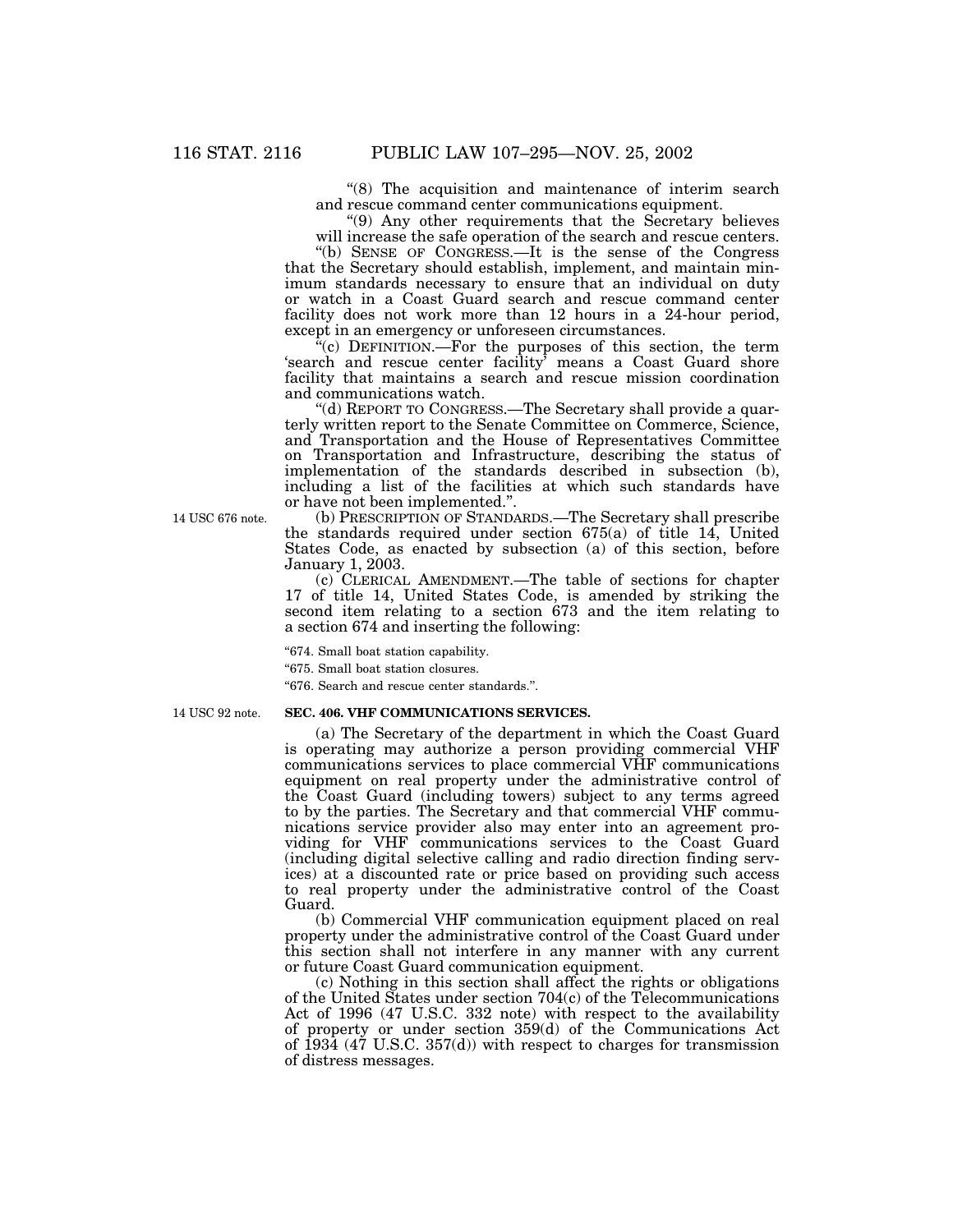"(8) The acquisition and maintenance of interim search and rescue command center communications equipment.

"(9) Any other requirements that the Secretary believes will increase the safe operation of the search and rescue centers.

"(b) SENSE OF CONGRESS.—It is the sense of the Congress that the Secretary should establish, implement, and maintain minimum standards necessary to ensure that an individual on duty or watch in a Coast Guard search and rescue command center facility does not work more than 12 hours in a 24-hour period, except in an emergency or unforeseen circumstances.

"(c) DEFINITION.—For the purposes of this section, the term 'search and rescue center facility' means a Coast Guard shore facility that maintains a search and rescue mission coordination and communications watch.

"(d) REPORT TO CONGRESS.—The Secretary shall provide a quarterly written report to the Senate Committee on Commerce, Science, and Transportation and the House of Representatives Committee on Transportation and Infrastructure, describing the status of implementation of the standards described in subsection (b), including a list of the facilities at which such standards have or have not been implemented.".

14 USC 676 note.

(b) PRESCRIPTION OF STANDARDS.—The Secretary shall prescribe the standards required under section 675(a) of title 14, United States Code, as enacted by subsection (a) of this section, before January 1, 2003.

(c) CLERICAL AMENDMENT.—The table of sections for chapter 17 of title 14, United States Code, is amended by striking the second item relating to a section 673 and the item relating to a section 674 and inserting the following:

"674. Small boat station capability.

"675. Small boat station closures.

"676. Search and rescue center standards.".

14 USC 92 note.

**SEC. 406. VHF COMMUNICATIONS SERVICES.**

(a) The Secretary of the department in which the Coast Guard is operating may authorize a person providing commercial VHF communications services to place commercial VHF communications equipment on real property under the administrative control of the Coast Guard (including towers) subject to any terms agreed to by the parties. The Secretary and that commercial VHF communications service provider also may enter into an agreement providing for VHF communications services to the Coast Guard (including digital selective calling and radio direction finding services) at a discounted rate or price based on providing such access to real property under the administrative control of the Coast Guard.

(b) Commercial VHF communication equipment placed on real property under the administrative control of the Coast Guard under this section shall not interfere in any manner with any current or future Coast Guard communication equipment.

(c) Nothing in this section shall affect the rights or obligations of the United States under section 704(c) of the Telecommunications Act of 1996 (47 U.S.C. 332 note) with respect to the availability of property or under section 359(d) of the Communications Act of 1934 (47 U.S.C. 357(d)) with respect to charges for transmission of distress messages.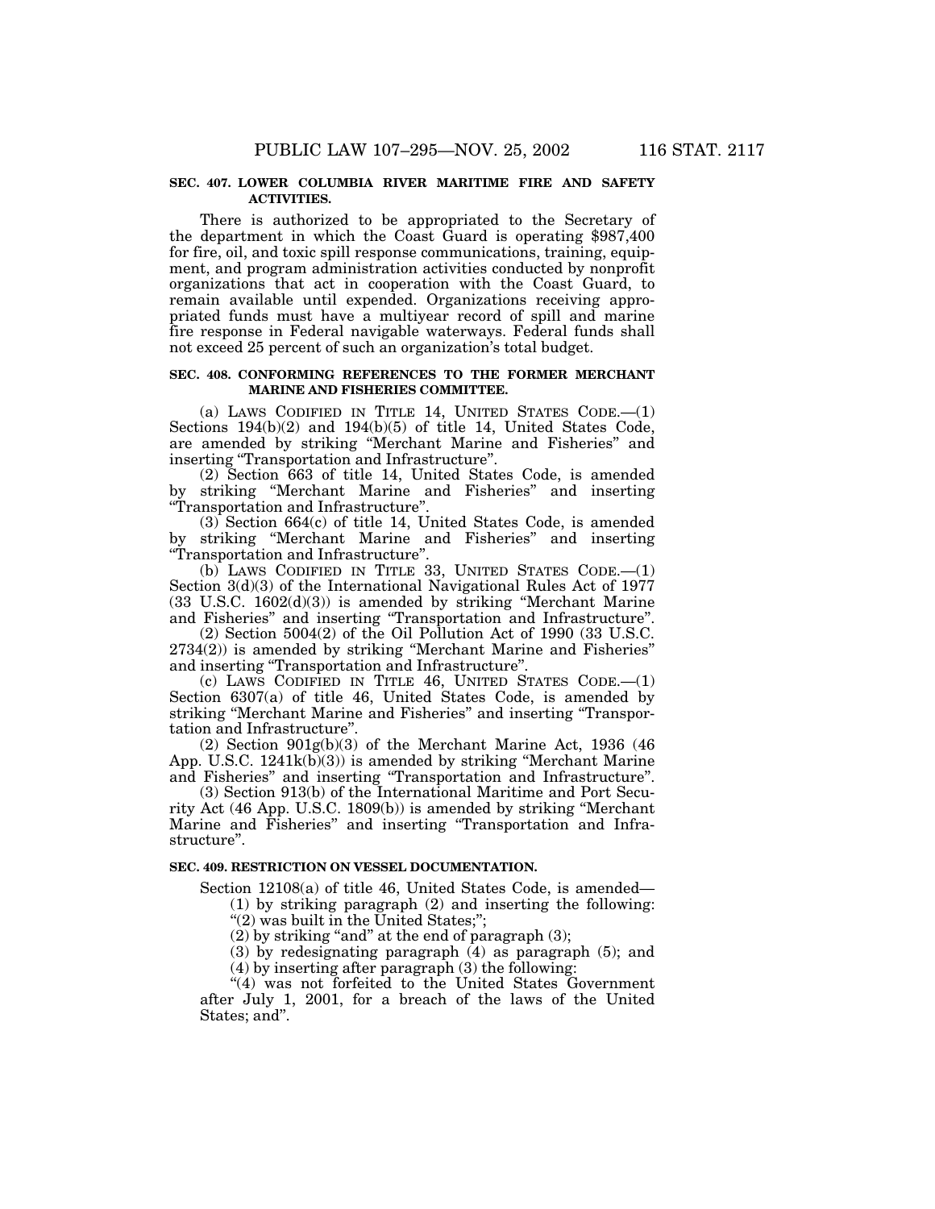**SEC. 407. LOWER COLUMBIA RIVER MARITIME FIRE AND SAFETY ACTIVITIES.**

There is authorized to be appropriated to the Secretary of the department in which the Coast Guard is operating $987,400 for fire, oil, and toxic spill response communications, training, equipment, and program administration activities conducted by nonprofit organizations that act in cooperation with the Coast Guard, to remain available until expended. Organizations receiving appropriated funds must have a multiyear record of spill and marine fire response in Federal navigable waterways. Federal funds shall not exceed 25 percent of such an organization's total budget.

**SEC. 408. CONFORMING REFERENCES TO THE FORMER MERCHANT MARINE AND FISHERIES COMMITTEE.**

(a) LAWS CODIFIED IN TITLE 14, UNITED STATES CODE.—(1) Sections 194(b)(2) and 194(b)(5) of title 14, United States Code, are amended by striking "Merchant Marine and Fisheries" and inserting "Transportation and Infrastructure".

(2) Section 663 of title 14, United States Code, is amended by striking "Merchant Marine and Fisheries" and inserting "Transportation and Infrastructure".

(3) Section 664(c) of title 14, United States Code, is amended by striking "Merchant Marine and Fisheries" and inserting "Transportation and Infrastructure".

(b) LAWS CODIFIED IN TITLE 33, UNITED STATES CODE.—(1) Section 3(d)(3) of the International Navigational Rules Act of 1977 (33 U.S.C. 1602(d)(3)) is amended by striking "Merchant Marine and Fisheries" and inserting "Transportation and Infrastructure".

(2) Section 5004(2) of the Oil Pollution Act of 1990 (33 U.S.C. 2734(2)) is amended by striking "Merchant Marine and Fisheries" and inserting "Transportation and Infrastructure".

(c) LAWS CODIFIED IN TITLE 46, UNITED STATES CODE.—(1) Section 6307(a) of title 46, United States Code, is amended by striking "Merchant Marine and Fisheries" and inserting "Transportation and Infrastructure".

(2) Section 901g(b)(3) of the Merchant Marine Act, 1936 (46 App. U.S.C. 1241k(b)(3)) is amended by striking "Merchant Marine and Fisheries" and inserting "Transportation and Infrastructure".

(3) Section 913(b) of the International Maritime and Port Security Act (46 App. U.S.C. 1809(b)) is amended by striking "Merchant Marine and Fisheries" and inserting "Transportation and Infrastructure".

**SEC. 409. RESTRICTION ON VESSEL DOCUMENTATION.**

Section 12108(a) of title 46, United States Code, is amended—

(1) by striking paragraph (2) and inserting the following:

"(2) was built in the United States;";

(2) by striking "and" at the end of paragraph (3);

(3) by redesignating paragraph (4) as paragraph (5); and

(4) by inserting after paragraph (3) the following:

"(4) was not forfeited to the United States Government after July 1, 2001, for a breach of the laws of the United States; and".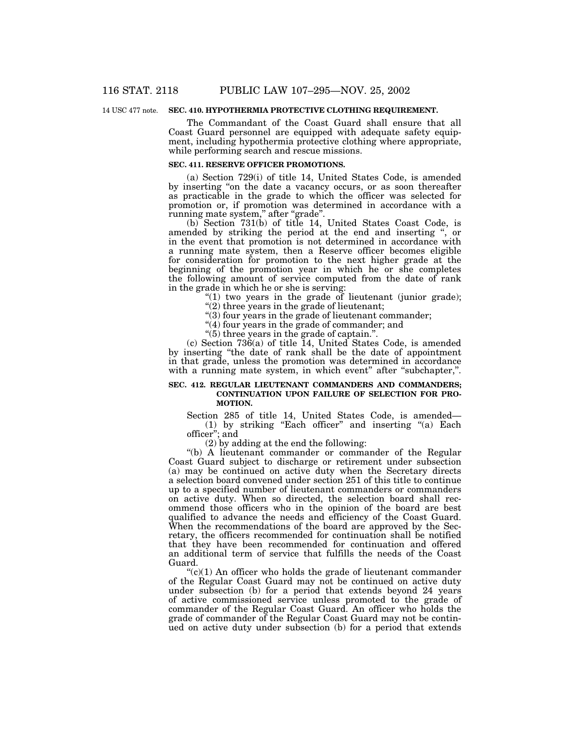14 USC 477 note.

**SEC. 410. HYPOTHERMIA PROTECTIVE CLOTHING REQUIREMENT.**

The Commandant of the Coast Guard shall ensure that all Coast Guard personnel are equipped with adequate safety equipment, including hypothermia protective clothing where appropriate, while performing search and rescue missions.

**SEC. 411. RESERVE OFFICER PROMOTIONS.**

(a) Section 729(i) of title 14, United States Code, is amended by inserting "on the date a vacancy occurs, or as soon thereafter as practicable in the grade to which the officer was selected for promotion or, if promotion was determined in accordance with a running mate system," after "grade".

(b) Section 731(b) of title 14, United States Coast Code, is amended by striking the period at the end and inserting ", or in the event that promotion is not determined in accordance with a running mate system, then a Reserve officer becomes eligible for consideration for promotion to the next higher grade at the beginning of the promotion year in which he or she completes the following amount of service computed from the date of rank in the grade in which he or she is serving:

"(1) two years in the grade of lieutenant (junior grade);

"(2) three years in the grade of lieutenant;

"(3) four years in the grade of lieutenant commander;

"(4) four years in the grade of commander; and

"(5) three years in the grade of captain.".

(c) Section 736(a) of title 14, United States Code, is amended by inserting "the date of rank shall be the date of appointment in that grade, unless the promotion was determined in accordance with a running mate system, in which event" after "subchapter,".

**SEC. 412. REGULAR LIEUTENANT COMMANDERS AND COMMANDERS; CONTINUATION UPON FAILURE OF SELECTION FOR PROMOTION.**

Section 285 of title 14, United States Code, is amended—

(1) by striking "Each officer" and inserting "(a) Each officer"; and

(2) by adding at the end the following:

"(b) A lieutenant commander or commander of the Regular Coast Guard subject to discharge or retirement under subsection (a) may be continued on active duty when the Secretary directs a selection board convened under section 251 of this title to continue up to a specified number of lieutenant commanders or commanders on active duty. When so directed, the selection board shall recommend those officers who in the opinion of the board are best qualified to advance the needs and efficiency of the Coast Guard. When the recommendations of the board are approved by the Secretary, the officers recommended for continuation shall be notified that they have been recommended for continuation and offered an additional term of service that fulfills the needs of the Coast Guard.

"(c)(1) An officer who holds the grade of lieutenant commander of the Regular Coast Guard may not be continued on active duty under subsection (b) for a period that extends beyond 24 years of active commissioned service unless promoted to the grade of commander of the Regular Coast Guard. An officer who holds the grade of commander of the Regular Coast Guard may not be continued on active duty under subsection (b) for a period that extends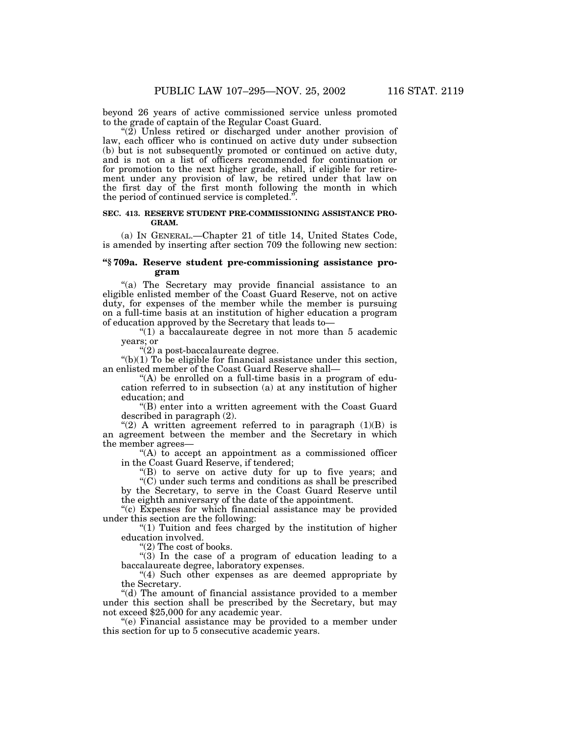beyond 26 years of active commissioned service unless promoted to the grade of captain of the Regular Coast Guard.

"(2) Unless retired or discharged under another provision of law, each officer who is continued on active duty under subsection (b) but is not subsequently promoted or continued on active duty, and is not on a list of officers recommended for continuation or for promotion to the next higher grade, shall, if eligible for retirement under any provision of law, be retired under that law on the first day of the first month following the month in which the period of continued service is completed.".

**SEC. 413. RESERVE STUDENT PRE-COMMISSIONING ASSISTANCE PROGRAM.**

(a) IN GENERAL.—Chapter 21 of title 14, United States Code, is amended by inserting after section 709 the following new section:

**"§ 709a. Reserve student pre-commissioning assistance program**

"(a) The Secretary may provide financial assistance to an eligible enlisted member of the Coast Guard Reserve, not on active duty, for expenses of the member while the member is pursuing on a full-time basis at an institution of higher education a program of education approved by the Secretary that leads to—

"(1) a baccalaureate degree in not more than 5 academic years; or

"(2) a post-baccalaureate degree.

"(b)(1) To be eligible for financial assistance under this section, an enlisted member of the Coast Guard Reserve shall—

"(A) be enrolled on a full-time basis in a program of education referred to in subsection (a) at any institution of higher education; and

"(B) enter into a written agreement with the Coast Guard described in paragraph (2).

"(2) A written agreement referred to in paragraph (1)(B) is an agreement between the member and the Secretary in which the member agrees—

"(A) to accept an appointment as a commissioned officer in the Coast Guard Reserve, if tendered;

"(B) to serve on active duty for up to five years; and

"(C) under such terms and conditions as shall be prescribed by the Secretary, to serve in the Coast Guard Reserve until the eighth anniversary of the date of the appointment.

"(c) Expenses for which financial assistance may be provided under this section are the following:

"(1) Tuition and fees charged by the institution of higher education involved.

"(2) The cost of books.

"(3) In the case of a program of education leading to a baccalaureate degree, laboratory expenses.

"(4) Such other expenses as are deemed appropriate by the Secretary.

"(d) The amount of financial assistance provided to a member under this section shall be prescribed by the Secretary, but may not exceed $25,000 for any academic year.

"(e) Financial assistance may be provided to a member under this section for up to 5 consecutive academic years.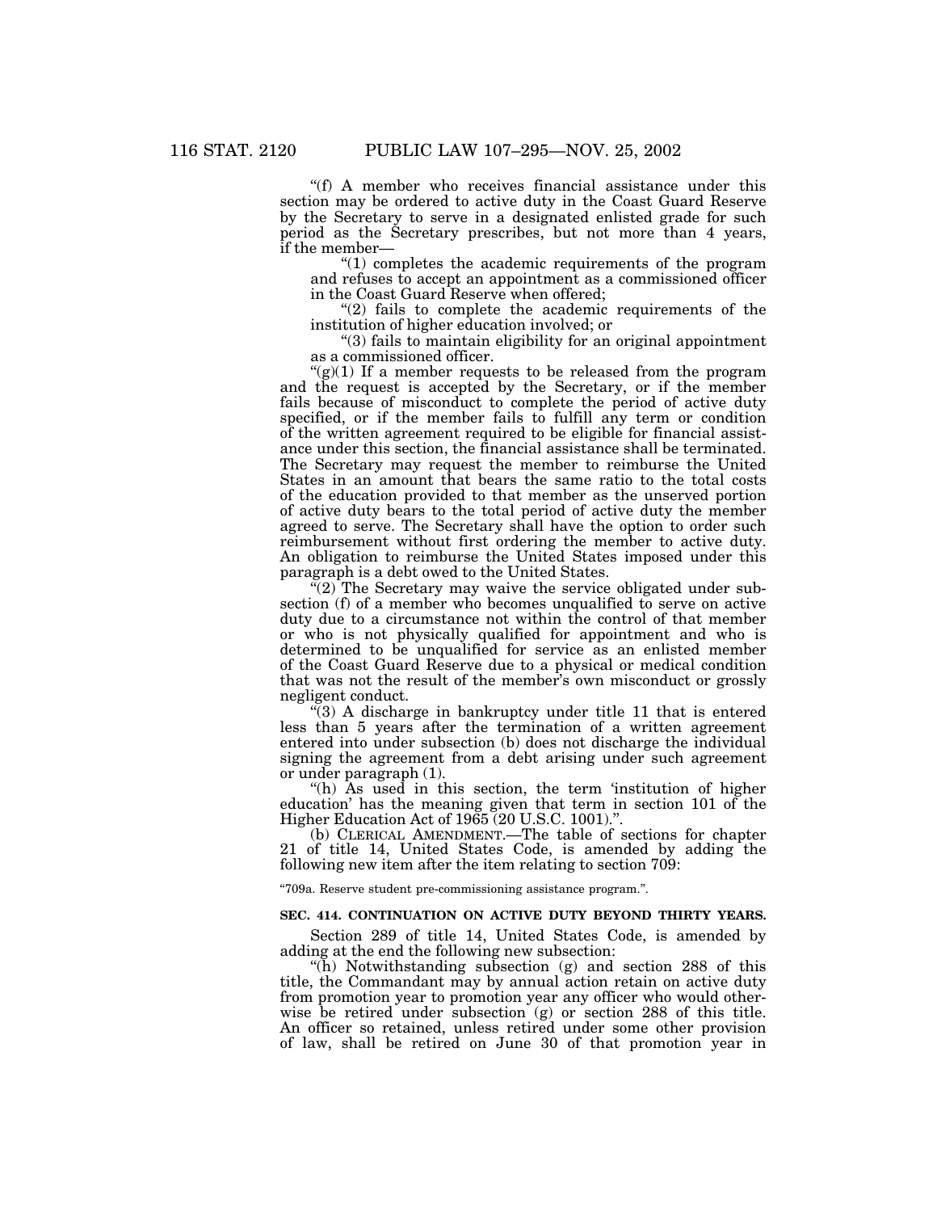"(f) A member who receives financial assistance under this section may be ordered to active duty in the Coast Guard Reserve by the Secretary to serve in a designated enlisted grade for such period as the Secretary prescribes, but not more than 4 years, if the member—

"(1) completes the academic requirements of the program and refuses to accept an appointment as a commissioned officer in the Coast Guard Reserve when offered;

"(2) fails to complete the academic requirements of the institution of higher education involved; or

"(3) fails to maintain eligibility for an original appointment as a commissioned officer.

"(g)(1) If a member requests to be released from the program and the request is accepted by the Secretary, or if the member fails because of misconduct to complete the period of active duty specified, or if the member fails to fulfill any term or condition of the written agreement required to be eligible for financial assistance under this section, the financial assistance shall be terminated. The Secretary may request the member to reimburse the United States in an amount that bears the same ratio to the total costs of the education provided to that member as the unserved portion of active duty bears to the total period of active duty the member agreed to serve. The Secretary shall have the option to order such reimbursement without first ordering the member to active duty. An obligation to reimburse the United States imposed under this paragraph is a debt owed to the United States.

"(2) The Secretary may waive the service obligated under subsection (f) of a member who becomes unqualified to serve on active duty due to a circumstance not within the control of that member or who is not physically qualified for appointment and who is determined to be unqualified for service as an enlisted member of the Coast Guard Reserve due to a physical or medical condition that was not the result of the member's own misconduct or grossly negligent conduct.

"(3) A discharge in bankruptcy under title 11 that is entered less than 5 years after the termination of a written agreement entered into under subsection (b) does not discharge the individual signing the agreement from a debt arising under such agreement or under paragraph (1).

"(h) As used in this section, the term 'institution of higher education' has the meaning given that term in section 101 of the Higher Education Act of 1965 (20 U.S.C. 1001).".

(b) CLERICAL AMENDMENT.—The table of sections for chapter 21 of title 14, United States Code, is amended by adding the following new item after the item relating to section 709:

"709a. Reserve student pre-commissioning assistance program.".

**SEC. 414. CONTINUATION ON ACTIVE DUTY BEYOND THIRTY YEARS.**

Section 289 of title 14, United States Code, is amended by adding at the end the following new subsection:

"(h) Notwithstanding subsection (g) and section 288 of this title, the Commandant may by annual action retain on active duty from promotion year to promotion year any officer who would otherwise be retired under subsection (g) or section 288 of this title. An officer so retained, unless retired under some other provision of law, shall be retired on June 30 of that promotion year in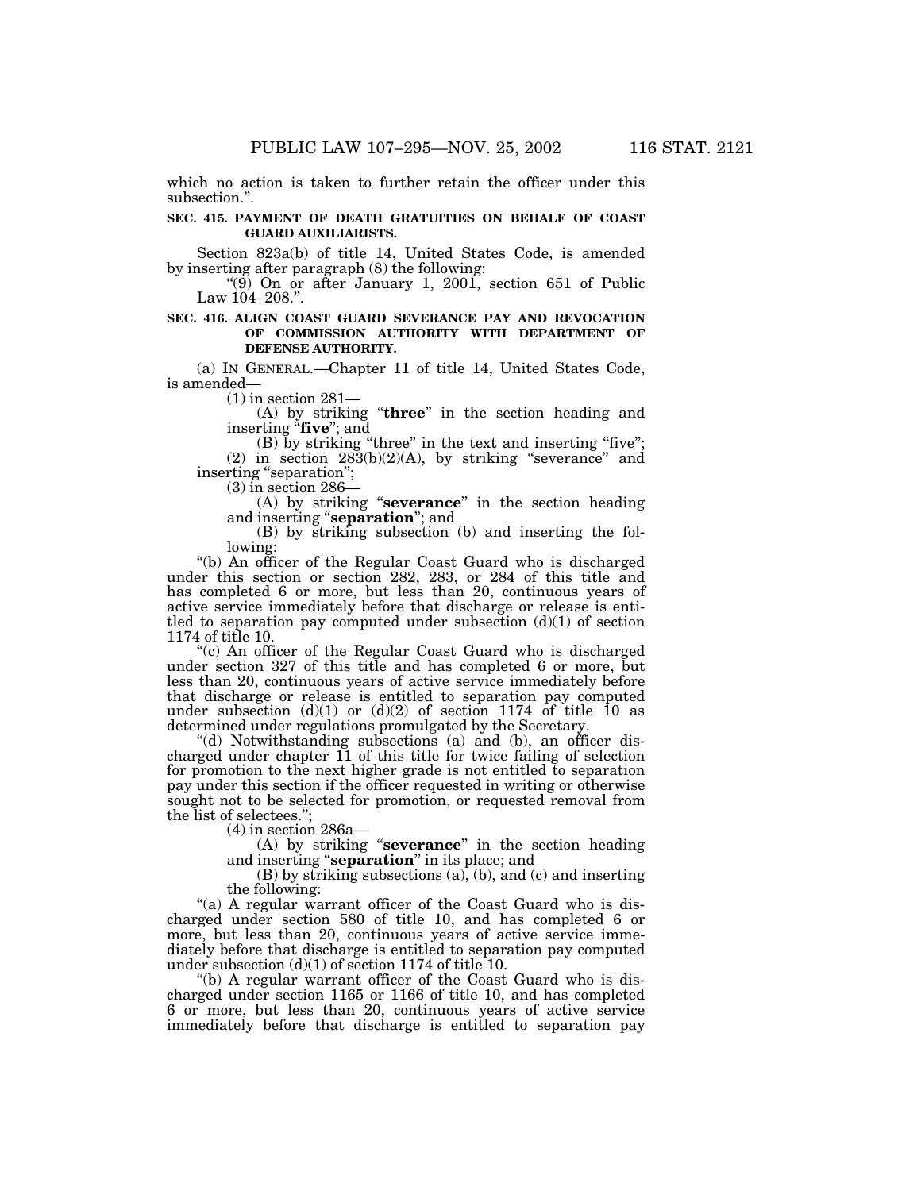which no action is taken to further retain the officer under this subsection.".

**SEC. 415. PAYMENT OF DEATH GRATUITIES ON BEHALF OF COAST GUARD AUXILIARISTS.**

Section 823a(b) of title 14, United States Code, is amended by inserting after paragraph (8) the following:

"(9) On or after January 1, 2001, section 651 of Public Law 104–208.".

**SEC. 416. ALIGN COAST GUARD SEVERANCE PAY AND REVOCATION OF COMMISSION AUTHORITY WITH DEPARTMENT OF DEFENSE AUTHORITY.**

(a) IN GENERAL.—Chapter 11 of title 14, United States Code, is amended—

(1) in section 281—

(A) by striking "**three**" in the section heading and inserting "**five**"; and

(B) by striking "three" in the text and inserting "five";

(2) in section 283(b)(2)(A), by striking "severance" and inserting "separation";

(3) in section 286—

(A) by striking "**severance**" in the section heading and inserting "**separation**"; and

(B) by striking subsection (b) and inserting the following:

"(b) An officer of the Regular Coast Guard who is discharged under this section or section 282, 283, or 284 of this title and has completed 6 or more, but less than 20, continuous years of active service immediately before that discharge or release is entitled to separation pay computed under subsection (d)(1) of section 1174 of title 10.

"(c) An officer of the Regular Coast Guard who is discharged under section 327 of this title and has completed 6 or more, but less than 20, continuous years of active service immediately before that discharge or release is entitled to separation pay computed under subsection (d)(1) or (d)(2) of section 1174 of title 10 as determined under regulations promulgated by the Secretary.

"(d) Notwithstanding subsections (a) and (b), an officer discharged under chapter 11 of this title for twice failing of selection for promotion to the next higher grade is not entitled to separation pay under this section if the officer requested in writing or otherwise sought not to be selected for promotion, or requested removal from the list of selectees.";

(4) in section 286a—

(A) by striking "**severance**" in the section heading and inserting "**separation**" in its place; and

(B) by striking subsections (a), (b), and (c) and inserting the following:

"(a) A regular warrant officer of the Coast Guard who is discharged under section 580 of title 10, and has completed 6 or more, but less than 20, continuous years of active service immediately before that discharge is entitled to separation pay computed under subsection (d)(1) of section 1174 of title 10.

"(b) A regular warrant officer of the Coast Guard who is discharged under section 1165 or 1166 of title 10, and has completed 6 or more, but less than 20, continuous years of active service immediately before that discharge is entitled to separation pay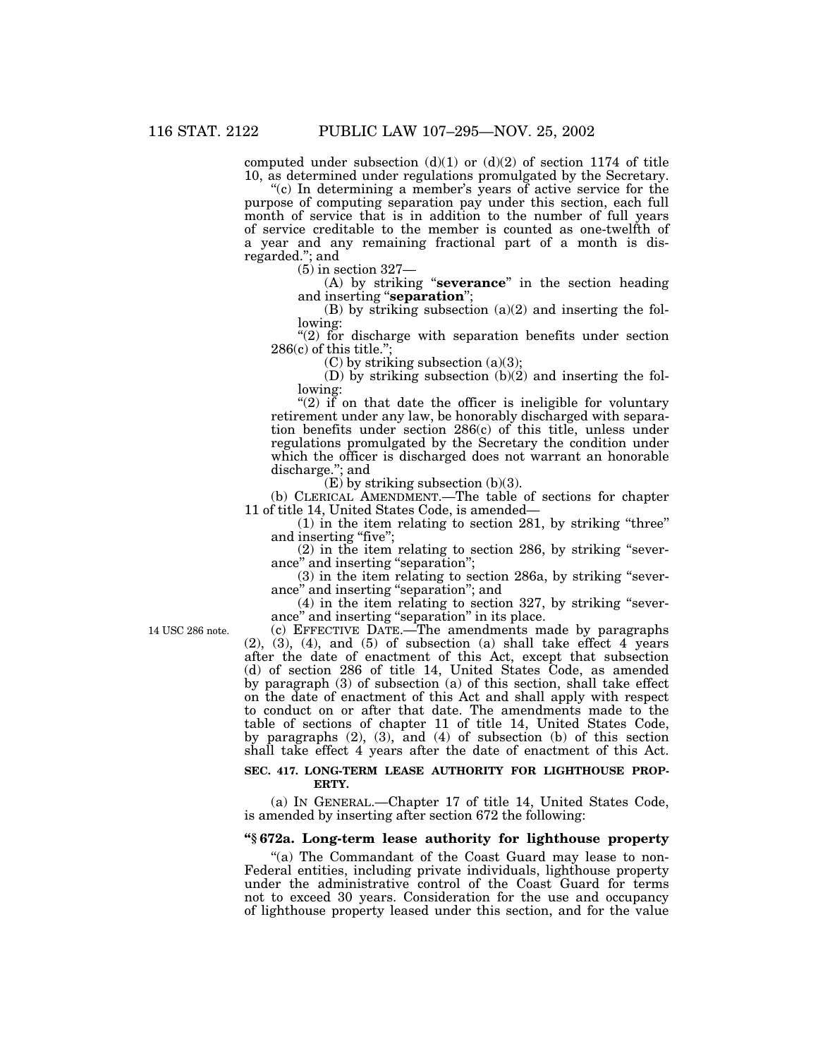computed under subsection (d)(1) or (d)(2) of section 1174 of title 10, as determined under regulations promulgated by the Secretary.

"(c) In determining a member's years of active service for the purpose of computing separation pay under this section, each full month of service that is in addition to the number of full years of service creditable to the member is counted as one-twelfth of a year and any remaining fractional part of a month is disregarded."; and

(5) in section 327—

(A) by striking "**severance**" in the section heading and inserting "**separation**";

(B) by striking subsection (a)(2) and inserting the following:

"(2) for discharge with separation benefits under section 286(c) of this title.";

(C) by striking subsection (a)(3);

(D) by striking subsection (b)(2) and inserting the following:

"(2) if on that date the officer is ineligible for voluntary retirement under any law, be honorably discharged with separation benefits under section 286(c) of this title, unless under regulations promulgated by the Secretary the condition under which the officer is discharged does not warrant an honorable discharge."; and

(E) by striking subsection (b)(3).

(b) CLERICAL AMENDMENT.—The table of sections for chapter 11 of title 14, United States Code, is amended—

(1) in the item relating to section 281, by striking "three" and inserting "five";

(2) in the item relating to section 286, by striking "severance" and inserting "separation";

(3) in the item relating to section 286a, by striking "severance" and inserting "separation"; and

(4) in the item relating to section 327, by striking "severance" and inserting "separation" in its place.

14 USC 286 note.

(c) EFFECTIVE DATE.—The amendments made by paragraphs (2), (3), (4), and (5) of subsection (a) shall take effect 4 years after the date of enactment of this Act, except that subsection (d) of section 286 of title 14, United States Code, as amended by paragraph (3) of subsection (a) of this section, shall take effect on the date of enactment of this Act and shall apply with respect to conduct on or after that date. The amendments made to the table of sections of chapter 11 of title 14, United States Code, by paragraphs (2), (3), and (4) of subsection (b) of this section shall take effect 4 years after the date of enactment of this Act.

**SEC. 417. LONG-TERM LEASE AUTHORITY FOR LIGHTHOUSE PROPERTY.**

(a) IN GENERAL.—Chapter 17 of title 14, United States Code, is amended by inserting after section 672 the following:

**"§ 672a. Long-term lease authority for lighthouse property**

"(a) The Commandant of the Coast Guard may lease to non-Federal entities, including private individuals, lighthouse property under the administrative control of the Coast Guard for terms not to exceed 30 years. Consideration for the use and occupancy of lighthouse property leased under this section, and for the value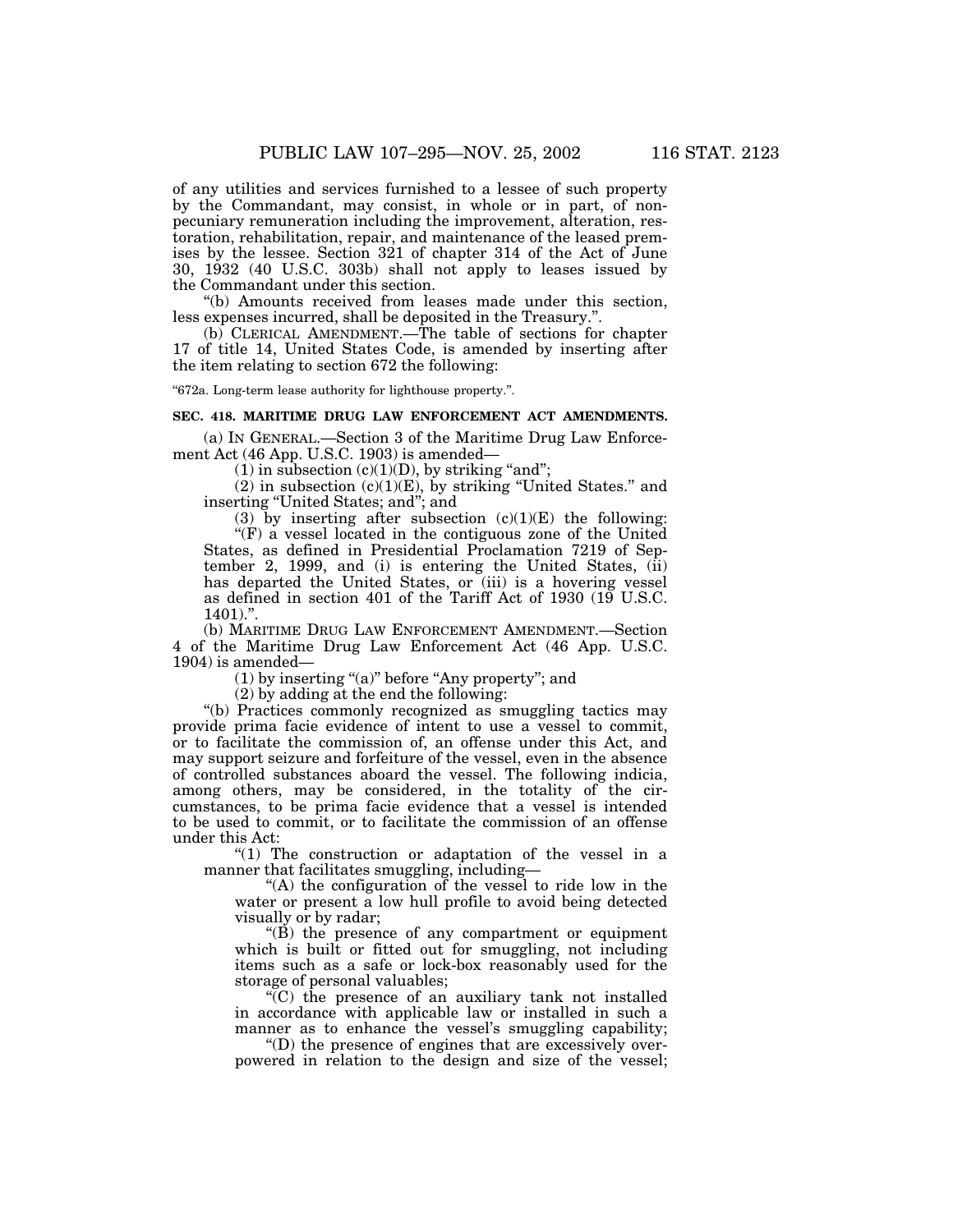of any utilities and services furnished to a lessee of such property by the Commandant, may consist, in whole or in part, of nonpecuniary remuneration including the improvement, alteration, restoration, rehabilitation, repair, and maintenance of the leased premises by the lessee. Section 321 of chapter 314 of the Act of June 30, 1932 (40 U.S.C. 303b) shall not apply to leases issued by the Commandant under this section.

"(b) Amounts received from leases made under this section, less expenses incurred, shall be deposited in the Treasury.".

(b) CLERICAL AMENDMENT.—The table of sections for chapter 17 of title 14, United States Code, is amended by inserting after the item relating to section 672 the following:

"672a. Long-term lease authority for lighthouse property.".

**SEC. 418. MARITIME DRUG LAW ENFORCEMENT ACT AMENDMENTS.**

(a) IN GENERAL.—Section 3 of the Maritime Drug Law Enforcement Act (46 App. U.S.C. 1903) is amended—

(1) in subsection (c)(1)(D), by striking "and";

(2) in subsection (c)(1)(E), by striking "United States." and inserting "United States; and"; and

(3) by inserting after subsection (c)(1)(E) the following:

"(F) a vessel located in the contiguous zone of the United States, as defined in Presidential Proclamation 7219 of September 2, 1999, and (i) is entering the United States, (ii) has departed the United States, or (iii) is a hovering vessel as defined in section 401 of the Tariff Act of 1930 (19 U.S.C. 1401).".

(b) MARITIME DRUG LAW ENFORCEMENT AMENDMENT.—Section 4 of the Maritime Drug Law Enforcement Act (46 App. U.S.C. 1904) is amended—

(1) by inserting "(a)" before "Any property"; and

(2) by adding at the end the following:

"(b) Practices commonly recognized as smuggling tactics may provide prima facie evidence of intent to use a vessel to commit, or to facilitate the commission of, an offense under this Act, and may support seizure and forfeiture of the vessel, even in the absence of controlled substances aboard the vessel. The following indicia, among others, may be considered, in the totality of the circumstances, to be prima facie evidence that a vessel is intended to be used to commit, or to facilitate the commission of an offense under this Act:

"(1) The construction or adaptation of the vessel in a manner that facilitates smuggling, including—

"(A) the configuration of the vessel to ride low in the water or present a low hull profile to avoid being detected visually or by radar;

"(B) the presence of any compartment or equipment which is built or fitted out for smuggling, not including items such as a safe or lock-box reasonably used for the storage of personal valuables;

"(C) the presence of an auxiliary tank not installed in accordance with applicable law or installed in such a manner as to enhance the vessel's smuggling capability;

"(D) the presence of engines that are excessively overpowered in relation to the design and size of the vessel;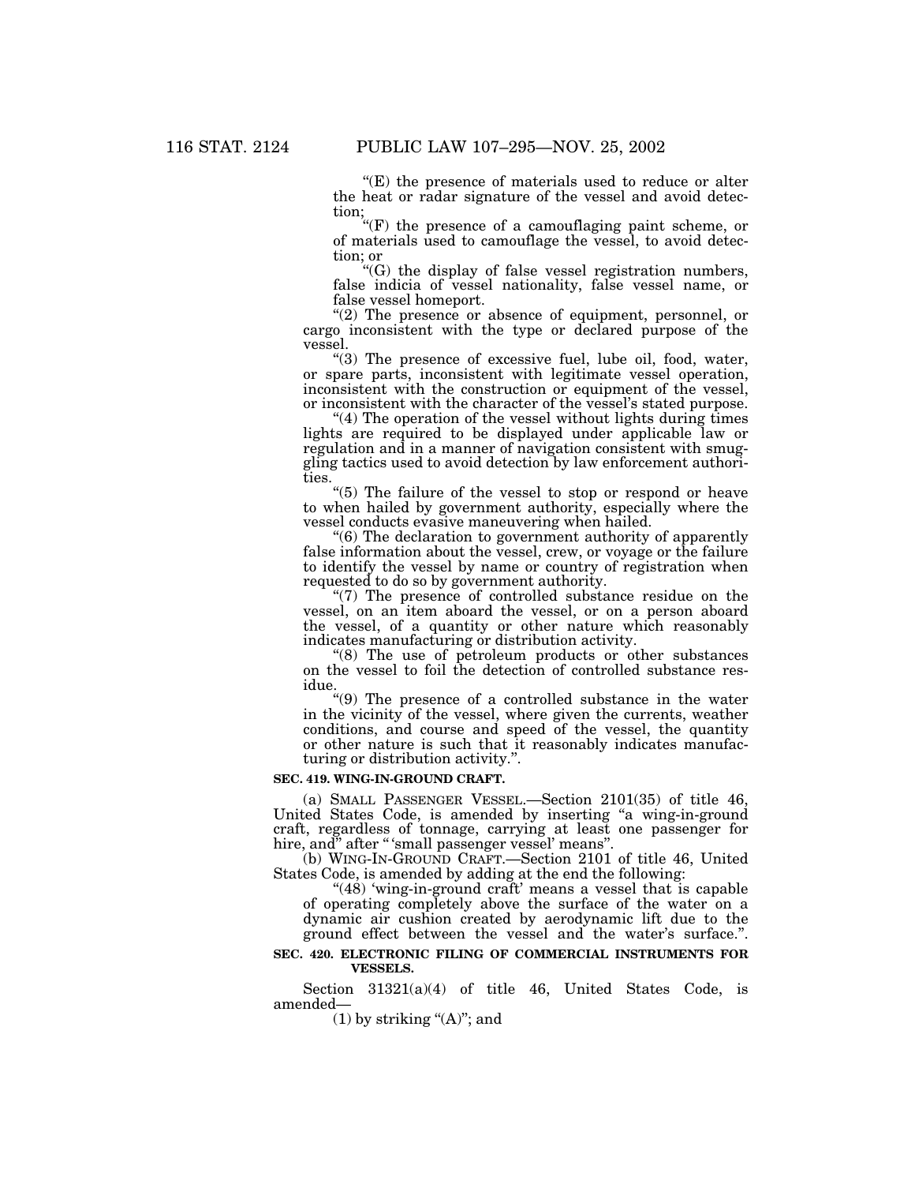"(E) the presence of materials used to reduce or alter the heat or radar signature of the vessel and avoid detection;

"(F) the presence of a camouflaging paint scheme, or of materials used to camouflage the vessel, to avoid detection; or

"(G) the display of false vessel registration numbers, false indicia of vessel nationality, false vessel name, or false vessel homeport.

"(2) The presence or absence of equipment, personnel, or cargo inconsistent with the type or declared purpose of the vessel.

"(3) The presence of excessive fuel, lube oil, food, water, or spare parts, inconsistent with legitimate vessel operation, inconsistent with the construction or equipment of the vessel, or inconsistent with the character of the vessel's stated purpose.

"(4) The operation of the vessel without lights during times lights are required to be displayed under applicable law or regulation and in a manner of navigation consistent with smuggling tactics used to avoid detection by law enforcement authorities.

"(5) The failure of the vessel to stop or respond or heave to when hailed by government authority, especially where the vessel conducts evasive maneuvering when hailed.

"(6) The declaration to government authority of apparently false information about the vessel, crew, or voyage or the failure to identify the vessel by name or country of registration when requested to do so by government authority.

"(7) The presence of controlled substance residue on the vessel, on an item aboard the vessel, or on a person aboard the vessel, of a quantity or other nature which reasonably indicates manufacturing or distribution activity.

"(8) The use of petroleum products or other substances on the vessel to foil the detection of controlled substance residue.

"(9) The presence of a controlled substance in the water in the vicinity of the vessel, where given the currents, weather conditions, and course and speed of the vessel, the quantity or other nature is such that it reasonably indicates manufacturing or distribution activity.".

**SEC. 419. WING-IN-GROUND CRAFT.**

(a) SMALL PASSENGER VESSEL.—Section 2101(35) of title 46, United States Code, is amended by inserting "a wing-in-ground craft, regardless of tonnage, carrying at least one passenger for hire, and" after " 'small passenger vessel' means".

(b) WING-IN-GROUND CRAFT.—Section 2101 of title 46, United States Code, is amended by adding at the end the following:

"(48) 'wing-in-ground craft' means a vessel that is capable of operating completely above the surface of the water on a dynamic air cushion created by aerodynamic lift due to the ground effect between the vessel and the water's surface.".

**SEC. 420. ELECTRONIC FILING OF COMMERCIAL INSTRUMENTS FOR VESSELS.**

Section 31321(a)(4) of title 46, United States Code, is amended—

(1) by striking "(A)"; and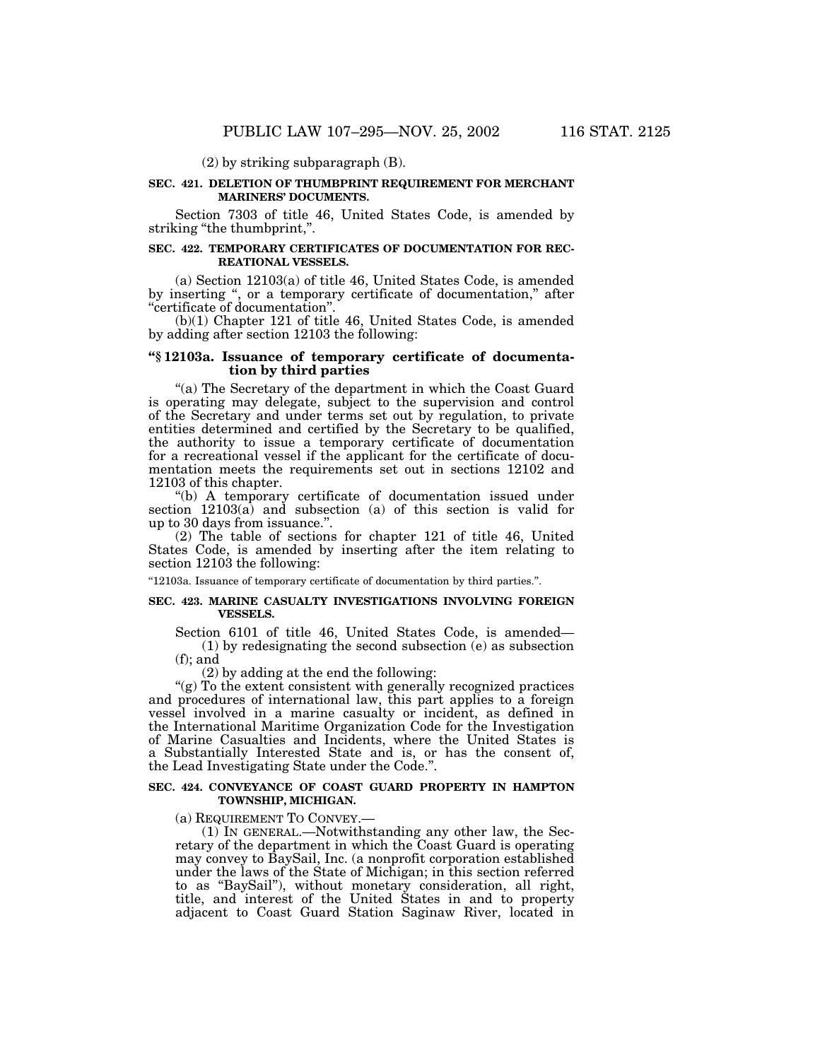(2) by striking subparagraph (B).

**SEC. 421. DELETION OF THUMBPRINT REQUIREMENT FOR MERCHANT MARINERS' DOCUMENTS.**

Section 7303 of title 46, United States Code, is amended by striking "the thumbprint,".

**SEC. 422. TEMPORARY CERTIFICATES OF DOCUMENTATION FOR RECREATIONAL VESSELS.**

(a) Section 12103(a) of title 46, United States Code, is amended by inserting ", or a temporary certificate of documentation," after "certificate of documentation".

(b)(1) Chapter 121 of title 46, United States Code, is amended by adding after section 12103 the following:

**"§ 12103a. Issuance of temporary certificate of documentation by third parties**

"(a) The Secretary of the department in which the Coast Guard is operating may delegate, subject to the supervision and control of the Secretary and under terms set out by regulation, to private entities determined and certified by the Secretary to be qualified, the authority to issue a temporary certificate of documentation for a recreational vessel if the applicant for the certificate of documentation meets the requirements set out in sections 12102 and 12103 of this chapter.

"(b) A temporary certificate of documentation issued under section 12103(a) and subsection (a) of this section is valid for up to 30 days from issuance.".

(2) The table of sections for chapter 121 of title 46, United States Code, is amended by inserting after the item relating to section 12103 the following:

"12103a. Issuance of temporary certificate of documentation by third parties.".

**SEC. 423. MARINE CASUALTY INVESTIGATIONS INVOLVING FOREIGN VESSELS.**

Section 6101 of title 46, United States Code, is amended—

(1) by redesignating the second subsection (e) as subsection (f); and

(2) by adding at the end the following:

"(g) To the extent consistent with generally recognized practices and procedures of international law, this part applies to a foreign vessel involved in a marine casualty or incident, as defined in the International Maritime Organization Code for the Investigation of Marine Casualties and Incidents, where the United States is a Substantially Interested State and is, or has the consent of, the Lead Investigating State under the Code.".

**SEC. 424. CONVEYANCE OF COAST GUARD PROPERTY IN HAMPTON TOWNSHIP, MICHIGAN.**

(a) REQUIREMENT TO CONVEY.—

(1) IN GENERAL.—Notwithstanding any other law, the Secretary of the department in which the Coast Guard is operating may convey to BaySail, Inc. (a nonprofit corporation established under the laws of the State of Michigan; in this section referred to as "BaySail"), without monetary consideration, all right, title, and interest of the United States in and to property adjacent to Coast Guard Station Saginaw River, located in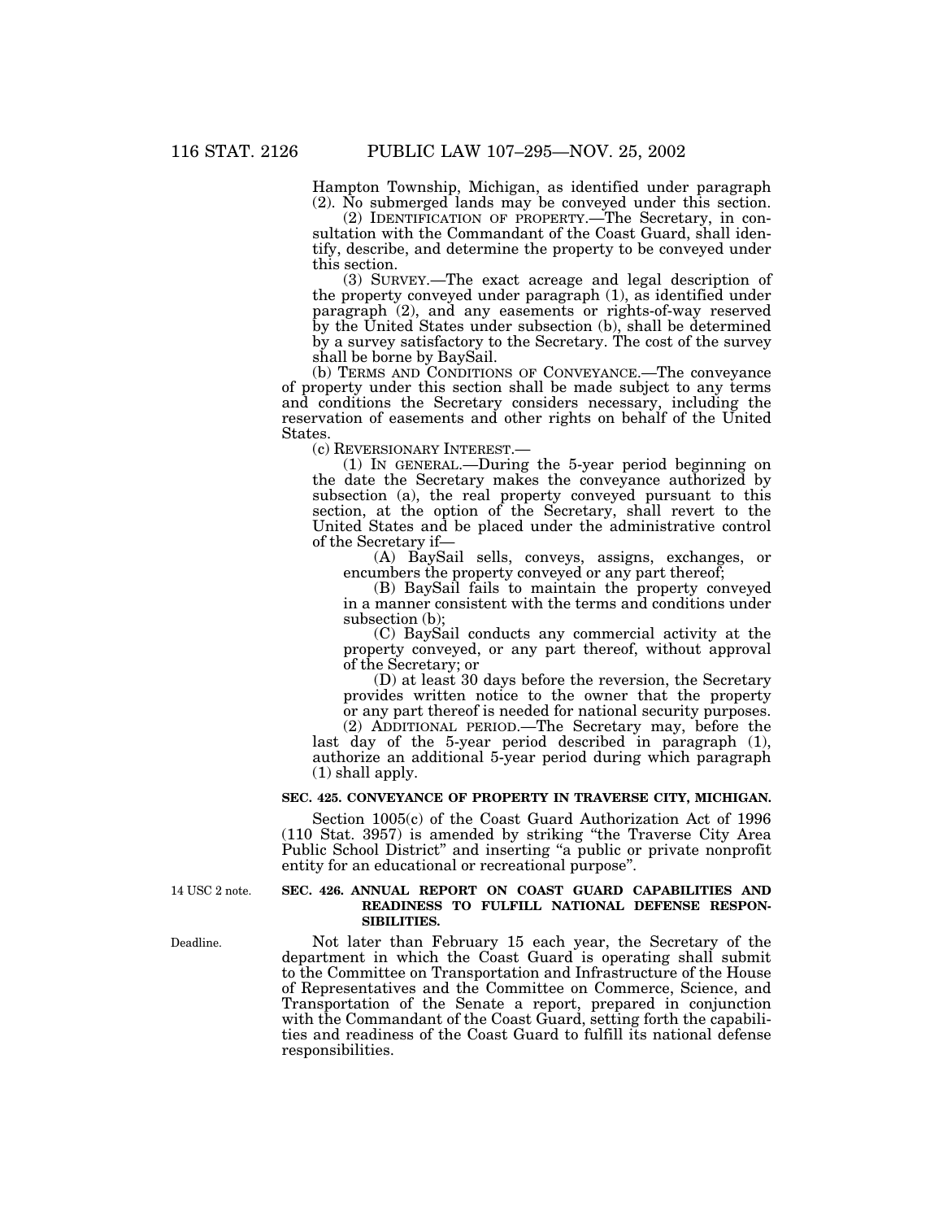Hampton Township, Michigan, as identified under paragraph (2). No submerged lands may be conveyed under this section.

(2) IDENTIFICATION OF PROPERTY.—The Secretary, in consultation with the Commandant of the Coast Guard, shall identify, describe, and determine the property to be conveyed under this section.

(3) SURVEY.—The exact acreage and legal description of the property conveyed under paragraph (1), as identified under paragraph (2), and any easements or rights-of-way reserved by the United States under subsection (b), shall be determined by a survey satisfactory to the Secretary. The cost of the survey shall be borne by BaySail.

(b) TERMS AND CONDITIONS OF CONVEYANCE.—The conveyance of property under this section shall be made subject to any terms and conditions the Secretary considers necessary, including the reservation of easements and other rights on behalf of the United States.

(c) REVERSIONARY INTEREST.—

(1) IN GENERAL.—During the 5-year period beginning on the date the Secretary makes the conveyance authorized by subsection (a), the real property conveyed pursuant to this section, at the option of the Secretary, shall revert to the United States and be placed under the administrative control of the Secretary if—

(A) BaySail sells, conveys, assigns, exchanges, or encumbers the property conveyed or any part thereof;

(B) BaySail fails to maintain the property conveyed in a manner consistent with the terms and conditions under subsection (b);

(C) BaySail conducts any commercial activity at the property conveyed, or any part thereof, without approval of the Secretary; or

(D) at least 30 days before the reversion, the Secretary provides written notice to the owner that the property or any part thereof is needed for national security purposes.

(2) ADDITIONAL PERIOD.—The Secretary may, before the last day of the 5-year period described in paragraph (1), authorize an additional 5-year period during which paragraph (1) shall apply.

**SEC. 425. CONVEYANCE OF PROPERTY IN TRAVERSE CITY, MICHIGAN.**

Section 1005(c) of the Coast Guard Authorization Act of 1996 (110 Stat. 3957) is amended by striking "the Traverse City Area Public School District" and inserting "a public or private nonprofit entity for an educational or recreational purpose".

14 USC 2 note.

**SEC. 426. ANNUAL REPORT ON COAST GUARD CAPABILITIES AND READINESS TO FULFILL NATIONAL DEFENSE RESPONSIBILITIES.**

Deadline.

Not later than February 15 each year, the Secretary of the department in which the Coast Guard is operating shall submit to the Committee on Transportation and Infrastructure of the House of Representatives and the Committee on Commerce, Science, and Transportation of the Senate a report, prepared in conjunction with the Commandant of the Coast Guard, setting forth the capabilities and readiness of the Coast Guard to fulfill its national defense responsibilities.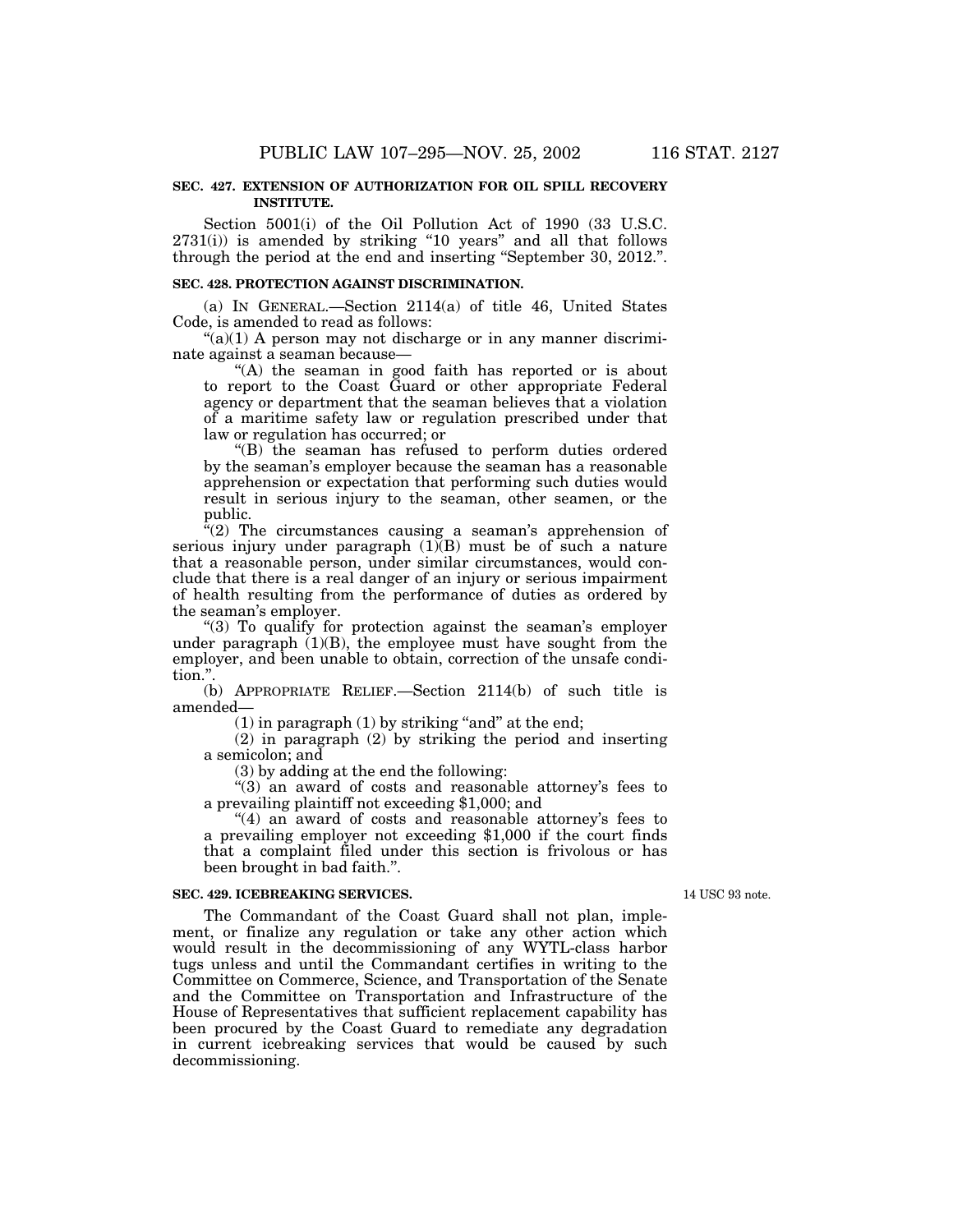**SEC. 427. EXTENSION OF AUTHORIZATION FOR OIL SPILL RECOVERY INSTITUTE.**

Section 5001(i) of the Oil Pollution Act of 1990 (33 U.S.C. 2731(i)) is amended by striking "10 years" and all that follows through the period at the end and inserting "September 30, 2012.".

**SEC. 428. PROTECTION AGAINST DISCRIMINATION.**

(a) IN GENERAL.—Section 2114(a) of title 46, United States Code, is amended to read as follows:

"(a)(1) A person may not discharge or in any manner discriminate against a seaman because—

"(A) the seaman in good faith has reported or is about to report to the Coast Guard or other appropriate Federal agency or department that the seaman believes that a violation of a maritime safety law or regulation prescribed under that law or regulation has occurred; or

"(B) the seaman has refused to perform duties ordered by the seaman's employer because the seaman has a reasonable apprehension or expectation that performing such duties would result in serious injury to the seaman, other seamen, or the public.

"(2) The circumstances causing a seaman's apprehension of serious injury under paragraph (1)(B) must be of such a nature that a reasonable person, under similar circumstances, would conclude that there is a real danger of an injury or serious impairment of health resulting from the performance of duties as ordered by the seaman's employer.

"(3) To qualify for protection against the seaman's employer under paragraph (1)(B), the employee must have sought from the employer, and been unable to obtain, correction of the unsafe condition.".

(b) APPROPRIATE RELIEF.—Section 2114(b) of such title is amended—

(1) in paragraph (1) by striking "and" at the end;

(2) in paragraph (2) by striking the period and inserting a semicolon; and

(3) by adding at the end the following:

"(3) an award of costs and reasonable attorney's fees to a prevailing plaintiff not exceeding $1,000; and

"(4) an award of costs and reasonable attorney's fees to a prevailing employer not exceeding $1,000 if the court finds that a complaint filed under this section is frivolous or has been brought in bad faith.".

**SEC. 429. ICEBREAKING SERVICES.**

14 USC 93 note.

The Commandant of the Coast Guard shall not plan, implement, or finalize any regulation or take any other action which would result in the decommissioning of any WYTL-class harbor tugs unless and until the Commandant certifies in writing to the Committee on Commerce, Science, and Transportation of the Senate and the Committee on Transportation and Infrastructure of the House of Representatives that sufficient replacement capability has been procured by the Coast Guard to remediate any degradation in current icebreaking services that would be caused by such decommissioning.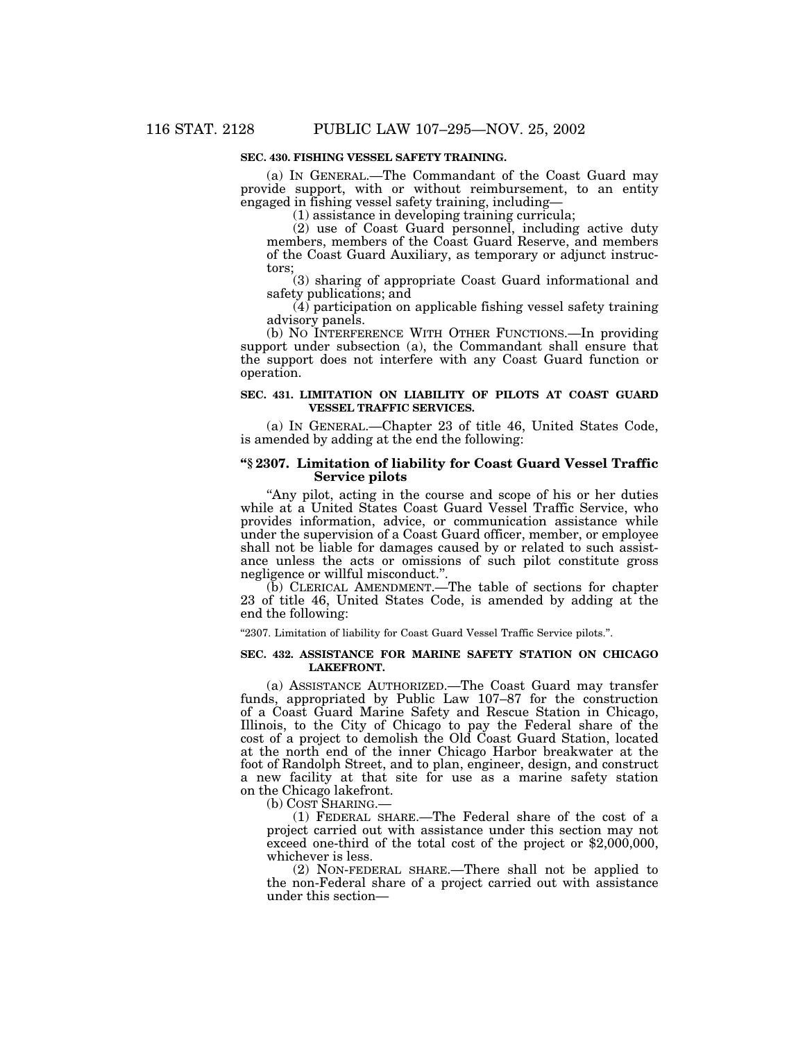**SEC. 430. FISHING VESSEL SAFETY TRAINING.**

(a) IN GENERAL.—The Commandant of the Coast Guard may provide support, with or without reimbursement, to an entity engaged in fishing vessel safety training, including—

(1) assistance in developing training curricula;

(2) use of Coast Guard personnel, including active duty members, members of the Coast Guard Reserve, and members of the Coast Guard Auxiliary, as temporary or adjunct instructors;

(3) sharing of appropriate Coast Guard informational and safety publications; and

(4) participation on applicable fishing vessel safety training advisory panels.

(b) NO INTERFERENCE WITH OTHER FUNCTIONS.—In providing support under subsection (a), the Commandant shall ensure that the support does not interfere with any Coast Guard function or operation.

**SEC. 431. LIMITATION ON LIABILITY OF PILOTS AT COAST GUARD VESSEL TRAFFIC SERVICES.**

(a) IN GENERAL.—Chapter 23 of title 46, United States Code, is amended by adding at the end the following:

**"§ 2307. Limitation of liability for Coast Guard Vessel Traffic Service pilots**

"Any pilot, acting in the course and scope of his or her duties while at a United States Coast Guard Vessel Traffic Service, who provides information, advice, or communication assistance while under the supervision of a Coast Guard officer, member, or employee shall not be liable for damages caused by or related to such assistance unless the acts or omissions of such pilot constitute gross negligence or willful misconduct.".

(b) CLERICAL AMENDMENT.—The table of sections for chapter 23 of title 46, United States Code, is amended by adding at the end the following:

"2307. Limitation of liability for Coast Guard Vessel Traffic Service pilots.".

**SEC. 432. ASSISTANCE FOR MARINE SAFETY STATION ON CHICAGO LAKEFRONT.**

(a) ASSISTANCE AUTHORIZED.—The Coast Guard may transfer funds, appropriated by Public Law 107–87 for the construction of a Coast Guard Marine Safety and Rescue Station in Chicago, Illinois, to the City of Chicago to pay the Federal share of the cost of a project to demolish the Old Coast Guard Station, located at the north end of the inner Chicago Harbor breakwater at the foot of Randolph Street, and to plan, engineer, design, and construct a new facility at that site for use as a marine safety station on the Chicago lakefront.

(b) COST SHARING.—

(1) FEDERAL SHARE.—The Federal share of the cost of a project carried out with assistance under this section may not exceed one-third of the total cost of the project or $2,000,000, whichever is less.

(2) NON-FEDERAL SHARE.—There shall not be applied to the non-Federal share of a project carried out with assistance under this section—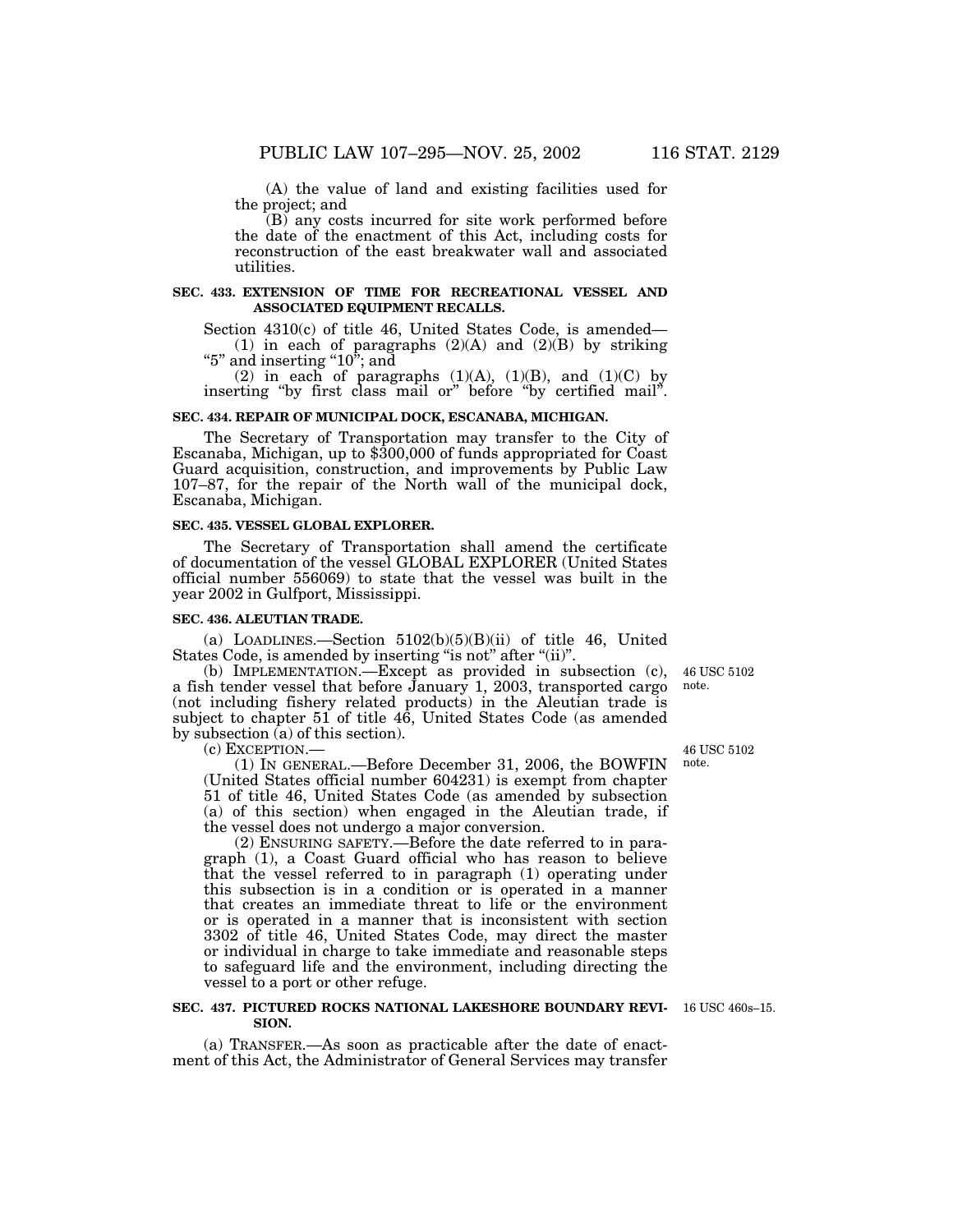(A) the value of land and existing facilities used for the project; and

(B) any costs incurred for site work performed before the date of the enactment of this Act, including costs for reconstruction of the east breakwater wall and associated utilities.

**SEC. 433. EXTENSION OF TIME FOR RECREATIONAL VESSEL AND ASSOCIATED EQUIPMENT RECALLS.**

Section 4310(c) of title 46, United States Code, is amended—

(1) in each of paragraphs (2)(A) and (2)(B) by striking "5" and inserting "10"; and

(2) in each of paragraphs (1)(A), (1)(B), and (1)(C) by inserting "by first class mail or" before "by certified mail".

**SEC. 434. REPAIR OF MUNICIPAL DOCK, ESCANABA, MICHIGAN.**

The Secretary of Transportation may transfer to the City of Escanaba, Michigan, up to $300,000 of funds appropriated for Coast Guard acquisition, construction, and improvements by Public Law 107–87, for the repair of the North wall of the municipal dock, Escanaba, Michigan.

**SEC. 435. VESSEL GLOBAL EXPLORER.**

The Secretary of Transportation shall amend the certificate of documentation of the vessel GLOBAL EXPLORER (United States official number 556069) to state that the vessel was built in the year 2002 in Gulfport, Mississippi.

**SEC. 436. ALEUTIAN TRADE.**

(a) LOADLINES.—Section 5102(b)(5)(B)(ii) of title 46, United States Code, is amended by inserting "is not" after "(ii)".

46 USC 5102 note.

(b) IMPLEMENTATION.—Except as provided in subsection (c), a fish tender vessel that before January 1, 2003, transported cargo (not including fishery related products) in the Aleutian trade is subject to chapter 51 of title 46, United States Code (as amended by subsection (a) of this section).

46 USC 5102 note.

(c) EXCEPTION.—

(1) IN GENERAL.—Before December 31, 2006, the BOWFIN (United States official number 604231) is exempt from chapter 51 of title 46, United States Code (as amended by subsection (a) of this section) when engaged in the Aleutian trade, if the vessel does not undergo a major conversion.

(2) ENSURING SAFETY.—Before the date referred to in paragraph (1), a Coast Guard official who has reason to believe that the vessel referred to in paragraph (1) operating under this subsection is in a condition or is operated in a manner that creates an immediate threat to life or the environment or is operated in a manner that is inconsistent with section 3302 of title 46, United States Code, may direct the master or individual in charge to take immediate and reasonable steps to safeguard life and the environment, including directing the vessel to a port or other refuge.

16 USC 460s–15.

**SEC. 437. PICTURED ROCKS NATIONAL LAKESHORE BOUNDARY REVISION.**

(a) TRANSFER.—As soon as practicable after the date of enactment of this Act, the Administrator of General Services may transfer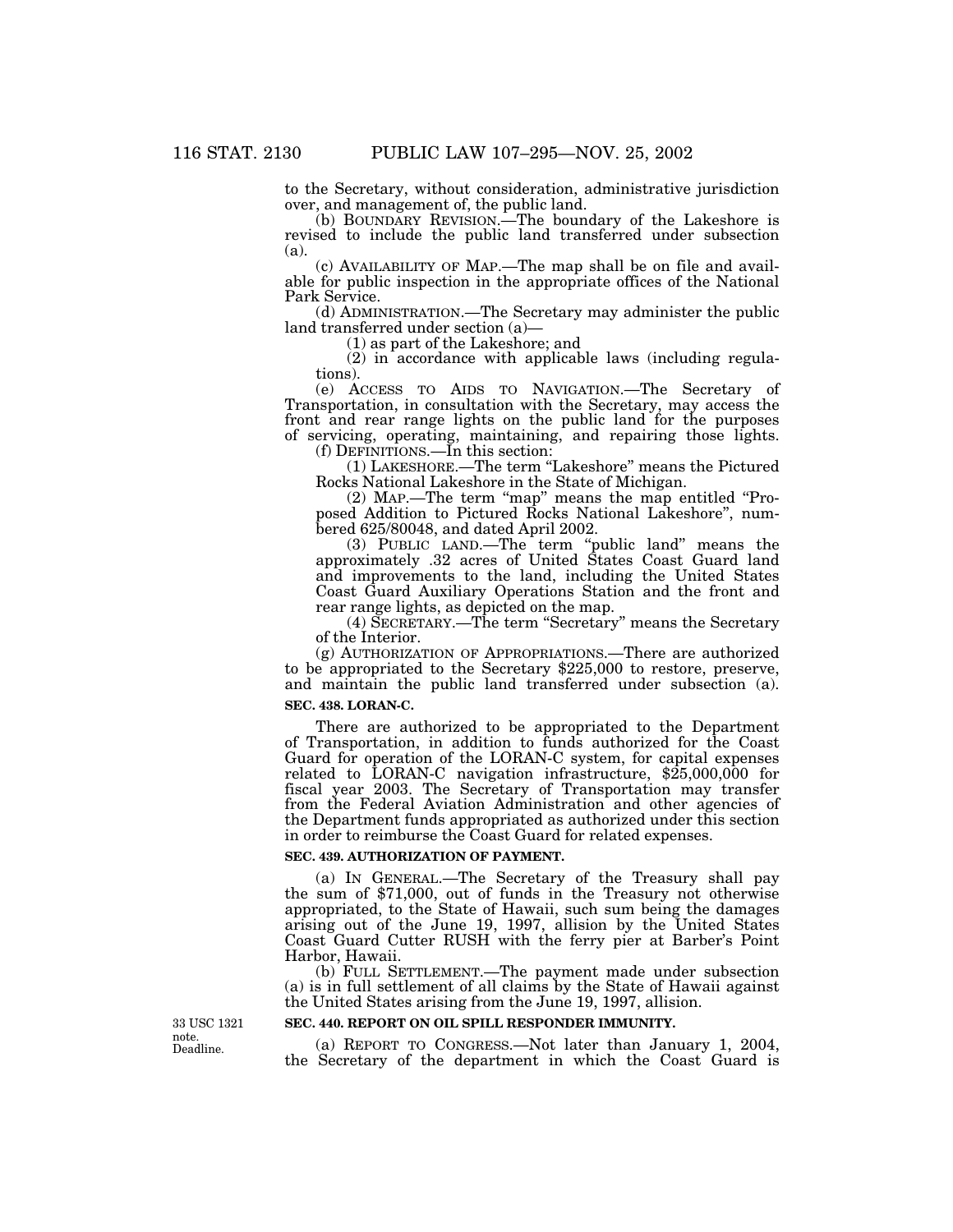to the Secretary, without consideration, administrative jurisdiction over, and management of, the public land.

(b) BOUNDARY REVISION.—The boundary of the Lakeshore is revised to include the public land transferred under subsection (a).

(c) AVAILABILITY OF MAP.—The map shall be on file and available for public inspection in the appropriate offices of the National Park Service.

(d) ADMINISTRATION.—The Secretary may administer the public land transferred under section (a)—

(1) as part of the Lakeshore; and

(2) in accordance with applicable laws (including regulations).

(e) ACCESS TO AIDS TO NAVIGATION.—The Secretary of Transportation, in consultation with the Secretary, may access the front and rear range lights on the public land for the purposes of servicing, operating, maintaining, and repairing those lights.

(f) DEFINITIONS.—In this section:

(1) LAKESHORE.—The term "Lakeshore" means the Pictured Rocks National Lakeshore in the State of Michigan.

(2) MAP.—The term "map" means the map entitled "Proposed Addition to Pictured Rocks National Lakeshore", numbered 625/80048, and dated April 2002.

(3) PUBLIC LAND.—The term "public land" means the approximately .32 acres of United States Coast Guard land and improvements to the land, including the United States Coast Guard Auxiliary Operations Station and the front and rear range lights, as depicted on the map.

(4) SECRETARY.—The term "Secretary" means the Secretary of the Interior.

(g) AUTHORIZATION OF APPROPRIATIONS.—There are authorized to be appropriated to the Secretary $225,000 to restore, preserve, and maintain the public land transferred under subsection (a).

**SEC. 438. LORAN-C.**

There are authorized to be appropriated to the Department of Transportation, in addition to funds authorized for the Coast Guard for operation of the LORAN-C system, for capital expenses related to LORAN-C navigation infrastructure, $25,000,000 for fiscal year 2003. The Secretary of Transportation may transfer from the Federal Aviation Administration and other agencies of the Department funds appropriated as authorized under this section in order to reimburse the Coast Guard for related expenses.

**SEC. 439. AUTHORIZATION OF PAYMENT.**

(a) IN GENERAL.—The Secretary of the Treasury shall pay the sum of $71,000, out of funds in the Treasury not otherwise appropriated, to the State of Hawaii, such sum being the damages arising out of the June 19, 1997, allision by the United States Coast Guard Cutter RUSH with the ferry pier at Barber's Point Harbor, Hawaii.

(b) FULL SETTLEMENT.—The payment made under subsection (a) is in full settlement of all claims by the State of Hawaii against the United States arising from the June 19, 1997, allision.

33 USC 1321 note.
Deadline.

**SEC. 440. REPORT ON OIL SPILL RESPONDER IMMUNITY.**

(a) REPORT TO CONGRESS.—Not later than January 1, 2004, the Secretary of the department in which the Coast Guard is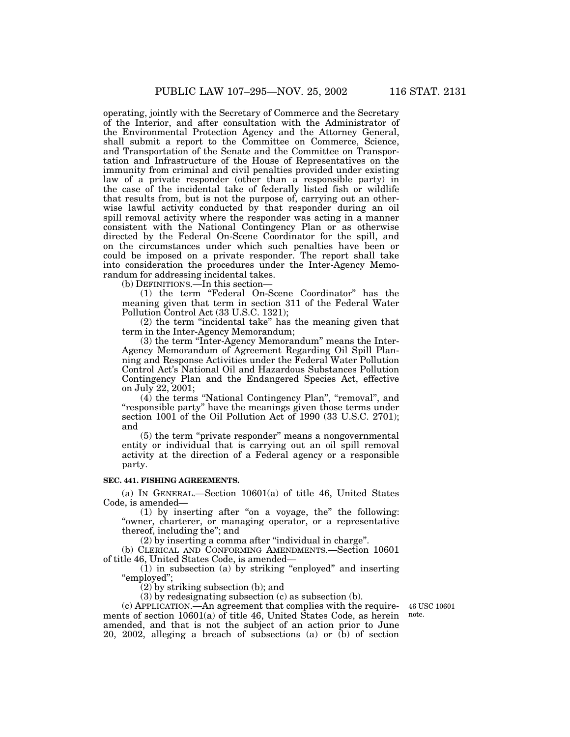operating, jointly with the Secretary of Commerce and the Secretary of the Interior, and after consultation with the Administrator of the Environmental Protection Agency and the Attorney General, shall submit a report to the Committee on Commerce, Science, and Transportation of the Senate and the Committee on Transportation and Infrastructure of the House of Representatives on the immunity from criminal and civil penalties provided under existing law of a private responder (other than a responsible party) in the case of the incidental take of federally listed fish or wildlife that results from, but is not the purpose of, carrying out an otherwise lawful activity conducted by that responder during an oil spill removal activity where the responder was acting in a manner consistent with the National Contingency Plan or as otherwise directed by the Federal On-Scene Coordinator for the spill, and on the circumstances under which such penalties have been or could be imposed on a private responder. The report shall take into consideration the procedures under the Inter-Agency Memorandum for addressing incidental takes.

(b) DEFINITIONS.—In this section—

(1) the term "Federal On-Scene Coordinator" has the meaning given that term in section 311 of the Federal Water Pollution Control Act (33 U.S.C. 1321);

(2) the term "incidental take" has the meaning given that term in the Inter-Agency Memorandum;

(3) the term "Inter-Agency Memorandum" means the Inter-Agency Memorandum of Agreement Regarding Oil Spill Planning and Response Activities under the Federal Water Pollution Control Act's National Oil and Hazardous Substances Pollution Contingency Plan and the Endangered Species Act, effective on July 22, 2001;

(4) the terms "National Contingency Plan", "removal", and "responsible party" have the meanings given those terms under section 1001 of the Oil Pollution Act of 1990 (33 U.S.C. 2701); and

(5) the term "private responder" means a nongovernmental entity or individual that is carrying out an oil spill removal activity at the direction of a Federal agency or a responsible party.

**SEC. 441. FISHING AGREEMENTS.**

(a) IN GENERAL.—Section 10601(a) of title 46, United States Code, is amended—

(1) by inserting after "on a voyage, the" the following: "owner, charterer, or managing operator, or a representative thereof, including the"; and

(2) by inserting a comma after "individual in charge".

(b) CLERICAL AND CONFORMING AMENDMENTS.—Section 10601 of title 46, United States Code, is amended—

(1) in subsection (a) by striking "enployed" and inserting "employed";

(2) by striking subsection (b); and

(3) by redesignating subsection (c) as subsection (b).

46 USC 10601 note.

(c) APPLICATION.—An agreement that complies with the requirements of section 10601(a) of title 46, United States Code, as herein amended, and that is not the subject of an action prior to June 20, 2002, alleging a breach of subsections (a) or (b) of section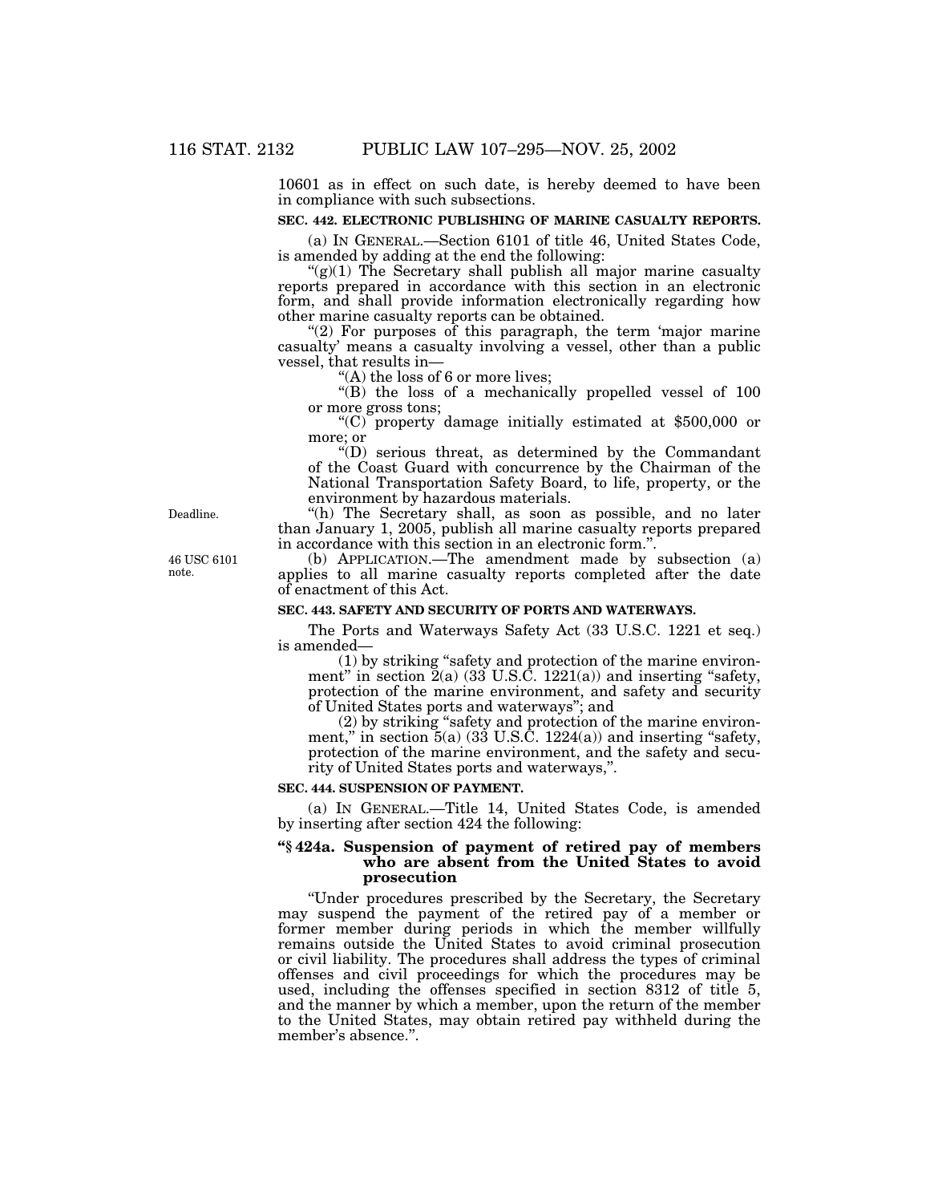10601 as in effect on such date, is hereby deemed to have been in compliance with such subsections.

**SEC. 442. ELECTRONIC PUBLISHING OF MARINE CASUALTY REPORTS.**

(a) IN GENERAL.—Section 6101 of title 46, United States Code, is amended by adding at the end the following:

"(g)(1) The Secretary shall publish all major marine casualty reports prepared in accordance with this section in an electronic form, and shall provide information electronically regarding how other marine casualty reports can be obtained.

"(2) For purposes of this paragraph, the term 'major marine casualty' means a casualty involving a vessel, other than a public vessel, that results in—

"(A) the loss of 6 or more lives;

"(B) the loss of a mechanically propelled vessel of 100 or more gross tons;

"(C) property damage initially estimated at $500,000 or more; or

"(D) serious threat, as determined by the Commandant of the Coast Guard with concurrence by the Chairman of the National Transportation Safety Board, to life, property, or the environment by hazardous materials.

Deadline.

"(h) The Secretary shall, as soon as possible, and no later than January 1, 2005, publish all marine casualty reports prepared in accordance with this section in an electronic form.".

46 USC 6101 note.

(b) APPLICATION.—The amendment made by subsection (a) applies to all marine casualty reports completed after the date of enactment of this Act.

**SEC. 443. SAFETY AND SECURITY OF PORTS AND WATERWAYS.**

The Ports and Waterways Safety Act (33 U.S.C. 1221 et seq.) is amended—

(1) by striking "safety and protection of the marine environment" in section 2(a) (33 U.S.C. 1221(a)) and inserting "safety, protection of the marine environment, and safety and security of United States ports and waterways"; and

(2) by striking "safety and protection of the marine environment," in section 5(a) (33 U.S.C. 1224(a)) and inserting "safety, protection of the marine environment, and the safety and security of United States ports and waterways,".

**SEC. 444. SUSPENSION OF PAYMENT.**

(a) IN GENERAL.—Title 14, United States Code, is amended by inserting after section 424 the following:

**"§ 424a. Suspension of payment of retired pay of members who are absent from the United States to avoid prosecution**

"Under procedures prescribed by the Secretary, the Secretary may suspend the payment of the retired pay of a member or former member during periods in which the member willfully remains outside the United States to avoid criminal prosecution or civil liability. The procedures shall address the types of criminal offenses and civil proceedings for which the procedures may be used, including the offenses specified in section 8312 of title 5, and the manner by which a member, upon the return of the member to the United States, may obtain retired pay withheld during the member's absence.".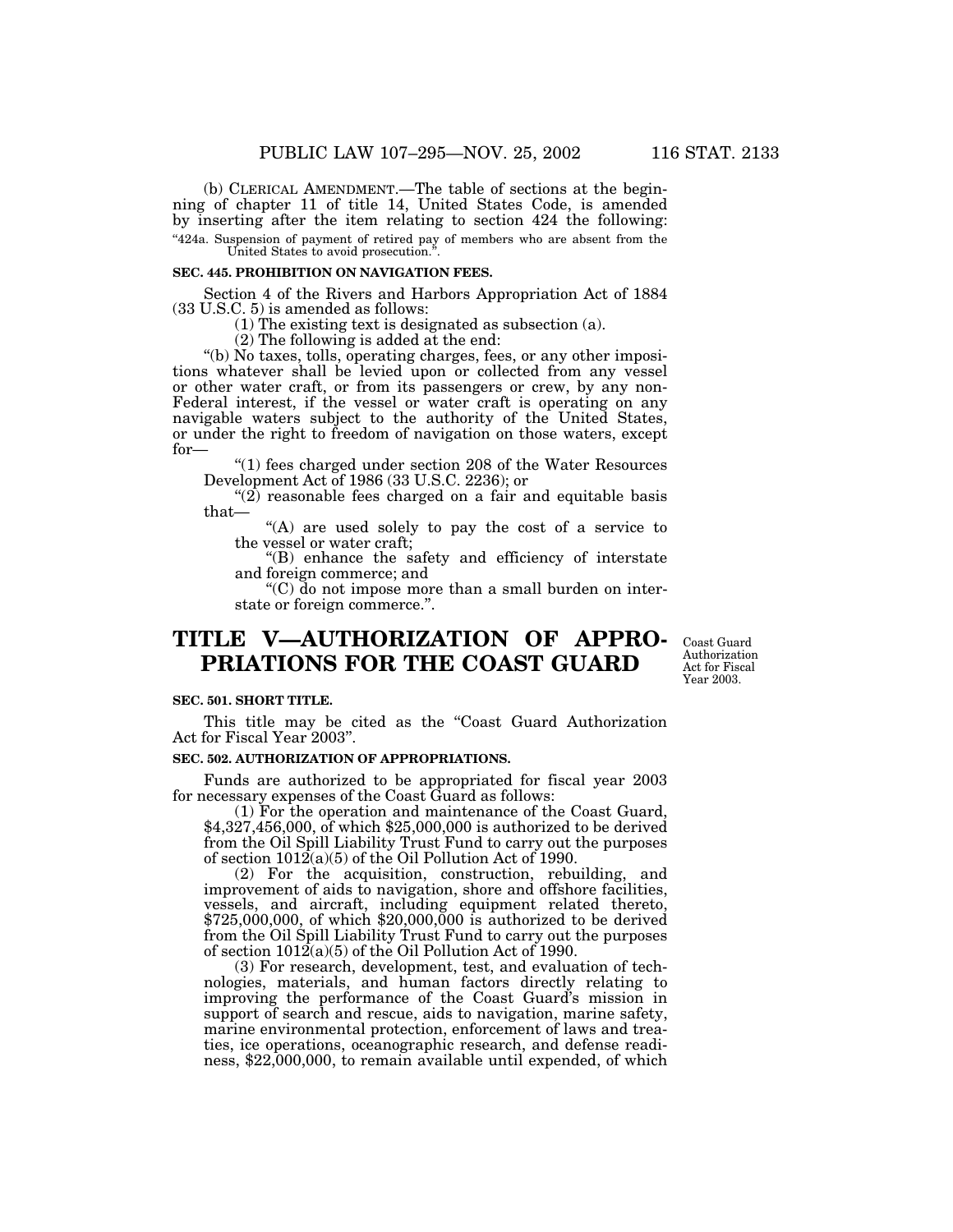(b) CLERICAL AMENDMENT.—The table of sections at the beginning of chapter 11 of title 14, United States Code, is amended by inserting after the item relating to section 424 the following:

"424a. Suspension of payment of retired pay of members who are absent from the United States to avoid prosecution.".

**SEC. 445. PROHIBITION ON NAVIGATION FEES.**

Section 4 of the Rivers and Harbors Appropriation Act of 1884 (33 U.S.C. 5) is amended as follows:

(1) The existing text is designated as subsection (a).

(2) The following is added at the end:

"(b) No taxes, tolls, operating charges, fees, or any other impositions whatever shall be levied upon or collected from any vessel or other water craft, or from its passengers or crew, by any non-Federal interest, if the vessel or water craft is operating on any navigable waters subject to the authority of the United States, or under the right to freedom of navigation on those waters, except for—

"(1) fees charged under section 208 of the Water Resources Development Act of 1986 (33 U.S.C. 2236); or

"(2) reasonable fees charged on a fair and equitable basis that—

"(A) are used solely to pay the cost of a service to the vessel or water craft;

"(B) enhance the safety and efficiency of interstate and foreign commerce; and

"(C) do not impose more than a small burden on interstate or foreign commerce.".

# TITLE V—AUTHORIZATION OF APPROPRIATIONS FOR THE COAST GUARD

Coast Guard Authorization Act for Fiscal Year 2003.

**SEC. 501. SHORT TITLE.**

This title may be cited as the "Coast Guard Authorization Act for Fiscal Year 2003".

**SEC. 502. AUTHORIZATION OF APPROPRIATIONS.**

Funds are authorized to be appropriated for fiscal year 2003 for necessary expenses of the Coast Guard as follows:

(1) For the operation and maintenance of the Coast Guard, $4,327,456,000, of which $25,000,000 is authorized to be derived from the Oil Spill Liability Trust Fund to carry out the purposes of section 1012(a)(5) of the Oil Pollution Act of 1990.

(2) For the acquisition, construction, rebuilding, and improvement of aids to navigation, shore and offshore facilities, vessels, and aircraft, including equipment related thereto, $725,000,000, of which $20,000,000 is authorized to be derived from the Oil Spill Liability Trust Fund to carry out the purposes of section 1012(a)(5) of the Oil Pollution Act of 1990.

(3) For research, development, test, and evaluation of technologies, materials, and human factors directly relating to improving the performance of the Coast Guard's mission in support of search and rescue, aids to navigation, marine safety, marine environmental protection, enforcement of laws and treaties, ice operations, oceanographic research, and defense readiness, $22,000,000, to remain available until expended, of which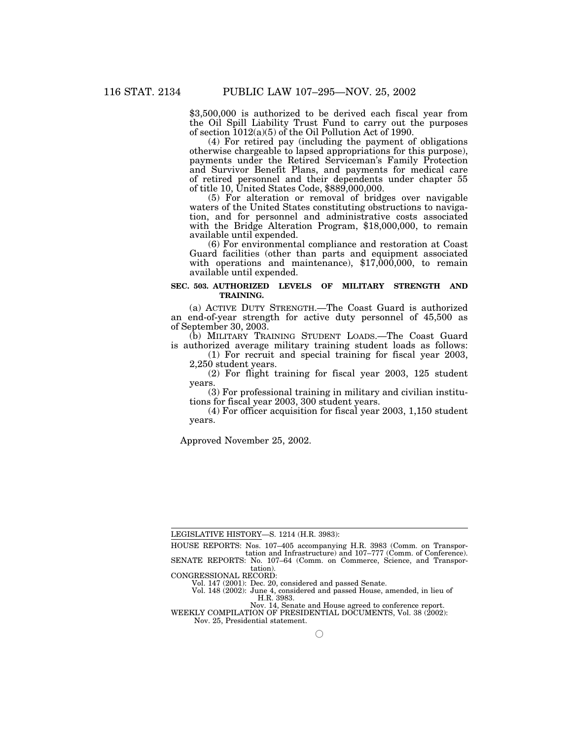$3,500,000 is authorized to be derived each fiscal year from the Oil Spill Liability Trust Fund to carry out the purposes of section 1012(a)(5) of the Oil Pollution Act of 1990.

(4) For retired pay (including the payment of obligations otherwise chargeable to lapsed appropriations for this purpose), payments under the Retired Serviceman's Family Protection and Survivor Benefit Plans, and payments for medical care of retired personnel and their dependents under chapter 55 of title 10, United States Code, $889,000,000.

(5) For alteration or removal of bridges over navigable waters of the United States constituting obstructions to navigation, and for personnel and administrative costs associated with the Bridge Alteration Program, $18,000,000, to remain available until expended.

(6) For environmental compliance and restoration at Coast Guard facilities (other than parts and equipment associated with operations and maintenance), $17,000,000, to remain available until expended.

**SEC. 503. AUTHORIZED LEVELS OF MILITARY STRENGTH AND TRAINING.**

(a) ACTIVE DUTY STRENGTH.—The Coast Guard is authorized an end-of-year strength for active duty personnel of 45,500 as of September 30, 2003.

(b) MILITARY TRAINING STUDENT LOADS.—The Coast Guard is authorized average military training student loads as follows:

(1) For recruit and special training for fiscal year 2003, 2,250 student years.

(2) For flight training for fiscal year 2003, 125 student years.

(3) For professional training in military and civilian institutions for fiscal year 2003, 300 student years.

(4) For officer acquisition for fiscal year 2003, 1,150 student years.

Approved November 25, 2002.

---

LEGISLATIVE HISTORY—S. 1214 (H.R. 3983):

HOUSE REPORTS: Nos. 107–405 accompanying H.R. 3983 (Comm. on Transportation and Infrastructure) and 107–777 (Comm. of Conference).

SENATE REPORTS: No. 107–64 (Comm. on Commerce, Science, and Transportation).

CONGRESSIONAL RECORD:

Vol. 147 (2001): Dec. 20, considered and passed Senate.

Vol. 148 (2002): June 4, considered and passed House, amended, in lieu of H.R. 3983.

Nov. 14, Senate and House agreed to conference report.

WEEKLY COMPILATION OF PRESIDENTIAL DOCUMENTS, Vol. 38 (2002):

Nov. 25, Presidential statement.